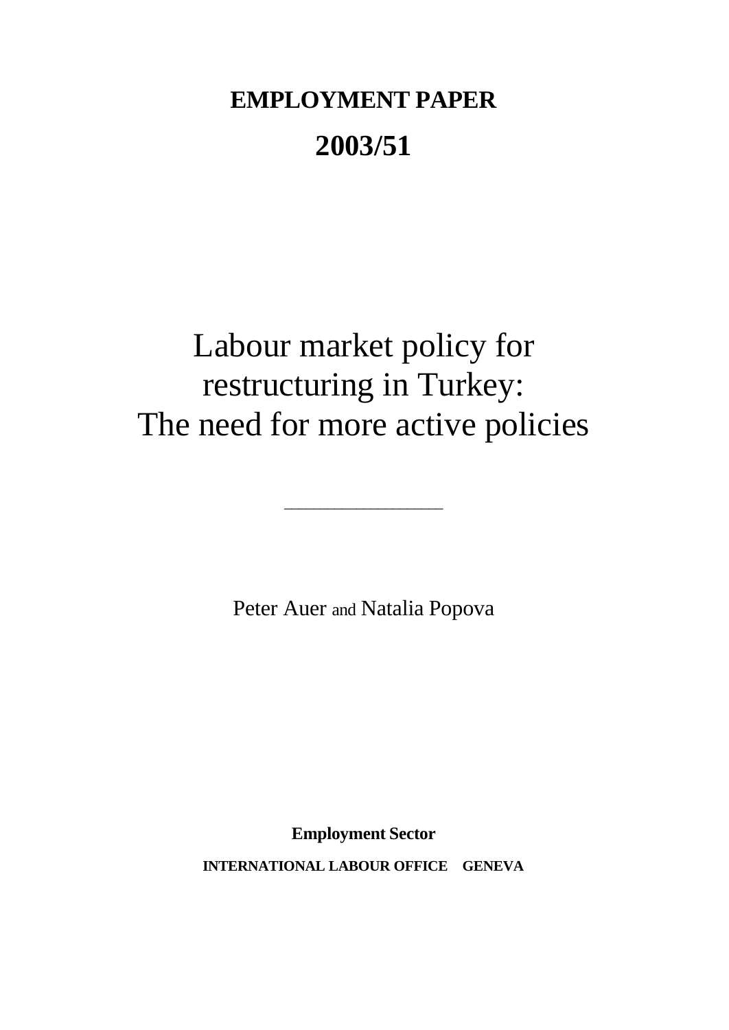**EMPLOYMENT PAPER**

**2003/51**

# Labour market policy for restructuring in Turkey: The need for more active policies

---

Peter Auer and Natalia Popova

**Employment Sector**

**INTERNATIONAL LABOUR OFFICE GENEVA**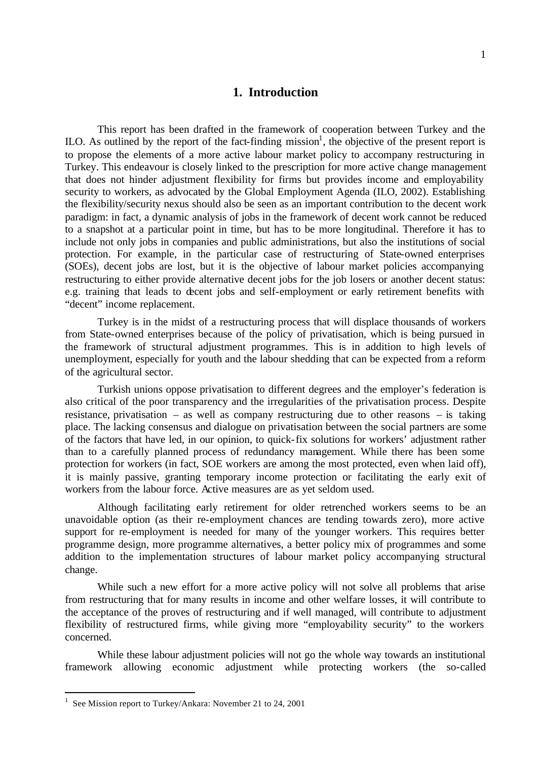# 1. Introduction

This report has been drafted in the framework of cooperation between Turkey and the ILO. As outlined by the report of the fact-finding mission[1], the objective of the present report is to propose the elements of a more active labour market policy to accompany restructuring in Turkey. This endeavour is closely linked to the prescription for more active change management that does not hinder adjustment flexibility for firms but provides income and employability security to workers, as advocated by the Global Employment Agenda (ILO, 2002). Establishing the flexibility/security nexus should also be seen as an important contribution to the decent work paradigm: in fact, a dynamic analysis of jobs in the framework of decent work cannot be reduced to a snapshot at a particular point in time, but has to be more longitudinal. Therefore it has to include not only jobs in companies and public administrations, but also the institutions of social protection. For example, in the particular case of restructuring of State-owned enterprises (SOEs), decent jobs are lost, but it is the objective of labour market policies accompanying restructuring to either provide alternative decent jobs for the job losers or another decent status: e.g. training that leads to decent jobs and self-employment or early retirement benefits with "decent" income replacement.

Turkey is in the midst of a restructuring process that will displace thousands of workers from State-owned enterprises because of the policy of privatisation, which is being pursued in the framework of structural adjustment programmes. This is in addition to high levels of unemployment, especially for youth and the labour shedding that can be expected from a reform of the agricultural sector.

Turkish unions oppose privatisation to different degrees and the employer's federation is also critical of the poor transparency and the irregularities of the privatisation process. Despite resistance, privatisation – as well as company restructuring due to other reasons – is taking place. The lacking consensus and dialogue on privatisation between the social partners are some of the factors that have led, in our opinion, to quick-fix solutions for workers' adjustment rather than to a carefully planned process of redundancy management. While there has been some protection for workers (in fact, SOE workers are among the most protected, even when laid off), it is mainly passive, granting temporary income protection or facilitating the early exit of workers from the labour force. Active measures are as yet seldom used.

Although facilitating early retirement for older retrenched workers seems to be an unavoidable option (as their re-employment chances are tending towards zero), more active support for re-employment is needed for many of the younger workers. This requires better programme design, more programme alternatives, a better policy mix of programmes and some addition to the implementation structures of labour market policy accompanying structural change.

While such a new effort for a more active policy will not solve all problems that arise from restructuring that for many results in income and other welfare losses, it will contribute to the acceptance of the proves of restructuring and if well managed, will contribute to adjustment flexibility of restructured firms, while giving more "employability security" to the workers concerned.

While these labour adjustment policies will not go the whole way towards an institutional framework allowing economic adjustment while protecting workers (the so-called

---

[1] See Mission report to Turkey/Ankara: November 21 to 24, 2001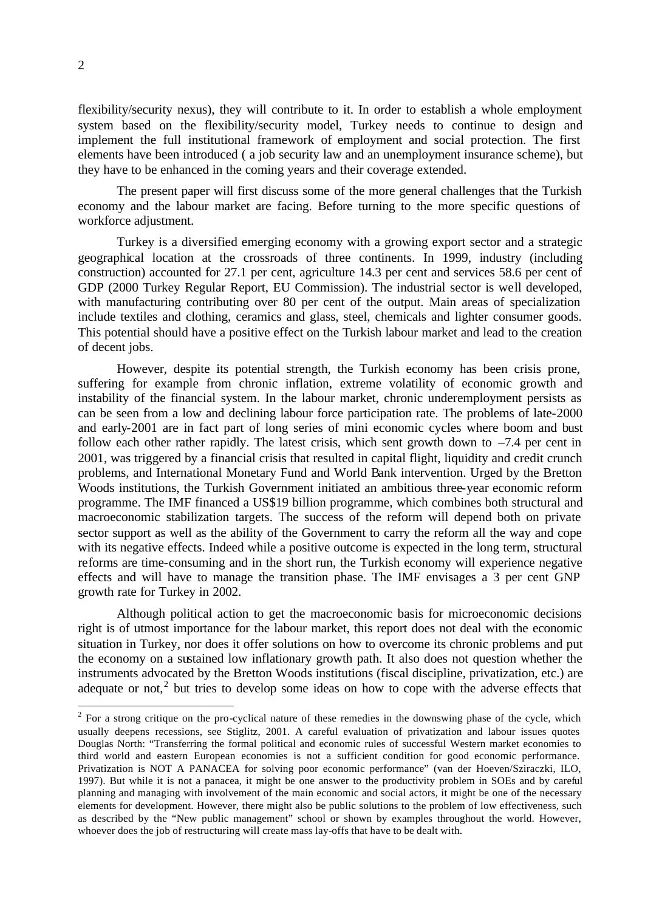flexibility/security nexus), they will contribute to it. In order to establish a whole employment system based on the flexibility/security model, Turkey needs to continue to design and implement the full institutional framework of employment and social protection. The first elements have been introduced ( a job security law and an unemployment insurance scheme), but they have to be enhanced in the coming years and their coverage extended.

The present paper will first discuss some of the more general challenges that the Turkish economy and the labour market are facing. Before turning to the more specific questions of workforce adjustment.

Turkey is a diversified emerging economy with a growing export sector and a strategic geographical location at the crossroads of three continents. In 1999, industry (including construction) accounted for 27.1 per cent, agriculture 14.3 per cent and services 58.6 per cent of GDP (2000 Turkey Regular Report, EU Commission). The industrial sector is well developed, with manufacturing contributing over 80 per cent of the output. Main areas of specialization include textiles and clothing, ceramics and glass, steel, chemicals and lighter consumer goods. This potential should have a positive effect on the Turkish labour market and lead to the creation of decent jobs.

However, despite its potential strength, the Turkish economy has been crisis prone, suffering for example from chronic inflation, extreme volatility of economic growth and instability of the financial system. In the labour market, chronic underemployment persists as can be seen from a low and declining labour force participation rate. The problems of late-2000 and early-2001 are in fact part of long series of mini economic cycles where boom and bust follow each other rather rapidly. The latest crisis, which sent growth down to –7.4 per cent in 2001, was triggered by a financial crisis that resulted in capital flight, liquidity and credit crunch problems, and International Monetary Fund and World Bank intervention. Urged by the Bretton Woods institutions, the Turkish Government initiated an ambitious three-year economic reform programme. The IMF financed a US$19 billion programme, which combines both structural and macroeconomic stabilization targets. The success of the reform will depend both on private sector support as well as the ability of the Government to carry the reform all the way and cope with its negative effects. Indeed while a positive outcome is expected in the long term, structural reforms are time-consuming and in the short run, the Turkish economy will experience negative effects and will have to manage the transition phase. The IMF envisages a 3 per cent GNP growth rate for Turkey in 2002.

Although political action to get the macroeconomic basis for microeconomic decisions right is of utmost importance for the labour market, this report does not deal with the economic situation in Turkey, nor does it offer solutions on how to overcome its chronic problems and put the economy on a sustained low inflationary growth path. It also does not question whether the instruments advocated by the Bretton Woods institutions (fiscal discipline, privatization, etc.) are adequate or not,[2] but tries to develop some ideas on how to cope with the adverse effects that

[2] For a strong critique on the pro-cyclical nature of these remedies in the downswing phase of the cycle, which usually deepens recessions, see Stiglitz, 2001. A careful evaluation of privatization and labour issues quotes Douglas North: "Transferring the formal political and economic rules of successful Western market economies to third world and eastern European economies is not a sufficient condition for good economic performance. Privatization is NOT A PANACEA for solving poor economic performance" (van der Hoeven/Sziraczki, ILO, 1997). But while it is not a panacea, it might be one answer to the productivity problem in SOEs and by careful planning and managing with involvement of the main economic and social actors, it might be one of the necessary elements for development. However, there might also be public solutions to the problem of low effectiveness, such as described by the "New public management" school or shown by examples throughout the world. However, whoever does the job of restructuring will create mass lay-offs that have to be dealt with.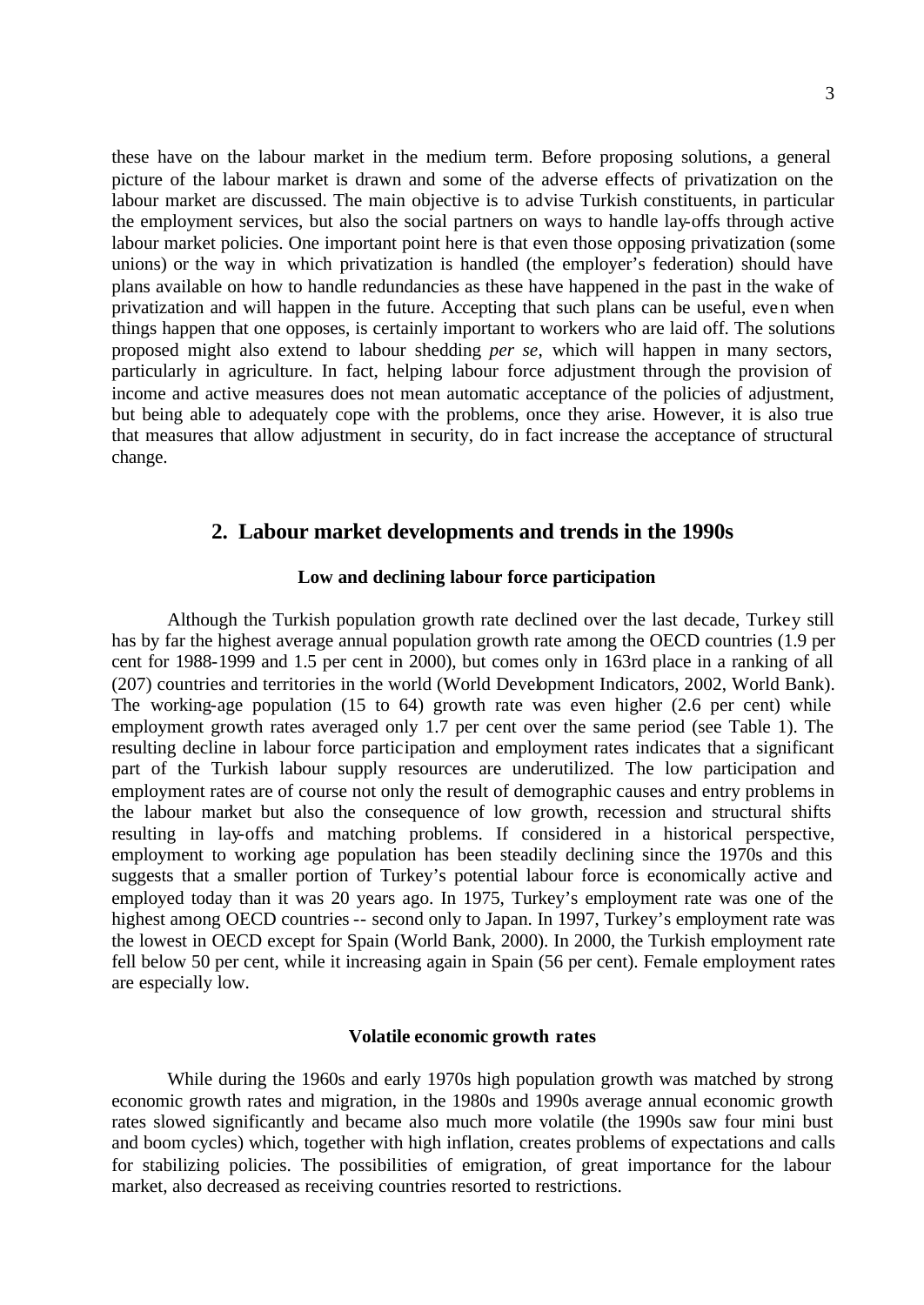these have on the labour market in the medium term. Before proposing solutions, a general picture of the labour market is drawn and some of the adverse effects of privatization on the labour market are discussed. The main objective is to advise Turkish constituents, in particular the employment services, but also the social partners on ways to handle lay-offs through active labour market policies. One important point here is that even those opposing privatization (some unions) or the way in which privatization is handled (the employer's federation) should have plans available on how to handle redundancies as these have happened in the past in the wake of privatization and will happen in the future. Accepting that such plans can be useful, even when things happen that one opposes, is certainly important to workers who are laid off. The solutions proposed might also extend to labour shedding *per se,* which will happen in many sectors, particularly in agriculture. In fact, helping labour force adjustment through the provision of income and active measures does not mean automatic acceptance of the policies of adjustment, but being able to adequately cope with the problems, once they arise. However, it is also true that measures that allow adjustment in security, do in fact increase the acceptance of structural change.

## 2. Labour market developments and trends in the 1990s

### Low and declining labour force participation

Although the Turkish population growth rate declined over the last decade, Turkey still has by far the highest average annual population growth rate among the OECD countries (1.9 per cent for 1988-1999 and 1.5 per cent in 2000), but comes only in 163rd place in a ranking of all (207) countries and territories in the world (World Development Indicators, 2002, World Bank). The working-age population (15 to 64) growth rate was even higher (2.6 per cent) while employment growth rates averaged only 1.7 per cent over the same period (see Table 1). The resulting decline in labour force participation and employment rates indicates that a significant part of the Turkish labour supply resources are underutilized. The low participation and employment rates are of course not only the result of demographic causes and entry problems in the labour market but also the consequence of low growth, recession and structural shifts resulting in lay-offs and matching problems. If considered in a historical perspective, employment to working age population has been steadily declining since the 1970s and this suggests that a smaller portion of Turkey's potential labour force is economically active and employed today than it was 20 years ago. In 1975, Turkey's employment rate was one of the highest among OECD countries -- second only to Japan. In 1997, Turkey's employment rate was the lowest in OECD except for Spain (World Bank, 2000). In 2000, the Turkish employment rate fell below 50 per cent, while it increasing again in Spain (56 per cent). Female employment rates are especially low.

### Volatile economic growth rates

While during the 1960s and early 1970s high population growth was matched by strong economic growth rates and migration, in the 1980s and 1990s average annual economic growth rates slowed significantly and became also much more volatile (the 1990s saw four mini bust and boom cycles) which, together with high inflation, creates problems of expectations and calls for stabilizing policies. The possibilities of emigration, of great importance for the labour market, also decreased as receiving countries resorted to restrictions.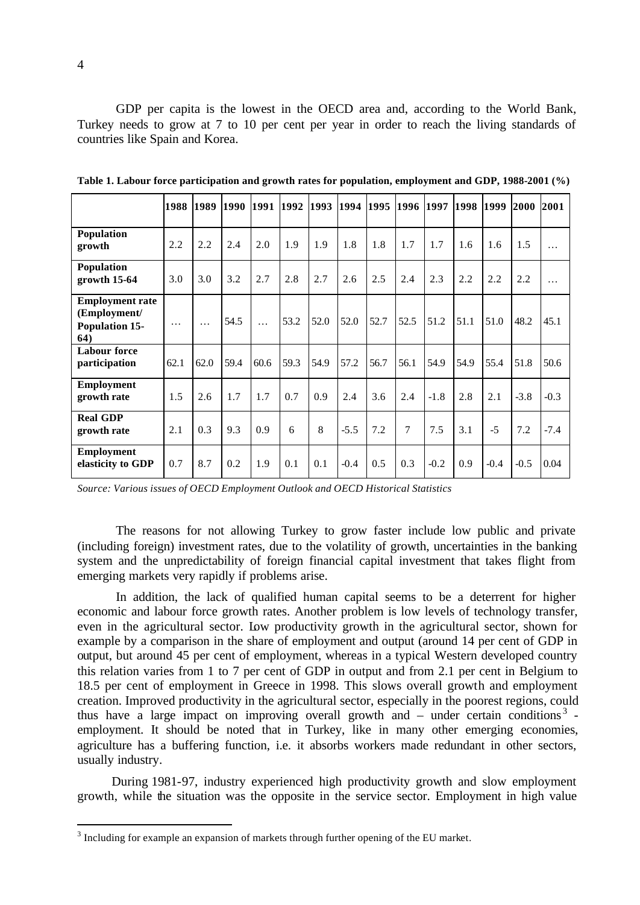GDP per capita is the lowest in the OECD area and, according to the World Bank, Turkey needs to grow at 7 to 10 per cent per year in order to reach the living standards of countries like Spain and Korea.

**Table 1. Labour force participation and growth rates for population, employment and GDP, 1988-2001 (%)**

| | 1988 | 1989 | 1990 | 1991 | 1992 | 1993 | 1994 | 1995 | 1996 | 1997 | 1998 | 1999 | 2000 | 2001 |
|---|---|---|---|---|---|---|---|---|---|---|---|---|---|---|
| **Population growth** | 2.2 | 2.2 | 2.4 | 2.0 | 1.9 | 1.9 | 1.8 | 1.8 | 1.7 | 1.7 | 1.6 | 1.6 | 1.5 | … |
| **Population growth 15-64** | 3.0 | 3.0 | 3.2 | 2.7 | 2.8 | 2.7 | 2.6 | 2.5 | 2.4 | 2.3 | 2.2 | 2.2 | 2.2 | … |
| **Employment rate (Employment/ Population 15-64)** | … | … | 54.5 | … | 53.2 | 52.0 | 52.0 | 52.7 | 52.5 | 51.2 | 51.1 | 51.0 | 48.2 | 45.1 |
| **Labour force participation** | 62.1 | 62.0 | 59.4 | 60.6 | 59.3 | 54.9 | 57.2 | 56.7 | 56.1 | 54.9 | 54.9 | 55.4 | 51.8 | 50.6 |
| **Employment growth rate** | 1.5 | 2.6 | 1.7 | 1.7 | 0.7 | 0.9 | 2.4 | 3.6 | 2.4 | -1.8 | 2.8 | 2.1 | -3.8 | -0.3 |
| **Real GDP growth rate** | 2.1 | 0.3 | 9.3 | 0.9 | 6 | 8 | -5.5 | 7.2 | 7 | 7.5 | 3.1 | -5 | 7.2 | -7.4 |
| **Employment elasticity to GDP** | 0.7 | 8.7 | 0.2 | 1.9 | 0.1 | 0.1 | -0.4 | 0.5 | 0.3 | -0.2 | 0.9 | -0.4 | -0.5 | 0.04 |

*Source: Various issues of OECD Employment Outlook and OECD Historical Statistics*

The reasons for not allowing Turkey to grow faster include low public and private (including foreign) investment rates, due to the volatility of growth, uncertainties in the banking system and the unpredictability of foreign financial capital investment that takes flight from emerging markets very rapidly if problems arise.

In addition, the lack of qualified human capital seems to be a deterrent for higher economic and labour force growth rates. Another problem is low levels of technology transfer, even in the agricultural sector. Low productivity growth in the agricultural sector, shown for example by a comparison in the share of employment and output (around 14 per cent of GDP in output, but around 45 per cent of employment, whereas in a typical Western developed country this relation varies from 1 to 7 per cent of GDP in output and from 2.1 per cent in Belgium to 18.5 per cent of employment in Greece in 1998. This slows overall growth and employment creation. Improved productivity in the agricultural sector, especially in the poorest regions, could thus have a large impact on improving overall growth and – under certain conditions[3] - employment. It should be noted that in Turkey, like in many other emerging economies, agriculture has a buffering function, i.e. it absorbs workers made redundant in other sectors, usually industry.

During 1981-97, industry experienced high productivity growth and slow employment growth, while the situation was the opposite in the service sector. Employment in high value

[3] Including for example an expansion of markets through further opening of the EU market.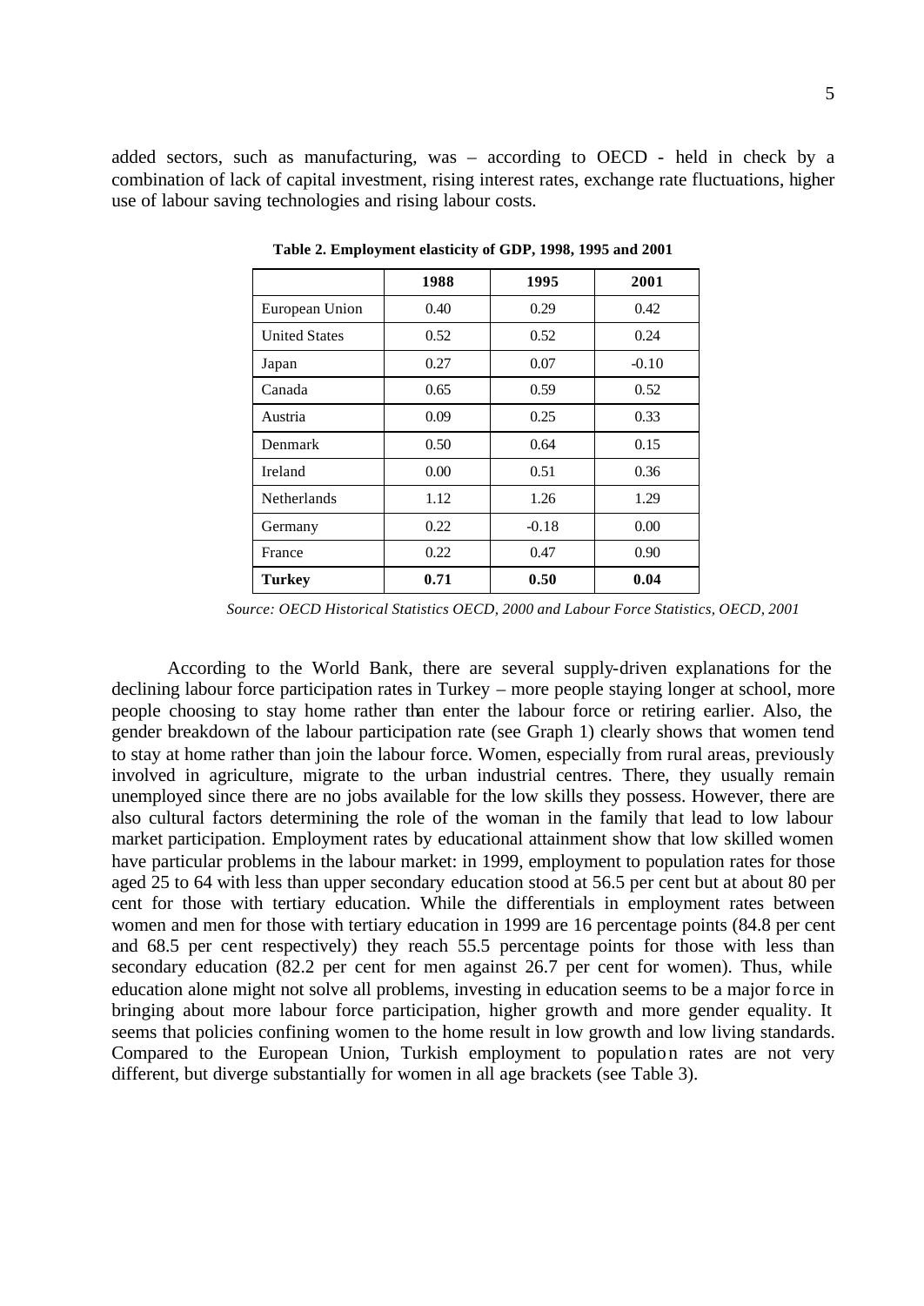added sectors, such as manufacturing, was – according to OECD - held in check by a combination of lack of capital investment, rising interest rates, exchange rate fluctuations, higher use of labour saving technologies and rising labour costs.

**Table 2. Employment elasticity of GDP, 1998, 1995 and 2001**

| | 1988 | 1995 | 2001 |
|---|---|---|---|
| European Union | 0.40 | 0.29 | 0.42 |
| United States | 0.52 | 0.52 | 0.24 |
| Japan | 0.27 | 0.07 | -0.10 |
| Canada | 0.65 | 0.59 | 0.52 |
| Austria | 0.09 | 0.25 | 0.33 |
| Denmark | 0.50 | 0.64 | 0.15 |
| Ireland | 0.00 | 0.51 | 0.36 |
| Netherlands | 1.12 | 1.26 | 1.29 |
| Germany | 0.22 | -0.18 | 0.00 |
| France | 0.22 | 0.47 | 0.90 |
| **Turkey** | **0.71** | **0.50** | **0.04** |

*Source: OECD Historical Statistics OECD, 2000 and Labour Force Statistics, OECD, 2001*

According to the World Bank, there are several supply-driven explanations for the declining labour force participation rates in Turkey – more people staying longer at school, more people choosing to stay home rather than enter the labour force or retiring earlier. Also, the gender breakdown of the labour participation rate (see Graph 1) clearly shows that women tend to stay at home rather than join the labour force. Women, especially from rural areas, previously involved in agriculture, migrate to the urban industrial centres. There, they usually remain unemployed since there are no jobs available for the low skills they possess. However, there are also cultural factors determining the role of the woman in the family that lead to low labour market participation. Employment rates by educational attainment show that low skilled women have particular problems in the labour market: in 1999, employment to population rates for those aged 25 to 64 with less than upper secondary education stood at 56.5 per cent but at about 80 per cent for those with tertiary education. While the differentials in employment rates between women and men for those with tertiary education in 1999 are 16 percentage points (84.8 per cent and 68.5 per cent respectively) they reach 55.5 percentage points for those with less than secondary education (82.2 per cent for men against 26.7 per cent for women). Thus, while education alone might not solve all problems, investing in education seems to be a major force in bringing about more labour force participation, higher growth and more gender equality. It seems that policies confining women to the home result in low growth and low living standards. Compared to the European Union, Turkish employment to population rates are not very different, but diverge substantially for women in all age brackets (see Table 3).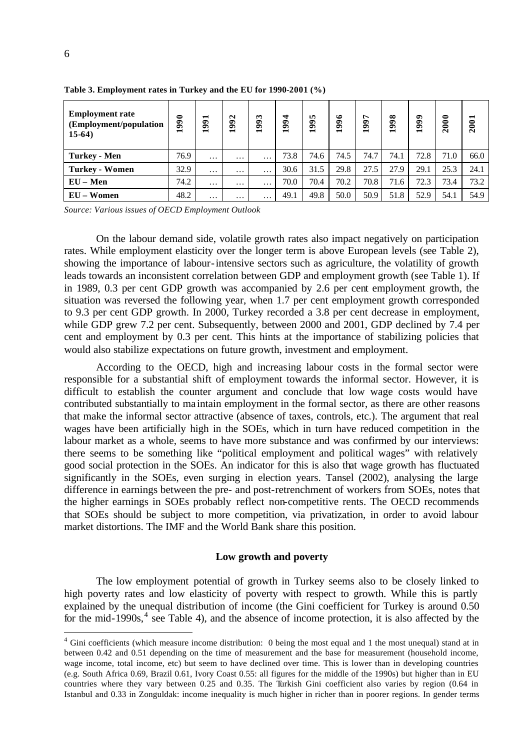**Table 3. Employment rates in Turkey and the EU for 1990-2001 (%)**

| Employment rate (Employment/population 15-64) | 1990 | 1991 | 1992 | 1993 | 1994 | 1995 | 1996 | 1997 | 1998 | 1999 | 2000 | 2001 |
|---|---|---|---|---|---|---|---|---|---|---|---|---|
| **Turkey - Men** | 76.9 | … | … | … | 73.8 | 74.6 | 74.5 | 74.7 | 74.1 | 72.8 | 71.0 | 66.0 |
| **Turkey - Women** | 32.9 | … | … | … | 30.6 | 31.5 | 29.8 | 27.5 | 27.9 | 29.1 | 25.3 | 24.1 |
| **EU – Men** | 74.2 | … | … | … | 70.0 | 70.4 | 70.2 | 70.8 | 71.6 | 72.3 | 73.4 | 73.2 |
| **EU – Women** | 48.2 | … | … | … | 49.1 | 49.8 | 50.0 | 50.9 | 51.8 | 52.9 | 54.1 | 54.9 |

*Source: Various issues of OECD Employment Outlook*

On the labour demand side, volatile growth rates also impact negatively on participation rates. While employment elasticity over the longer term is above European levels (see Table 2), showing the importance of labour-intensive sectors such as agriculture, the volatility of growth leads towards an inconsistent correlation between GDP and employment growth (see Table 1). If in 1989, 0.3 per cent GDP growth was accompanied by 2.6 per cent employment growth, the situation was reversed the following year, when 1.7 per cent employment growth corresponded to 9.3 per cent GDP growth. In 2000, Turkey recorded a 3.8 per cent decrease in employment, while GDP grew 7.2 per cent. Subsequently, between 2000 and 2001, GDP declined by 7.4 per cent and employment by 0.3 per cent. This hints at the importance of stabilizing policies that would also stabilize expectations on future growth, investment and employment.

According to the OECD, high and increasing labour costs in the formal sector were responsible for a substantial shift of employment towards the informal sector. However, it is difficult to establish the counter argument and conclude that low wage costs would have contributed substantially to maintain employment in the formal sector, as there are other reasons that make the informal sector attractive (absence of taxes, controls, etc.). The argument that real wages have been artificially high in the SOEs, which in turn have reduced competition in the labour market as a whole, seems to have more substance and was confirmed by our interviews: there seems to be something like "political employment and political wages" with relatively good social protection in the SOEs. An indicator for this is also that wage growth has fluctuated significantly in the SOEs, even surging in election years. Tansel (2002), analysing the large difference in earnings between the pre- and post-retrenchment of workers from SOEs, notes that the higher earnings in SOEs probably reflect non-competitive rents. The OECD recommends that SOEs should be subject to more competition, via privatization, in order to avoid labour market distortions. The IMF and the World Bank share this position.

### Low growth and poverty

The low employment potential of growth in Turkey seems also to be closely linked to high poverty rates and low elasticity of poverty with respect to growth. While this is partly explained by the unequal distribution of income (the Gini coefficient for Turkey is around 0.50 for the mid-1990s,[4] see Table 4), and the absence of income protection, it is also affected by the

[4] Gini coefficients (which measure income distribution: 0 being the most equal and 1 the most unequal) stand at in between 0.42 and 0.51 depending on the time of measurement and the base for measurement (household income, wage income, total income, etc) but seem to have declined over time. This is lower than in developing countries (e.g. South Africa 0.69, Brazil 0.61, Ivory Coast 0.55: all figures for the middle of the 1990s) but higher than in EU countries where they vary between 0.25 and 0.35. The Turkish Gini coefficient also varies by region (0.64 in Istanbul and 0.33 in Zonguldak: income inequality is much higher in richer than in poorer regions. In gender terms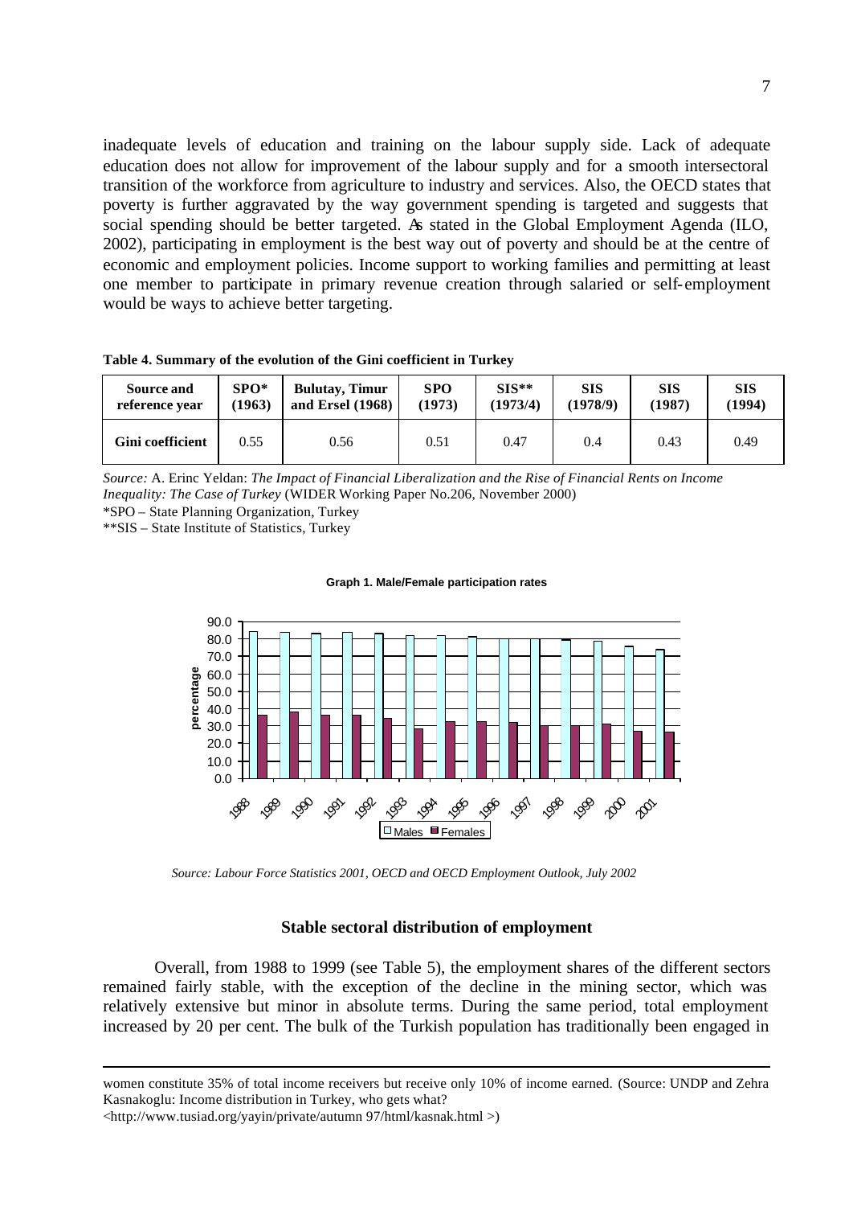inadequate levels of education and training on the labour supply side. Lack of adequate education does not allow for improvement of the labour supply and for a smooth intersectoral transition of the workforce from agriculture to industry and services. Also, the OECD states that poverty is further aggravated by the way government spending is targeted and suggests that social spending should be better targeted. As stated in the Global Employment Agenda (ILO, 2002), participating in employment is the best way out of poverty and should be at the centre of economic and employment policies. Income support to working families and permitting at least one member to participate in primary revenue creation through salaried or self-employment would be ways to achieve better targeting.

**Table 4. Summary of the evolution of the Gini coefficient in Turkey**

| Source and reference year | SPO* (1963) | Bulutay, Timur and Ersel (1968) | SPO (1973) | SIS** (1973/4) | SIS (1978/9) | SIS (1987) | SIS (1994) |
|---|---|---|---|---|---|---|---|
| **Gini coefficient** | 0.55 | 0.56 | 0.51 | 0.47 | 0.4 | 0.43 | 0.49 |

*Source:* A. Erinc Yeldan: *The Impact of Financial Liberalization and the Rise of Financial Rents on Income Inequality: The Case of Turkey* (WIDER Working Paper No.206, November 2000)

*SPO – State Planning Organization, Turkey

**SIS – State Institute of Statistics, Turkey

**Graph 1. Male/Female participation rates**

*Source: Labour Force Statistics 2001, OECD and OECD Employment Outlook, July 2002*

### Stable sectoral distribution of employment

Overall, from 1988 to 1999 (see Table 5), the employment shares of the different sectors remained fairly stable, with the exception of the decline in the mining sector, which was relatively extensive but minor in absolute terms. During the same period, total employment increased by 20 per cent. The bulk of the Turkish population has traditionally been engaged in

---

women constitute 35% of total income receivers but receive only 10% of income earned. (Source: UNDP and Zehra Kasnakoglu: Income distribution in Turkey, who gets what?
<http://www.tusiad.org/yayin/private/autumn 97/html/kasnak.html >)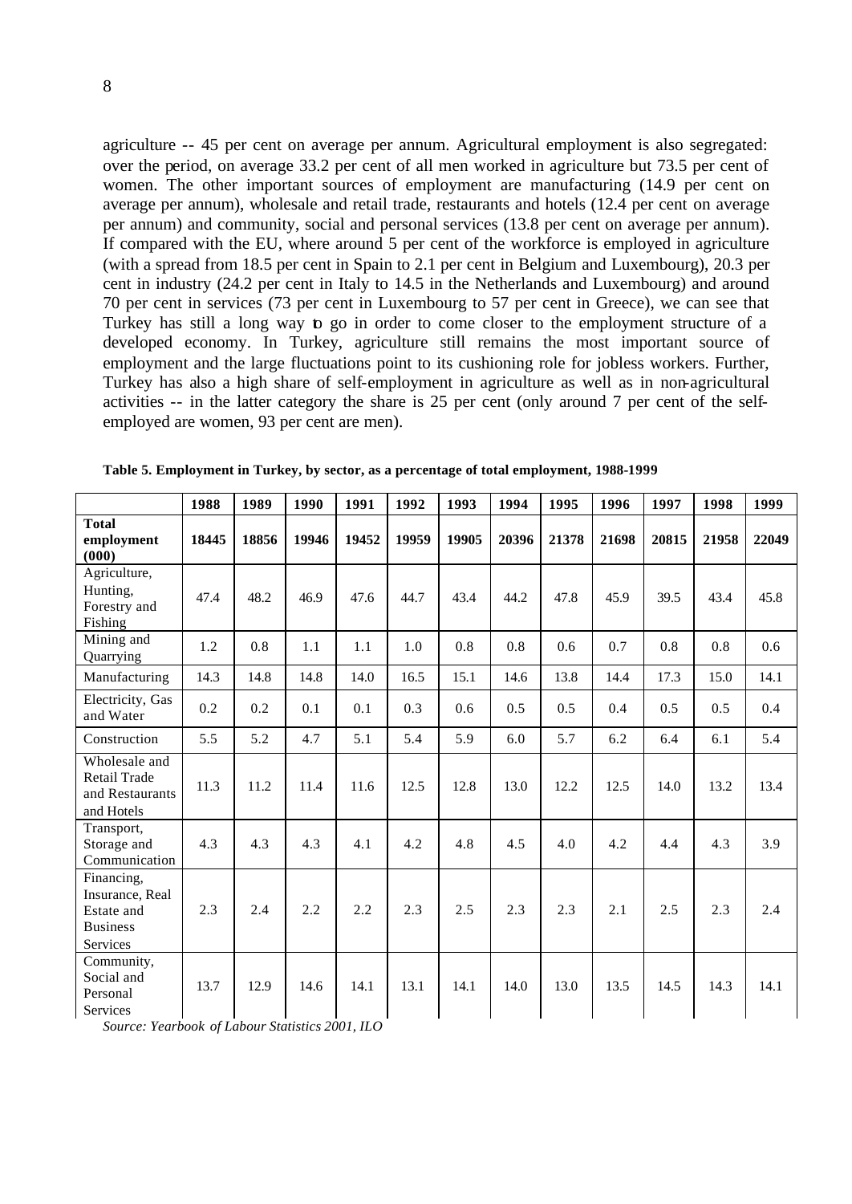agriculture -- 45 per cent on average per annum. Agricultural employment is also segregated: over the period, on average 33.2 per cent of all men worked in agriculture but 73.5 per cent of women. The other important sources of employment are manufacturing (14.9 per cent on average per annum), wholesale and retail trade, restaurants and hotels (12.4 per cent on average per annum) and community, social and personal services (13.8 per cent on average per annum). If compared with the EU, where around 5 per cent of the workforce is employed in agriculture (with a spread from 18.5 per cent in Spain to 2.1 per cent in Belgium and Luxembourg), 20.3 per cent in industry (24.2 per cent in Italy to 14.5 in the Netherlands and Luxembourg) and around 70 per cent in services (73 per cent in Luxembourg to 57 per cent in Greece), we can see that Turkey has still a long way to go in order to come closer to the employment structure of a developed economy. In Turkey, agriculture still remains the most important source of employment and the large fluctuations point to its cushioning role for jobless workers. Further, Turkey has also a high share of self-employment in agriculture as well as in non-agricultural activities -- in the latter category the share is 25 per cent (only around 7 per cent of the self-employed are women, 93 per cent are men).

**Table 5. Employment in Turkey, by sector, as a percentage of total employment, 1988-1999**

| | 1988 | 1989 | 1990 | 1991 | 1992 | 1993 | 1994 | 1995 | 1996 | 1997 | 1998 | 1999 |
|---|---|---|---|---|---|---|---|---|---|---|---|---|
| **Total employment (000)** | **18445** | **18856** | **19946** | **19452** | **19959** | **19905** | **20396** | **21378** | **21698** | **20815** | **21958** | **22049** |
| Agriculture, Hunting, Forestry and Fishing | 47.4 | 48.2 | 46.9 | 47.6 | 44.7 | 43.4 | 44.2 | 47.8 | 45.9 | 39.5 | 43.4 | 45.8 |
| Mining and Quarrying | 1.2 | 0.8 | 1.1 | 1.1 | 1.0 | 0.8 | 0.8 | 0.6 | 0.7 | 0.8 | 0.8 | 0.6 |
| Manufacturing | 14.3 | 14.8 | 14.8 | 14.0 | 16.5 | 15.1 | 14.6 | 13.8 | 14.4 | 17.3 | 15.0 | 14.1 |
| Electricity, Gas and Water | 0.2 | 0.2 | 0.1 | 0.1 | 0.3 | 0.6 | 0.5 | 0.5 | 0.4 | 0.5 | 0.5 | 0.4 |
| Construction | 5.5 | 5.2 | 4.7 | 5.1 | 5.4 | 5.9 | 6.0 | 5.7 | 6.2 | 6.4 | 6.1 | 5.4 |
| Wholesale and Retail Trade and Restaurants and Hotels | 11.3 | 11.2 | 11.4 | 11.6 | 12.5 | 12.8 | 13.0 | 12.2 | 12.5 | 14.0 | 13.2 | 13.4 |
| Transport, Storage and Communication | 4.3 | 4.3 | 4.3 | 4.1 | 4.2 | 4.8 | 4.5 | 4.0 | 4.2 | 4.4 | 4.3 | 3.9 |
| Financing, Insurance, Real Estate and Business Services | 2.3 | 2.4 | 2.2 | 2.2 | 2.3 | 2.5 | 2.3 | 2.3 | 2.1 | 2.5 | 2.3 | 2.4 |
| Community, Social and Personal Services | 13.7 | 12.9 | 14.6 | 14.1 | 13.1 | 14.1 | 14.0 | 13.0 | 13.5 | 14.5 | 14.3 | 14.1 |

*Source: Yearbook of Labour Statistics 2001, ILO*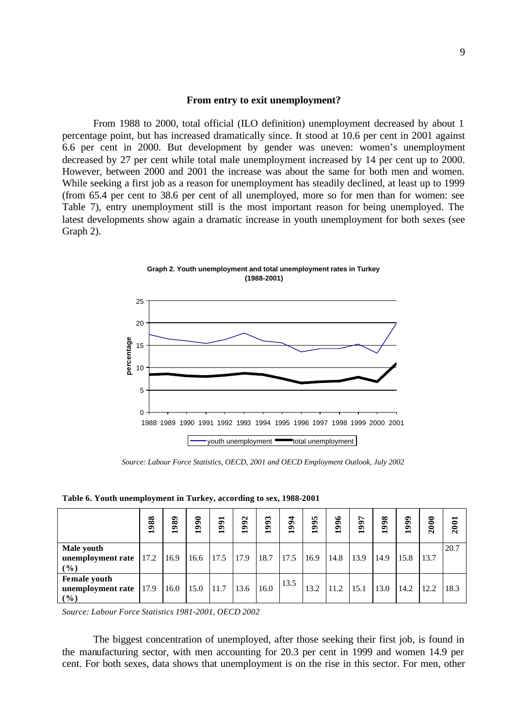### From entry to exit unemployment?

From 1988 to 2000, total official (ILO definition) unemployment decreased by about 1 percentage point, but has increased dramatically since. It stood at 10.6 per cent in 2001 against 6.6 per cent in 2000. But development by gender was uneven: women's unemployment decreased by 27 per cent while total male unemployment increased by 14 per cent up to 2000. However, between 2000 and 2001 the increase was about the same for both men and women. While seeking a first job as a reason for unemployment has steadily declined, at least up to 1999 (from 65.4 per cent to 38.6 per cent of all unemployed, more so for men than for women: see Table 7), entry unemployment still is the most important reason for being unemployed. The latest developments show again a dramatic increase in youth unemployment for both sexes (see Graph 2).

**Graph 2. Youth unemployment and total unemployment rates in Turkey (1988-2001)**

*Source: Labour Force Statistics, OECD, 2001 and OECD Employment Outlook, July 2002*

**Table 6. Youth unemployment in Turkey, according to sex, 1988-2001**

| | 1988 | 1989 | 1990 | 1991 | 1992 | 1993 | 1994 | 1995 | 1996 | 1997 | 1998 | 1999 | 2000 | 2001 |
|---|---|---|---|---|---|---|---|---|---|---|---|---|---|---|
| **Male youth unemployment rate (%)** | 17.2 | 16.9 | 16.6 | 17.5 | 17.9 | 18.7 | 17.5 | 16.9 | 14.8 | 13.9 | 14.9 | 15.8 | 13.7 | 20.7 |
| **Female youth unemployment rate (%)** | 17.9 | 16.0 | 15.0 | 11.7 | 13.6 | 16.0 | 13.5 | 13.2 | 11.2 | 15.1 | 13.0 | 14.2 | 12.2 | 18.3 |

*Source: Labour Force Statistics 1981-2001, OECD 2002*

The biggest concentration of unemployed, after those seeking their first job, is found in the manufacturing sector, with men accounting for 20.3 per cent in 1999 and women 14.9 per cent. For both sexes, data shows that unemployment is on the rise in this sector. For men, other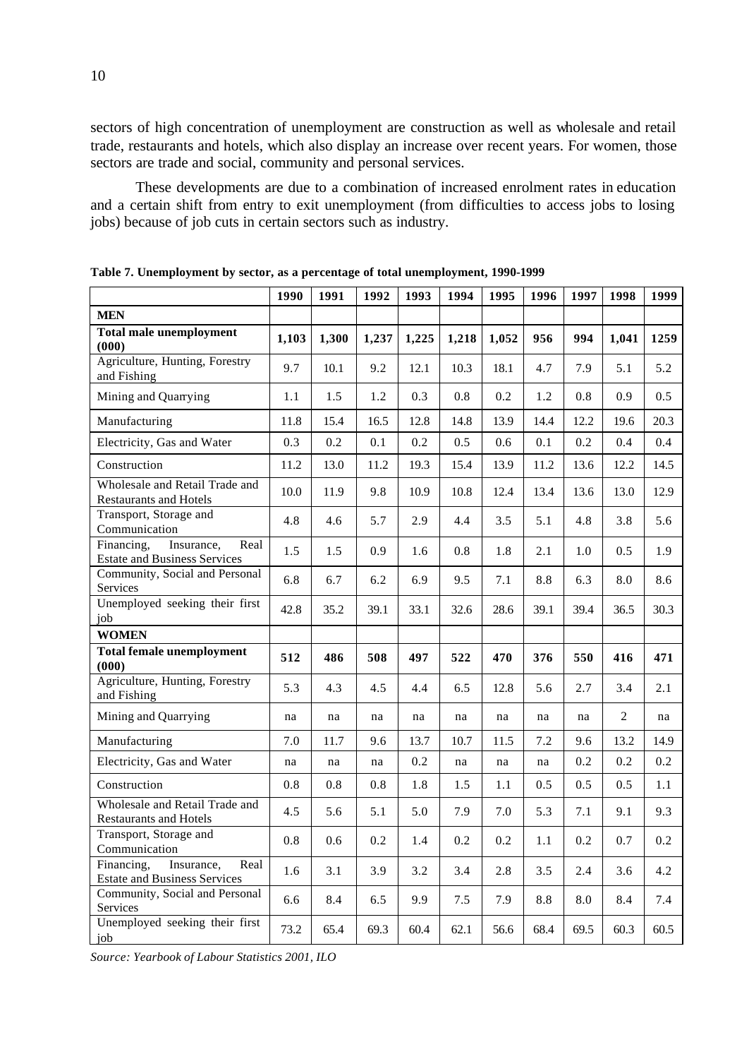sectors of high concentration of unemployment are construction as well as wholesale and retail trade, restaurants and hotels, which also display an increase over recent years. For women, those sectors are trade and social, community and personal services.

These developments are due to a combination of increased enrolment rates in education and a certain shift from entry to exit unemployment (from difficulties to access jobs to losing jobs) because of job cuts in certain sectors such as industry.

**Table 7. Unemployment by sector, as a percentage of total unemployment, 1990-1999**

| | 1990 | 1991 | 1992 | 1993 | 1994 | 1995 | 1996 | 1997 | 1998 | 1999 |
|---|---|---|---|---|---|---|---|---|---|---|
| **MEN** | | | | | | | | | | |
| **Total male unemployment (000)** | **1,103** | **1,300** | **1,237** | **1,225** | **1,218** | **1,052** | **956** | **994** | **1,041** | **1259** |
| Agriculture, Hunting, Forestry and Fishing | 9.7 | 10.1 | 9.2 | 12.1 | 10.3 | 18.1 | 4.7 | 7.9 | 5.1 | 5.2 |
| Mining and Quarrying | 1.1 | 1.5 | 1.2 | 0.3 | 0.8 | 0.2 | 1.2 | 0.8 | 0.9 | 0.5 |
| Manufacturing | 11.8 | 15.4 | 16.5 | 12.8 | 14.8 | 13.9 | 14.4 | 12.2 | 19.6 | 20.3 |
| Electricity, Gas and Water | 0.3 | 0.2 | 0.1 | 0.2 | 0.5 | 0.6 | 0.1 | 0.2 | 0.4 | 0.4 |
| Construction | 11.2 | 13.0 | 11.2 | 19.3 | 15.4 | 13.9 | 11.2 | 13.6 | 12.2 | 14.5 |
| Wholesale and Retail Trade and Restaurants and Hotels | 10.0 | 11.9 | 9.8 | 10.9 | 10.8 | 12.4 | 13.4 | 13.6 | 13.0 | 12.9 |
| Transport, Storage and Communication | 4.8 | 4.6 | 5.7 | 2.9 | 4.4 | 3.5 | 5.1 | 4.8 | 3.8 | 5.6 |
| Financing, Insurance, Real Estate and Business Services | 1.5 | 1.5 | 0.9 | 1.6 | 0.8 | 1.8 | 2.1 | 1.0 | 0.5 | 1.9 |
| Community, Social and Personal Services | 6.8 | 6.7 | 6.2 | 6.9 | 9.5 | 7.1 | 8.8 | 6.3 | 8.0 | 8.6 |
| Unemployed seeking their first job | 42.8 | 35.2 | 39.1 | 33.1 | 32.6 | 28.6 | 39.1 | 39.4 | 36.5 | 30.3 |
| **WOMEN** | | | | | | | | | | |
| **Total female unemployment (000)** | **512** | **486** | **508** | **497** | **522** | **470** | **376** | **550** | **416** | **471** |
| Agriculture, Hunting, Forestry and Fishing | 5.3 | 4.3 | 4.5 | 4.4 | 6.5 | 12.8 | 5.6 | 2.7 | 3.4 | 2.1 |
| Mining and Quarrying | na | na | na | na | na | na | na | na | 2 | na |
| Manufacturing | 7.0 | 11.7 | 9.6 | 13.7 | 10.7 | 11.5 | 7.2 | 9.6 | 13.2 | 14.9 |
| Electricity, Gas and Water | na | na | na | 0.2 | na | na | na | 0.2 | 0.2 | 0.2 |
| Construction | 0.8 | 0.8 | 0.8 | 1.8 | 1.5 | 1.1 | 0.5 | 0.5 | 0.5 | 1.1 |
| Wholesale and Retail Trade and Restaurants and Hotels | 4.5 | 5.6 | 5.1 | 5.0 | 7.9 | 7.0 | 5.3 | 7.1 | 9.1 | 9.3 |
| Transport, Storage and Communication | 0.8 | 0.6 | 0.2 | 1.4 | 0.2 | 0.2 | 1.1 | 0.2 | 0.7 | 0.2 |
| Financing, Insurance, Real Estate and Business Services | 1.6 | 3.1 | 3.9 | 3.2 | 3.4 | 2.8 | 3.5 | 2.4 | 3.6 | 4.2 |
| Community, Social and Personal Services | 6.6 | 8.4 | 6.5 | 9.9 | 7.5 | 7.9 | 8.8 | 8.0 | 8.4 | 7.4 |
| Unemployed seeking their first job | 73.2 | 65.4 | 69.3 | 60.4 | 62.1 | 56.6 | 68.4 | 69.5 | 60.3 | 60.5 |

*Source: Yearbook of Labour Statistics 2001, ILO*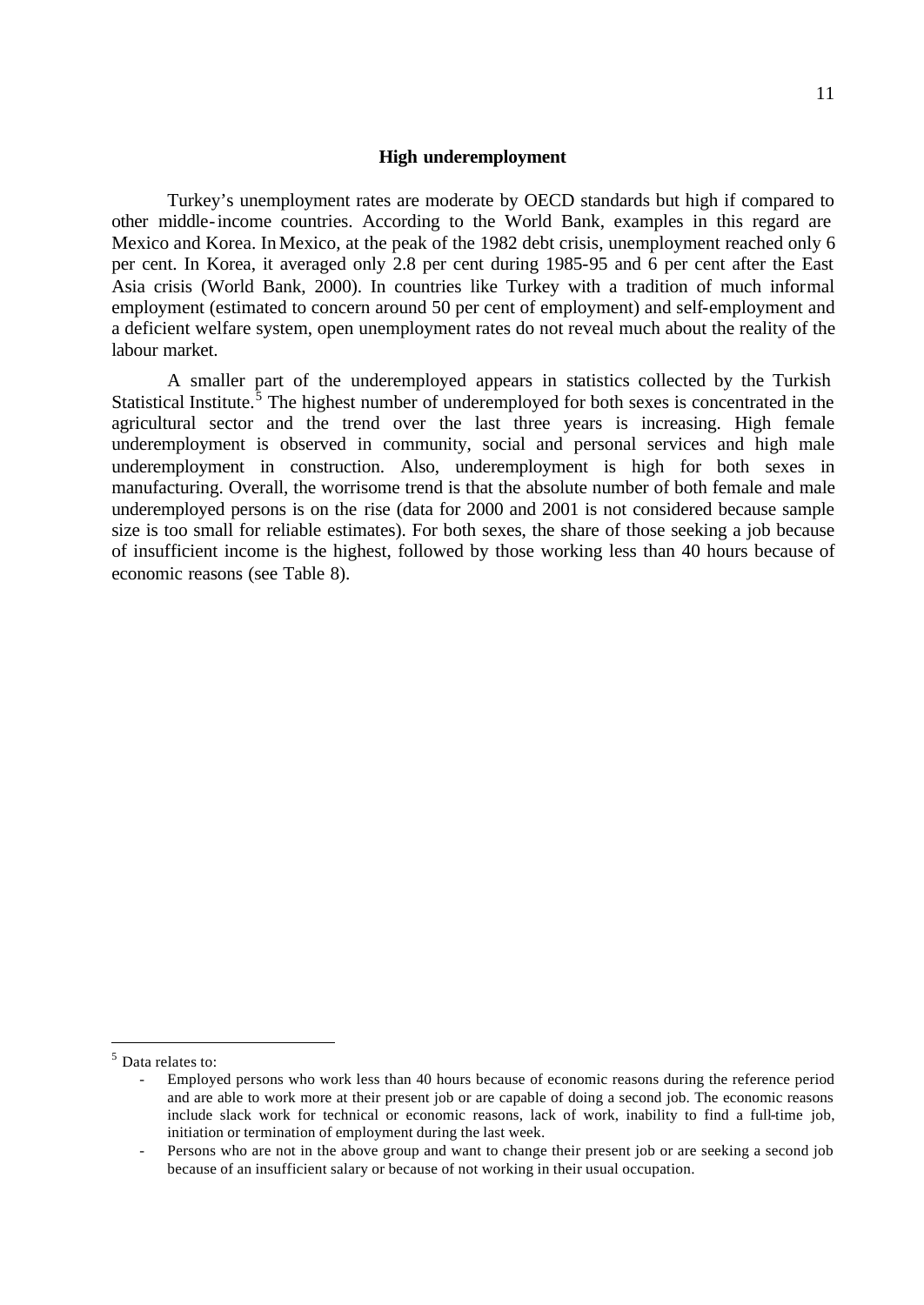## High underemployment

Turkey's unemployment rates are moderate by OECD standards but high if compared to other middle-income countries. According to the World Bank, examples in this regard are Mexico and Korea. In Mexico, at the peak of the 1982 debt crisis, unemployment reached only 6 per cent. In Korea, it averaged only 2.8 per cent during 1985-95 and 6 per cent after the East Asia crisis (World Bank, 2000). In countries like Turkey with a tradition of much informal employment (estimated to concern around 50 per cent of employment) and self-employment and a deficient welfare system, open unemployment rates do not reveal much about the reality of the labour market.

A smaller part of the underemployed appears in statistics collected by the Turkish Statistical Institute.[5] The highest number of underemployed for both sexes is concentrated in the agricultural sector and the trend over the last three years is increasing. High female underemployment is observed in community, social and personal services and high male underemployment in construction. Also, underemployment is high for both sexes in manufacturing. Overall, the worrisome trend is that the absolute number of both female and male underemployed persons is on the rise (data for 2000 and 2001 is not considered because sample size is too small for reliable estimates). For both sexes, the share of those seeking a job because of insufficient income is the highest, followed by those working less than 40 hours because of economic reasons (see Table 8).

---

[5] Data relates to:

- Employed persons who work less than 40 hours because of economic reasons during the reference period and are able to work more at their present job or are capable of doing a second job. The economic reasons include slack work for technical or economic reasons, lack of work, inability to find a full-time job, initiation or termination of employment during the last week.
- Persons who are not in the above group and want to change their present job or are seeking a second job because of an insufficient salary or because of not working in their usual occupation.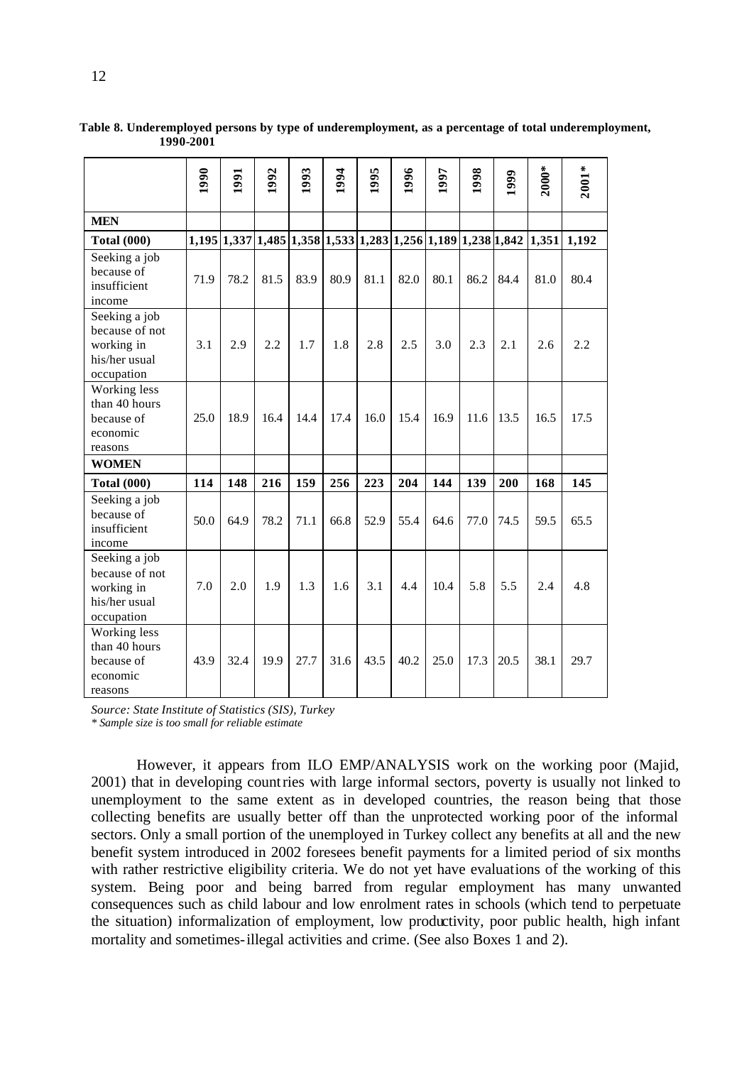**Table 8. Underemployed persons by type of underemployment, as a percentage of total underemployment, 1990-2001**

| | 1990 | 1991 | 1992 | 1993 | 1994 | 1995 | 1996 | 1997 | 1998 | 1999 | 2000* | 2001* |
|---|---|---|---|---|---|---|---|---|---|---|---|---|
| **MEN** | | | | | | | | | | | | |
| **Total (000)** | **1,195** | **1,337** | **1,485** | **1,358** | **1,533** | **1,283** | **1,256** | **1,189** | **1,238** | **1,842** | **1,351** | **1,192** |
| Seeking a job because of insufficient income | 71.9 | 78.2 | 81.5 | 83.9 | 80.9 | 81.1 | 82.0 | 80.1 | 86.2 | 84.4 | 81.0 | 80.4 |
| Seeking a job because of not working in his/her usual occupation | 3.1 | 2.9 | 2.2 | 1.7 | 1.8 | 2.8 | 2.5 | 3.0 | 2.3 | 2.1 | 2.6 | 2.2 |
| Working less than 40 hours because of economic reasons | 25.0 | 18.9 | 16.4 | 14.4 | 17.4 | 16.0 | 15.4 | 16.9 | 11.6 | 13.5 | 16.5 | 17.5 |
| **WOMEN** | | | | | | | | | | | | |
| **Total (000)** | **114** | **148** | **216** | **159** | **256** | **223** | **204** | **144** | **139** | **200** | **168** | **145** |
| Seeking a job because of insufficient income | 50.0 | 64.9 | 78.2 | 71.1 | 66.8 | 52.9 | 55.4 | 64.6 | 77.0 | 74.5 | 59.5 | 65.5 |
| Seeking a job because of not working in his/her usual occupation | 7.0 | 2.0 | 1.9 | 1.3 | 1.6 | 3.1 | 4.4 | 10.4 | 5.8 | 5.5 | 2.4 | 4.8 |
| Working less than 40 hours because of economic reasons | 43.9 | 32.4 | 19.9 | 27.7 | 31.6 | 43.5 | 40.2 | 25.0 | 17.3 | 20.5 | 38.1 | 29.7 |

*Source: State Institute of Statistics (SIS), Turkey*
*\* Sample size is too small for reliable estimate*

However, it appears from ILO EMP/ANALYSIS work on the working poor (Majid, 2001) that in developing countries with large informal sectors, poverty is usually not linked to unemployment to the same extent as in developed countries, the reason being that those collecting benefits are usually better off than the unprotected working poor of the informal sectors. Only a small portion of the unemployed in Turkey collect any benefits at all and the new benefit system introduced in 2002 foresees benefit payments for a limited period of six months with rather restrictive eligibility criteria. We do not yet have evaluations of the working of this system. Being poor and being barred from regular employment has many unwanted consequences such as child labour and low enrolment rates in schools (which tend to perpetuate the situation) informalization of employment, low productivity, poor public health, high infant mortality and sometimes-illegal activities and crime. (See also Boxes 1 and 2).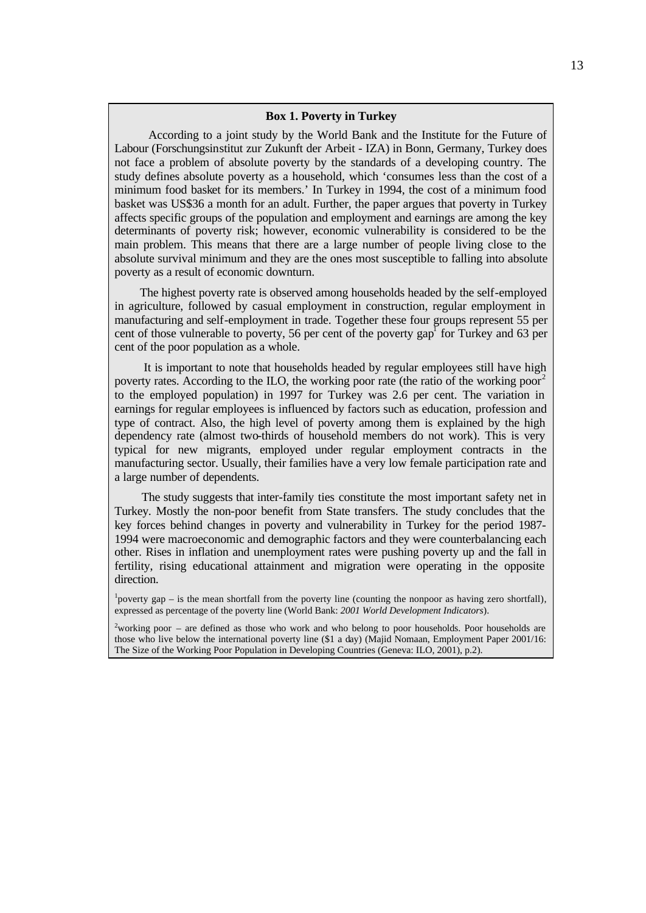**Box 1. Poverty in Turkey**

According to a joint study by the World Bank and the Institute for the Future of Labour (Forschungsinstitut zur Zukunft der Arbeit - IZA) in Bonn, Germany, Turkey does not face a problem of absolute poverty by the standards of a developing country. The study defines absolute poverty as a household, which 'consumes less than the cost of a minimum food basket for its members.' In Turkey in 1994, the cost of a minimum food basket was US$36 a month for an adult. Further, the paper argues that poverty in Turkey affects specific groups of the population and employment and earnings are among the key determinants of poverty risk; however, economic vulnerability is considered to be the main problem. This means that there are a large number of people living close to the absolute survival minimum and they are the ones most susceptible to falling into absolute poverty as a result of economic downturn.

The highest poverty rate is observed among households headed by the self-employed in agriculture, followed by casual employment in construction, regular employment in manufacturing and self-employment in trade. Together these four groups represent 55 per cent of those vulnerable to poverty, 56 per cent of the poverty gap[1] for Turkey and 63 per cent of the poor population as a whole.

It is important to note that households headed by regular employees still have high poverty rates. According to the ILO, the working poor rate (the ratio of the working poor[2] to the employed population) in 1997 for Turkey was 2.6 per cent. The variation in earnings for regular employees is influenced by factors such as education, profession and type of contract. Also, the high level of poverty among them is explained by the high dependency rate (almost two-thirds of household members do not work). This is very typical for new migrants, employed under regular employment contracts in the manufacturing sector. Usually, their families have a very low female participation rate and a large number of dependents.

The study suggests that inter-family ties constitute the most important safety net in Turkey. Mostly the non-poor benefit from State transfers. The study concludes that the key forces behind changes in poverty and vulnerability in Turkey for the period 1987-1994 were macroeconomic and demographic factors and they were counterbalancing each other. Rises in inflation and unemployment rates were pushing poverty up and the fall in fertility, rising educational attainment and migration were operating in the opposite direction.

[1]poverty gap – is the mean shortfall from the poverty line (counting the nonpoor as having zero shortfall), expressed as percentage of the poverty line (World Bank: *2001 World Development Indicators*).

[2]working poor – are defined as those who work and who belong to poor households. Poor households are those who live below the international poverty line ($1 a day) (Majid Nomaan, Employment Paper 2001/16: The Size of the Working Poor Population in Developing Countries (Geneva: ILO, 2001), p.2).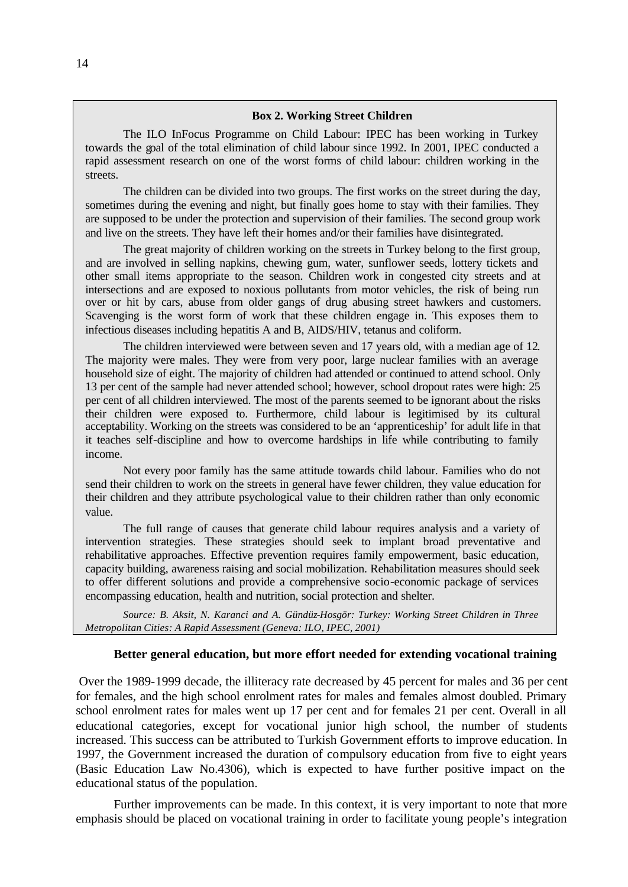**Box 2. Working Street Children**

The ILO InFocus Programme on Child Labour: IPEC has been working in Turkey towards the goal of the total elimination of child labour since 1992. In 2001, IPEC conducted a rapid assessment research on one of the worst forms of child labour: children working in the streets.

The children can be divided into two groups. The first works on the street during the day, sometimes during the evening and night, but finally goes home to stay with their families. They are supposed to be under the protection and supervision of their families. The second group work and live on the streets. They have left their homes and/or their families have disintegrated.

The great majority of children working on the streets in Turkey belong to the first group, and are involved in selling napkins, chewing gum, water, sunflower seeds, lottery tickets and other small items appropriate to the season. Children work in congested city streets and at intersections and are exposed to noxious pollutants from motor vehicles, the risk of being run over or hit by cars, abuse from older gangs of drug abusing street hawkers and customers. Scavenging is the worst form of work that these children engage in. This exposes them to infectious diseases including hepatitis A and B, AIDS/HIV, tetanus and coliform.

The children interviewed were between seven and 17 years old, with a median age of 12. The majority were males. They were from very poor, large nuclear families with an average household size of eight. The majority of children had attended or continued to attend school. Only 13 per cent of the sample had never attended school; however, school dropout rates were high: 25 per cent of all children interviewed. The most of the parents seemed to be ignorant about the risks their children were exposed to. Furthermore, child labour is legitimised by its cultural acceptability. Working on the streets was considered to be an 'apprenticeship' for adult life in that it teaches self-discipline and how to overcome hardships in life while contributing to family income.

Not every poor family has the same attitude towards child labour. Families who do not send their children to work on the streets in general have fewer children, they value education for their children and they attribute psychological value to their children rather than only economic value.

The full range of causes that generate child labour requires analysis and a variety of intervention strategies. These strategies should seek to implant broad preventative and rehabilitative approaches. Effective prevention requires family empowerment, basic education, capacity building, awareness raising and social mobilization. Rehabilitation measures should seek to offer different solutions and provide a comprehensive socio-economic package of services encompassing education, health and nutrition, social protection and shelter.

*Source: B. Aksit, N. Karanci and A. Gündüz-Hosgör: Turkey: Working Street Children in Three Metropolitan Cities: A Rapid Assessment (Geneva: ILO, IPEC, 2001)*

**Better general education, but more effort needed for extending vocational training**

Over the 1989-1999 decade, the illiteracy rate decreased by 45 percent for males and 36 per cent for females, and the high school enrolment rates for males and females almost doubled. Primary school enrolment rates for males went up 17 per cent and for females 21 per cent. Overall in all educational categories, except for vocational junior high school, the number of students increased. This success can be attributed to Turkish Government efforts to improve education. In 1997, the Government increased the duration of compulsory education from five to eight years (Basic Education Law No.4306), which is expected to have further positive impact on the educational status of the population.

Further improvements can be made. In this context, it is very important to note that more emphasis should be placed on vocational training in order to facilitate young people's integration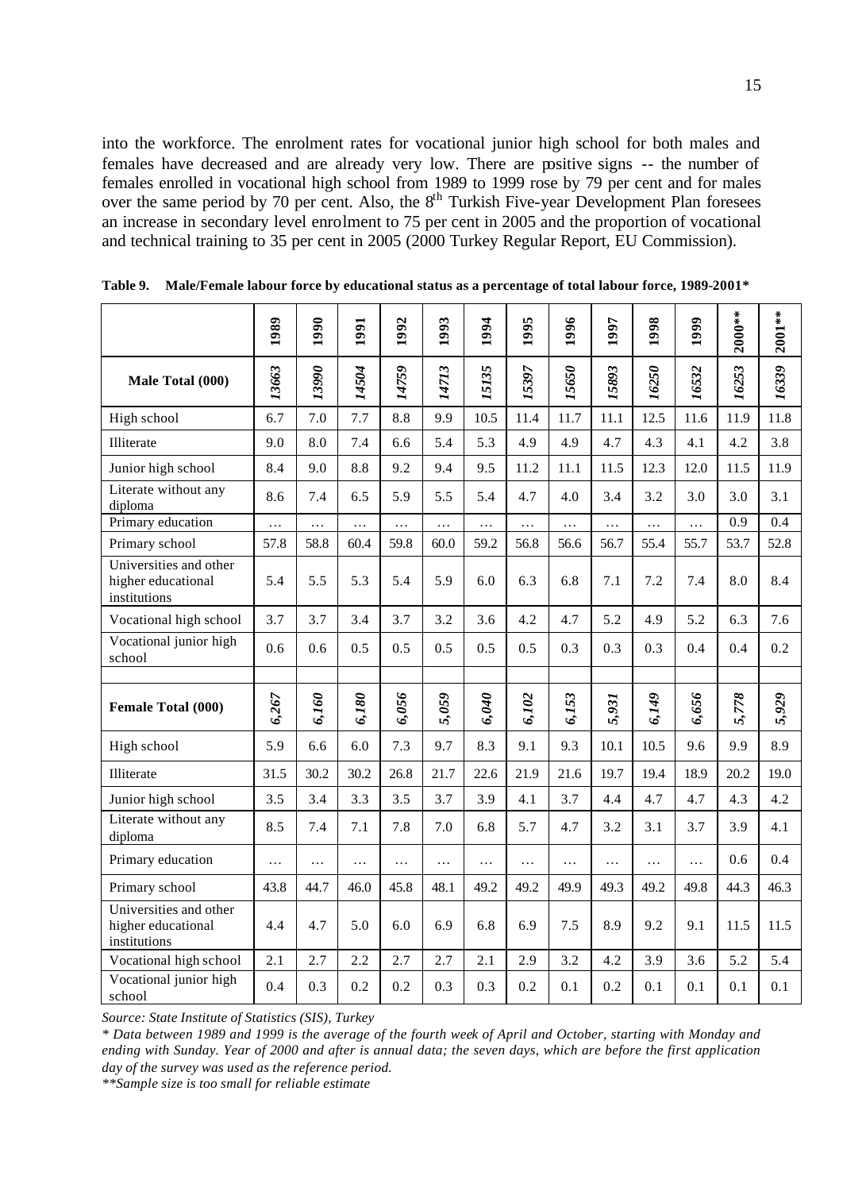into the workforce. The enrolment rates for vocational junior high school for both males and females have decreased and are already very low. There are positive signs -- the number of females enrolled in vocational high school from 1989 to 1999 rose by 79 per cent and for males over the same period by 70 per cent. Also, the 8th Turkish Five-year Development Plan foresees an increase in secondary level enrolment to 75 per cent in 2005 and the proportion of vocational and technical training to 35 per cent in 2005 (2000 Turkey Regular Report, EU Commission).

**Table 9. Male/Female labour force by educational status as a percentage of total labour force, 1989-2001***

| | 1989 | 1990 | 1991 | 1992 | 1993 | 1994 | 1995 | 1996 | 1997 | 1998 | 1999 | 2000** | 2001** |
|---|---|---|---|---|---|---|---|---|---|---|---|---|---|
| **Male Total (000)** | *13663* | *13990* | *14504* | *14759* | *14713* | *15135* | *15397* | *15650* | *15893* | *16250* | *16532* | *16253* | *16339* |
| High school | 6.7 | 7.0 | 7.7 | 8.8 | 9.9 | 10.5 | 11.4 | 11.7 | 11.1 | 12.5 | 11.6 | 11.9 | 11.8 |
| Illiterate | 9.0 | 8.0 | 7.4 | 6.6 | 5.4 | 5.3 | 4.9 | 4.9 | 4.7 | 4.3 | 4.1 | 4.2 | 3.8 |
| Junior high school | 8.4 | 9.0 | 8.8 | 9.2 | 9.4 | 9.5 | 11.2 | 11.1 | 11.5 | 12.3 | 12.0 | 11.5 | 11.9 |
| Literate without any diploma | 8.6 | 7.4 | 6.5 | 5.9 | 5.5 | 5.4 | 4.7 | 4.0 | 3.4 | 3.2 | 3.0 | 3.0 | 3.1 |
| Primary education | … | … | … | … | … | … | … | … | … | … | … | 0.9 | 0.4 |
| Primary school | 57.8 | 58.8 | 60.4 | 59.8 | 60.0 | 59.2 | 56.8 | 56.6 | 56.7 | 55.4 | 55.7 | 53.7 | 52.8 |
| Universities and other higher educational institutions | 5.4 | 5.5 | 5.3 | 5.4 | 5.9 | 6.0 | 6.3 | 6.8 | 7.1 | 7.2 | 7.4 | 8.0 | 8.4 |
| Vocational high school | 3.7 | 3.7 | 3.4 | 3.7 | 3.2 | 3.6 | 4.2 | 4.7 | 5.2 | 4.9 | 5.2 | 6.3 | 7.6 |
| Vocational junior high school | 0.6 | 0.6 | 0.5 | 0.5 | 0.5 | 0.5 | 0.5 | 0.3 | 0.3 | 0.3 | 0.4 | 0.4 | 0.2 |
| | | | | | | | | | | | | | |
| **Female Total (000)** | *6,267* | *6,160* | *6,180* | *6,056* | *5,059* | *6,040* | *6,102* | *6,153* | *5,931* | *6,149* | *6,656* | *5,778* | *5,929* |
| High school | 5.9 | 6.6 | 6.0 | 7.3 | 9.7 | 8.3 | 9.1 | 9.3 | 10.1 | 10.5 | 9.6 | 9.9 | 8.9 |
| Illiterate | 31.5 | 30.2 | 30.2 | 26.8 | 21.7 | 22.6 | 21.9 | 21.6 | 19.7 | 19.4 | 18.9 | 20.2 | 19.0 |
| Junior high school | 3.5 | 3.4 | 3.3 | 3.5 | 3.7 | 3.9 | 4.1 | 3.7 | 4.4 | 4.7 | 4.7 | 4.3 | 4.2 |
| Literate without any diploma | 8.5 | 7.4 | 7.1 | 7.8 | 7.0 | 6.8 | 5.7 | 4.7 | 3.2 | 3.1 | 3.7 | 3.9 | 4.1 |
| Primary education | … | … | … | … | … | … | … | … | … | … | … | 0.6 | 0.4 |
| Primary school | 43.8 | 44.7 | 46.0 | 45.8 | 48.1 | 49.2 | 49.2 | 49.9 | 49.3 | 49.2 | 49.8 | 44.3 | 46.3 |
| Universities and other higher educational institutions | 4.4 | 4.7 | 5.0 | 6.0 | 6.9 | 6.8 | 6.9 | 7.5 | 8.9 | 9.2 | 9.1 | 11.5 | 11.5 |
| Vocational high school | 2.1 | 2.7 | 2.2 | 2.7 | 2.7 | 2.1 | 2.9 | 3.2 | 4.2 | 3.9 | 3.6 | 5.2 | 5.4 |
| Vocational junior high school | 0.4 | 0.3 | 0.2 | 0.2 | 0.3 | 0.3 | 0.2 | 0.1 | 0.2 | 0.1 | 0.1 | 0.1 | 0.1 |

*Source: State Institute of Statistics (SIS), Turkey*

*\* Data between 1989 and 1999 is the average of the fourth week of April and October, starting with Monday and ending with Sunday. Year of 2000 and after is annual data; the seven days, which are before the first application day of the survey was used as the reference period.*

*\*\*Sample size is too small for reliable estimate*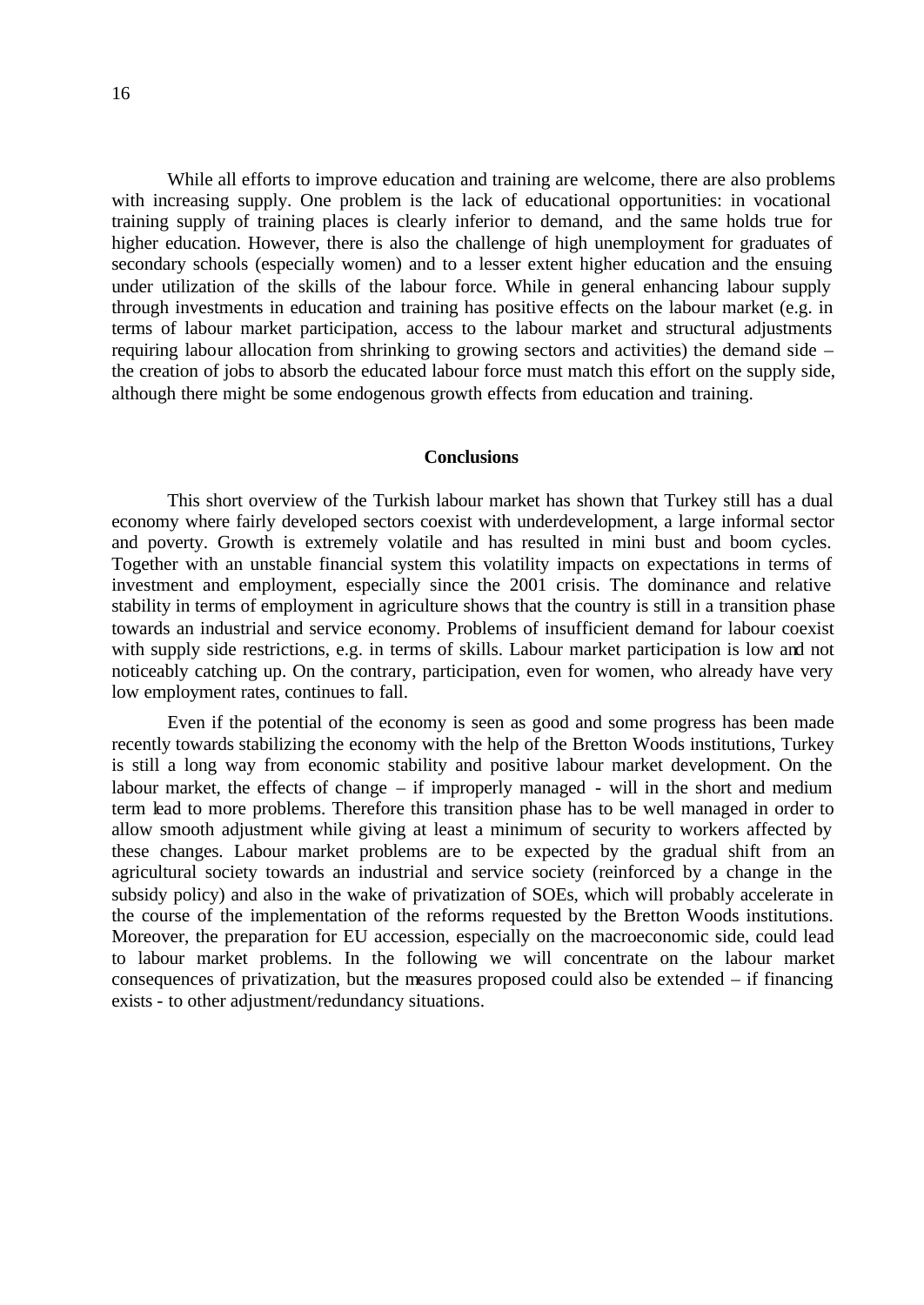While all efforts to improve education and training are welcome, there are also problems with increasing supply. One problem is the lack of educational opportunities: in vocational training supply of training places is clearly inferior to demand, and the same holds true for higher education. However, there is also the challenge of high unemployment for graduates of secondary schools (especially women) and to a lesser extent higher education and the ensuing under utilization of the skills of the labour force. While in general enhancing labour supply through investments in education and training has positive effects on the labour market (e.g. in terms of labour market participation, access to the labour market and structural adjustments requiring labour allocation from shrinking to growing sectors and activities) the demand side – the creation of jobs to absorb the educated labour force must match this effort on the supply side, although there might be some endogenous growth effects from education and training.

## Conclusions

This short overview of the Turkish labour market has shown that Turkey still has a dual economy where fairly developed sectors coexist with underdevelopment, a large informal sector and poverty. Growth is extremely volatile and has resulted in mini bust and boom cycles. Together with an unstable financial system this volatility impacts on expectations in terms of investment and employment, especially since the 2001 crisis. The dominance and relative stability in terms of employment in agriculture shows that the country is still in a transition phase towards an industrial and service economy. Problems of insufficient demand for labour coexist with supply side restrictions, e.g. in terms of skills. Labour market participation is low and not noticeably catching up. On the contrary, participation, even for women, who already have very low employment rates, continues to fall.

Even if the potential of the economy is seen as good and some progress has been made recently towards stabilizing the economy with the help of the Bretton Woods institutions, Turkey is still a long way from economic stability and positive labour market development. On the labour market, the effects of change – if improperly managed - will in the short and medium term lead to more problems. Therefore this transition phase has to be well managed in order to allow smooth adjustment while giving at least a minimum of security to workers affected by these changes. Labour market problems are to be expected by the gradual shift from an agricultural society towards an industrial and service society (reinforced by a change in the subsidy policy) and also in the wake of privatization of SOEs, which will probably accelerate in the course of the implementation of the reforms requested by the Bretton Woods institutions. Moreover, the preparation for EU accession, especially on the macroeconomic side, could lead to labour market problems. In the following we will concentrate on the labour market consequences of privatization, but the measures proposed could also be extended – if financing exists - to other adjustment/redundancy situations.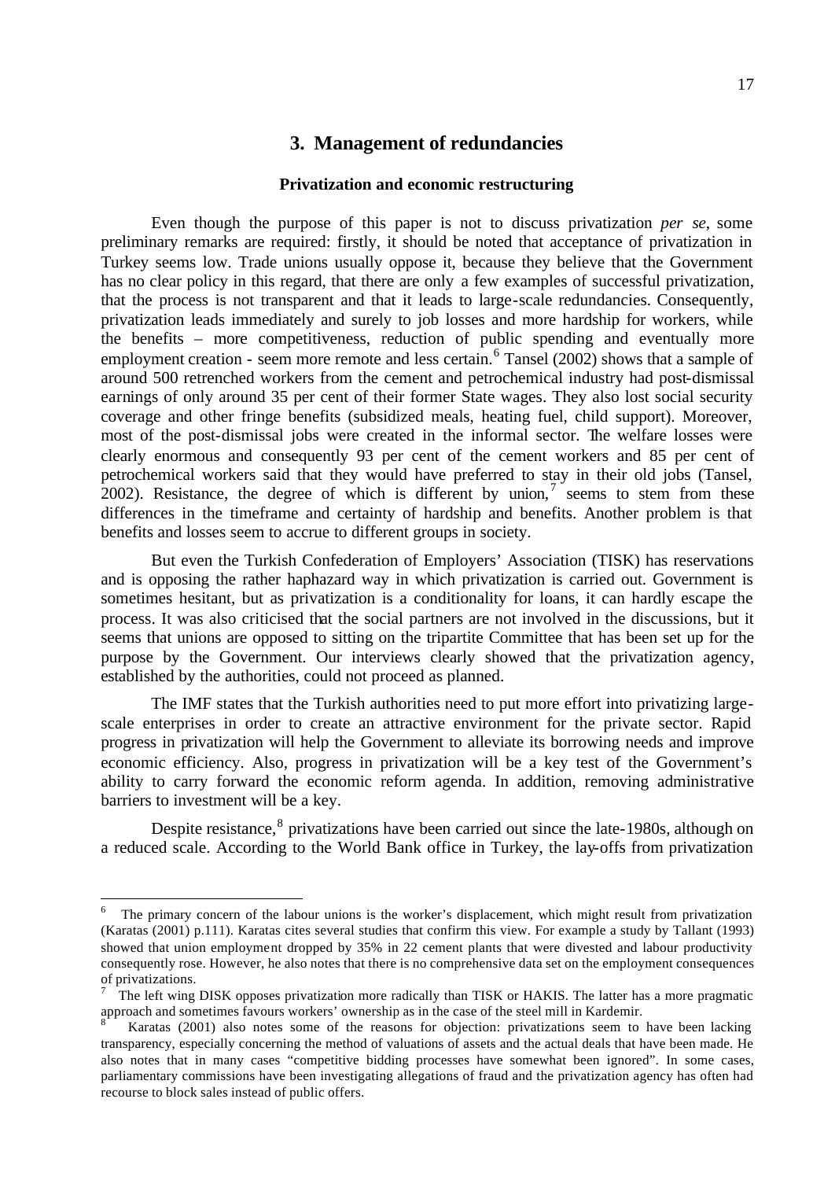## 3. Management of redundancies

### Privatization and economic restructuring

Even though the purpose of this paper is not to discuss privatization *per se*, some preliminary remarks are required: firstly, it should be noted that acceptance of privatization in Turkey seems low. Trade unions usually oppose it, because they believe that the Government has no clear policy in this regard, that there are only a few examples of successful privatization, that the process is not transparent and that it leads to large-scale redundancies. Consequently, privatization leads immediately and surely to job losses and more hardship for workers, while the benefits – more competitiveness, reduction of public spending and eventually more employment creation - seem more remote and less certain.[6] Tansel (2002) shows that a sample of around 500 retrenched workers from the cement and petrochemical industry had post-dismissal earnings of only around 35 per cent of their former State wages. They also lost social security coverage and other fringe benefits (subsidized meals, heating fuel, child support). Moreover, most of the post-dismissal jobs were created in the informal sector. The welfare losses were clearly enormous and consequently 93 per cent of the cement workers and 85 per cent of petrochemical workers said that they would have preferred to stay in their old jobs (Tansel, 2002). Resistance, the degree of which is different by union,[7] seems to stem from these differences in the timeframe and certainty of hardship and benefits. Another problem is that benefits and losses seem to accrue to different groups in society.

But even the Turkish Confederation of Employers' Association (TISK) has reservations and is opposing the rather haphazard way in which privatization is carried out. Government is sometimes hesitant, but as privatization is a conditionality for loans, it can hardly escape the process. It was also criticised that the social partners are not involved in the discussions, but it seems that unions are opposed to sitting on the tripartite Committee that has been set up for the purpose by the Government. Our interviews clearly showed that the privatization agency, established by the authorities, could not proceed as planned.

The IMF states that the Turkish authorities need to put more effort into privatizing large-scale enterprises in order to create an attractive environment for the private sector. Rapid progress in privatization will help the Government to alleviate its borrowing needs and improve economic efficiency. Also, progress in privatization will be a key test of the Government's ability to carry forward the economic reform agenda. In addition, removing administrative barriers to investment will be a key.

Despite resistance,[8] privatizations have been carried out since the late-1980s, although on a reduced scale. According to the World Bank office in Turkey, the lay-offs from privatization

---

[6] The primary concern of the labour unions is the worker's displacement, which might result from privatization (Karatas (2001) p.111). Karatas cites several studies that confirm this view. For example a study by Tallant (1993) showed that union employment dropped by 35% in 22 cement plants that were divested and labour productivity consequently rose. However, he also notes that there is no comprehensive data set on the employment consequences of privatizations.

[7] The left wing DISK opposes privatization more radically than TISK or HAKIS. The latter has a more pragmatic approach and sometimes favours workers' ownership as in the case of the steel mill in Kardemir.

[8] Karatas (2001) also notes some of the reasons for objection: privatizations seem to have been lacking transparency, especially concerning the method of valuations of assets and the actual deals that have been made. He also notes that in many cases "competitive bidding processes have somewhat been ignored". In some cases, parliamentary commissions have been investigating allegations of fraud and the privatization agency has often had recourse to block sales instead of public offers.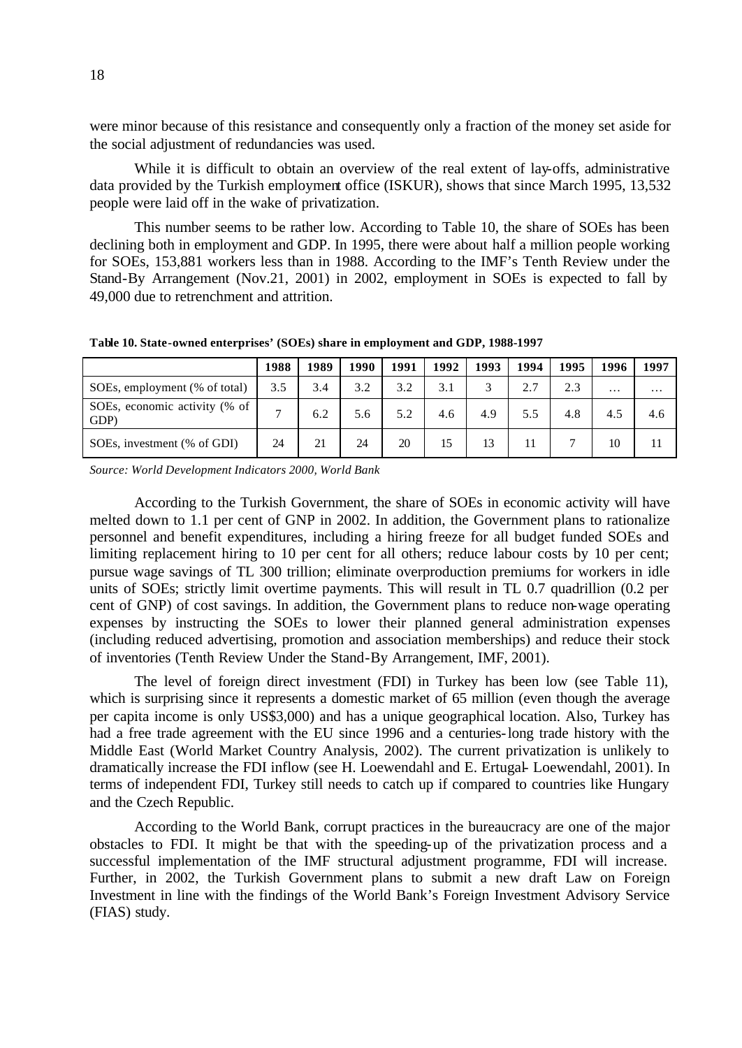were minor because of this resistance and consequently only a fraction of the money set aside for the social adjustment of redundancies was used.

While it is difficult to obtain an overview of the real extent of lay-offs, administrative data provided by the Turkish employment office (ISKUR), shows that since March 1995, 13,532 people were laid off in the wake of privatization.

This number seems to be rather low. According to Table 10, the share of SOEs has been declining both in employment and GDP. In 1995, there were about half a million people working for SOEs, 153,881 workers less than in 1988. According to the IMF's Tenth Review under the Stand-By Arrangement (Nov.21, 2001) in 2002, employment in SOEs is expected to fall by 49,000 due to retrenchment and attrition.

**Table 10. State-owned enterprises' (SOEs) share in employment and GDP, 1988-1997**

| | 1988 | 1989 | 1990 | 1991 | 1992 | 1993 | 1994 | 1995 | 1996 | 1997 |
|---|---|---|---|---|---|---|---|---|---|---|
| SOEs, employment (% of total) | 3.5 | 3.4 | 3.2 | 3.2 | 3.1 | 3 | 2.7 | 2.3 | … | … |
| SOEs, economic activity (% of GDP) | 7 | 6.2 | 5.6 | 5.2 | 4.6 | 4.9 | 5.5 | 4.8 | 4.5 | 4.6 |
| SOEs, investment (% of GDI) | 24 | 21 | 24 | 20 | 15 | 13 | 11 | 7 | 10 | 11 |

*Source: World Development Indicators 2000, World Bank*

According to the Turkish Government, the share of SOEs in economic activity will have melted down to 1.1 per cent of GNP in 2002. In addition, the Government plans to rationalize personnel and benefit expenditures, including a hiring freeze for all budget funded SOEs and limiting replacement hiring to 10 per cent for all others; reduce labour costs by 10 per cent; pursue wage savings of TL 300 trillion; eliminate overproduction premiums for workers in idle units of SOEs; strictly limit overtime payments. This will result in TL 0.7 quadrillion (0.2 per cent of GNP) of cost savings. In addition, the Government plans to reduce non-wage operating expenses by instructing the SOEs to lower their planned general administration expenses (including reduced advertising, promotion and association memberships) and reduce their stock of inventories (Tenth Review Under the Stand-By Arrangement, IMF, 2001).

The level of foreign direct investment (FDI) in Turkey has been low (see Table 11), which is surprising since it represents a domestic market of 65 million (even though the average per capita income is only US$3,000) and has a unique geographical location. Also, Turkey has had a free trade agreement with the EU since 1996 and a centuries-long trade history with the Middle East (World Market Country Analysis, 2002). The current privatization is unlikely to dramatically increase the FDI inflow (see H. Loewendahl and E. Ertugal- Loewendahl, 2001). In terms of independent FDI, Turkey still needs to catch up if compared to countries like Hungary and the Czech Republic.

According to the World Bank, corrupt practices in the bureaucracy are one of the major obstacles to FDI. It might be that with the speeding-up of the privatization process and a successful implementation of the IMF structural adjustment programme, FDI will increase. Further, in 2002, the Turkish Government plans to submit a new draft Law on Foreign Investment in line with the findings of the World Bank's Foreign Investment Advisory Service (FIAS) study.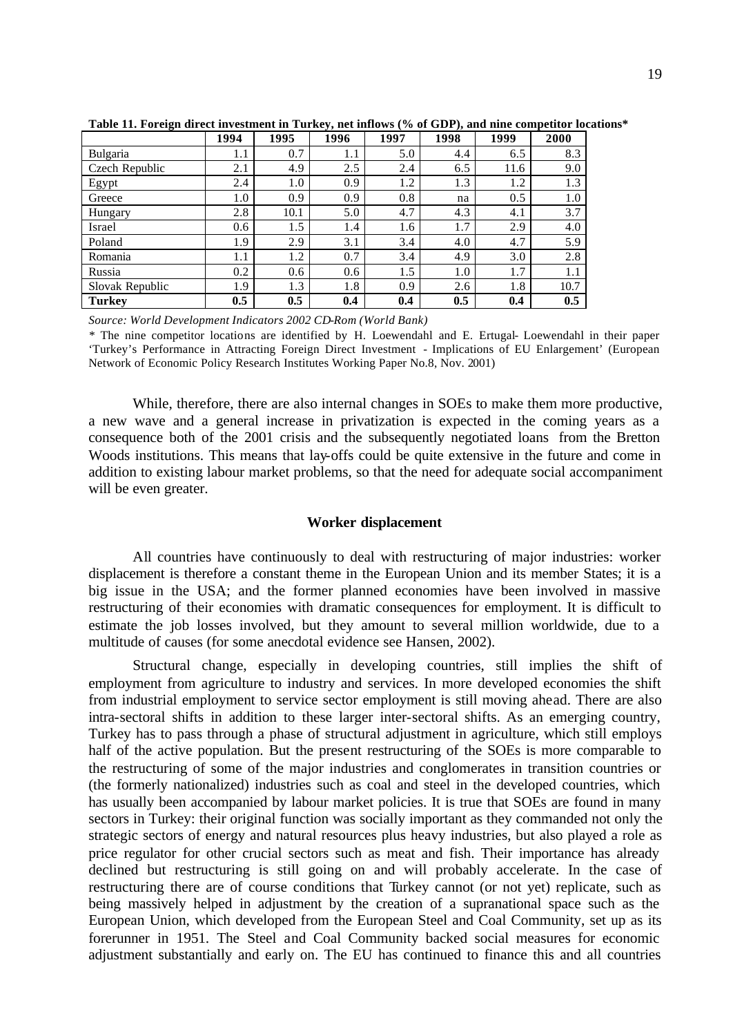**Table 11. Foreign direct investment in Turkey, net inflows (% of GDP), and nine competitor locations***

| | 1994 | 1995 | 1996 | 1997 | 1998 | 1999 | 2000 |
|---|---|---|---|---|---|---|---|
| Bulgaria | 1.1 | 0.7 | 1.1 | 5.0 | 4.4 | 6.5 | 8.3 |
| Czech Republic | 2.1 | 4.9 | 2.5 | 2.4 | 6.5 | 11.6 | 9.0 |
| Egypt | 2.4 | 1.0 | 0.9 | 1.2 | 1.3 | 1.2 | 1.3 |
| Greece | 1.0 | 0.9 | 0.9 | 0.8 | na | 0.5 | 1.0 |
| Hungary | 2.8 | 10.1 | 5.0 | 4.7 | 4.3 | 4.1 | 3.7 |
| Israel | 0.6 | 1.5 | 1.4 | 1.6 | 1.7 | 2.9 | 4.0 |
| Poland | 1.9 | 2.9 | 3.1 | 3.4 | 4.0 | 4.7 | 5.9 |
| Romania | 1.1 | 1.2 | 0.7 | 3.4 | 4.9 | 3.0 | 2.8 |
| Russia | 0.2 | 0.6 | 0.6 | 1.5 | 1.0 | 1.7 | 1.1 |
| Slovak Republic | 1.9 | 1.3 | 1.8 | 0.9 | 2.6 | 1.8 | 10.7 |
| **Turkey** | **0.5** | **0.5** | **0.4** | **0.4** | **0.5** | **0.4** | **0.5** |

*Source: World Development Indicators 2002 CD-Rom (World Bank)*

* The nine competitor locations are identified by H. Loewendahl and E. Ertugal- Loewendahl in their paper 'Turkey's Performance in Attracting Foreign Direct Investment - Implications of EU Enlargement' (European Network of Economic Policy Research Institutes Working Paper No.8, Nov. 2001)

While, therefore, there are also internal changes in SOEs to make them more productive, a new wave and a general increase in privatization is expected in the coming years as a consequence both of the 2001 crisis and the subsequently negotiated loans from the Bretton Woods institutions. This means that lay-offs could be quite extensive in the future and come in addition to existing labour market problems, so that the need for adequate social accompaniment will be even greater.

## Worker displacement

All countries have continuously to deal with restructuring of major industries: worker displacement is therefore a constant theme in the European Union and its member States; it is a big issue in the USA; and the former planned economies have been involved in massive restructuring of their economies with dramatic consequences for employment. It is difficult to estimate the job losses involved, but they amount to several million worldwide, due to a multitude of causes (for some anecdotal evidence see Hansen, 2002).

Structural change, especially in developing countries, still implies the shift of employment from agriculture to industry and services. In more developed economies the shift from industrial employment to service sector employment is still moving ahead. There are also intra-sectoral shifts in addition to these larger inter-sectoral shifts. As an emerging country, Turkey has to pass through a phase of structural adjustment in agriculture, which still employs half of the active population. But the present restructuring of the SOEs is more comparable to the restructuring of some of the major industries and conglomerates in transition countries or (the formerly nationalized) industries such as coal and steel in the developed countries, which has usually been accompanied by labour market policies. It is true that SOEs are found in many sectors in Turkey: their original function was socially important as they commanded not only the strategic sectors of energy and natural resources plus heavy industries, but also played a role as price regulator for other crucial sectors such as meat and fish. Their importance has already declined but restructuring is still going on and will probably accelerate. In the case of restructuring there are of course conditions that Turkey cannot (or not yet) replicate, such as being massively helped in adjustment by the creation of a supranational space such as the European Union, which developed from the European Steel and Coal Community, set up as its forerunner in 1951. The Steel and Coal Community backed social measures for economic adjustment substantially and early on. The EU has continued to finance this and all countries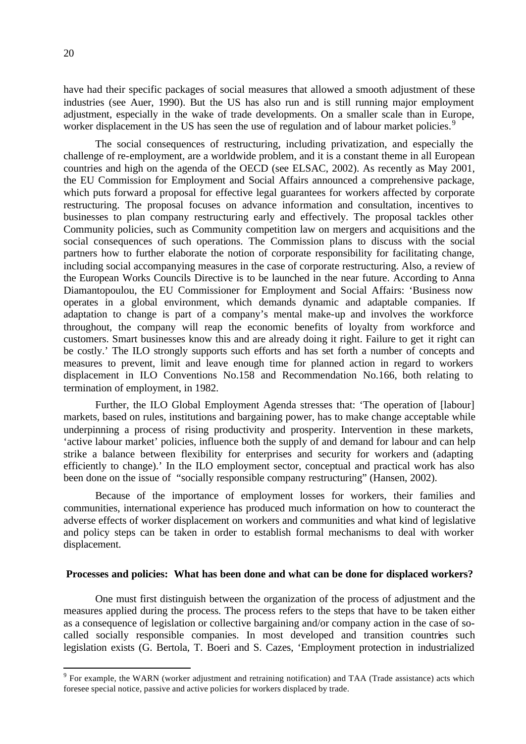have had their specific packages of social measures that allowed a smooth adjustment of these industries (see Auer, 1990). But the US has also run and is still running major employment adjustment, especially in the wake of trade developments. On a smaller scale than in Europe, worker displacement in the US has seen the use of regulation and of labour market policies.[9]

The social consequences of restructuring, including privatization, and especially the challenge of re-employment, are a worldwide problem, and it is a constant theme in all European countries and high on the agenda of the OECD (see ELSAC, 2002). As recently as May 2001, the EU Commission for Employment and Social Affairs announced a comprehensive package, which puts forward a proposal for effective legal guarantees for workers affected by corporate restructuring. The proposal focuses on advance information and consultation, incentives to businesses to plan company restructuring early and effectively. The proposal tackles other Community policies, such as Community competition law on mergers and acquisitions and the social consequences of such operations. The Commission plans to discuss with the social partners how to further elaborate the notion of corporate responsibility for facilitating change, including social accompanying measures in the case of corporate restructuring. Also, a review of the European Works Councils Directive is to be launched in the near future. According to Anna Diamantopoulou, the EU Commissioner for Employment and Social Affairs: 'Business now operates in a global environment, which demands dynamic and adaptable companies. If adaptation to change is part of a company's mental make-up and involves the workforce throughout, the company will reap the economic benefits of loyalty from workforce and customers. Smart businesses know this and are already doing it right. Failure to get it right can be costly.' The ILO strongly supports such efforts and has set forth a number of concepts and measures to prevent, limit and leave enough time for planned action in regard to workers displacement in ILO Conventions No.158 and Recommendation No.166, both relating to termination of employment, in 1982.

Further, the ILO Global Employment Agenda stresses that: 'The operation of [labour] markets, based on rules, institutions and bargaining power, has to make change acceptable while underpinning a process of rising productivity and prosperity. Intervention in these markets, 'active labour market' policies, influence both the supply of and demand for labour and can help strike a balance between flexibility for enterprises and security for workers and (adapting efficiently to change).' In the ILO employment sector, conceptual and practical work has also been done on the issue of "socially responsible company restructuring" (Hansen, 2002).

Because of the importance of employment losses for workers, their families and communities, international experience has produced much information on how to counteract the adverse effects of worker displacement on workers and communities and what kind of legislative and policy steps can be taken in order to establish formal mechanisms to deal with worker displacement.

**Processes and policies: What has been done and what can be done for displaced workers?**

One must first distinguish between the organization of the process of adjustment and the measures applied during the process. The process refers to the steps that have to be taken either as a consequence of legislation or collective bargaining and/or company action in the case of so-called socially responsible companies. In most developed and transition countries such legislation exists (G. Bertola, T. Boeri and S. Cazes, 'Employment protection in industrialized

[9] For example, the WARN (worker adjustment and retraining notification) and TAA (Trade assistance) acts which foresee special notice, passive and active policies for workers displaced by trade.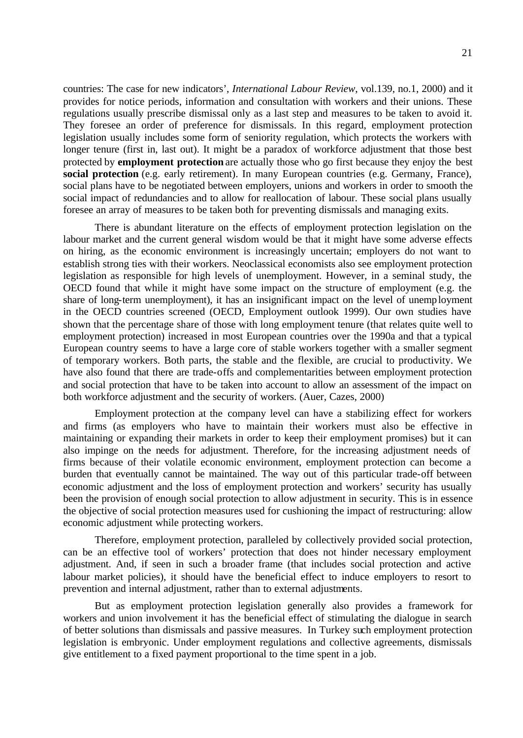countries: The case for new indicators', *International Labour Review*, vol.139, no.1, 2000) and it provides for notice periods, information and consultation with workers and their unions. These regulations usually prescribe dismissal only as a last step and measures to be taken to avoid it. They foresee an order of preference for dismissals. In this regard, employment protection legislation usually includes some form of seniority regulation, which protects the workers with longer tenure (first in, last out). It might be a paradox of workforce adjustment that those best protected by **employment protection** are actually those who go first because they enjoy the best **social protection** (e.g. early retirement). In many European countries (e.g. Germany, France), social plans have to be negotiated between employers, unions and workers in order to smooth the social impact of redundancies and to allow for reallocation of labour. These social plans usually foresee an array of measures to be taken both for preventing dismissals and managing exits.

There is abundant literature on the effects of employment protection legislation on the labour market and the current general wisdom would be that it might have some adverse effects on hiring, as the economic environment is increasingly uncertain; employers do not want to establish strong ties with their workers. Neoclassical economists also see employment protection legislation as responsible for high levels of unemployment. However, in a seminal study, the OECD found that while it might have some impact on the structure of employment (e.g. the share of long-term unemployment), it has an insignificant impact on the level of unemployment in the OECD countries screened (OECD, Employment outlook 1999). Our own studies have shown that the percentage share of those with long employment tenure (that relates quite well to employment protection) increased in most European countries over the 1990a and that a typical European country seems to have a large core of stable workers together with a smaller segment of temporary workers. Both parts, the stable and the flexible, are crucial to productivity. We have also found that there are trade-offs and complementarities between employment protection and social protection that have to be taken into account to allow an assessment of the impact on both workforce adjustment and the security of workers. (Auer, Cazes, 2000)

Employment protection at the company level can have a stabilizing effect for workers and firms (as employers who have to maintain their workers must also be effective in maintaining or expanding their markets in order to keep their employment promises) but it can also impinge on the needs for adjustment. Therefore, for the increasing adjustment needs of firms because of their volatile economic environment, employment protection can become a burden that eventually cannot be maintained. The way out of this particular trade-off between economic adjustment and the loss of employment protection and workers' security has usually been the provision of enough social protection to allow adjustment in security. This is in essence the objective of social protection measures used for cushioning the impact of restructuring: allow economic adjustment while protecting workers.

Therefore, employment protection, paralleled by collectively provided social protection, can be an effective tool of workers' protection that does not hinder necessary employment adjustment. And, if seen in such a broader frame (that includes social protection and active labour market policies), it should have the beneficial effect to induce employers to resort to prevention and internal adjustment, rather than to external adjustments.

But as employment protection legislation generally also provides a framework for workers and union involvement it has the beneficial effect of stimulating the dialogue in search of better solutions than dismissals and passive measures. In Turkey such employment protection legislation is embryonic. Under employment regulations and collective agreements, dismissals give entitlement to a fixed payment proportional to the time spent in a job.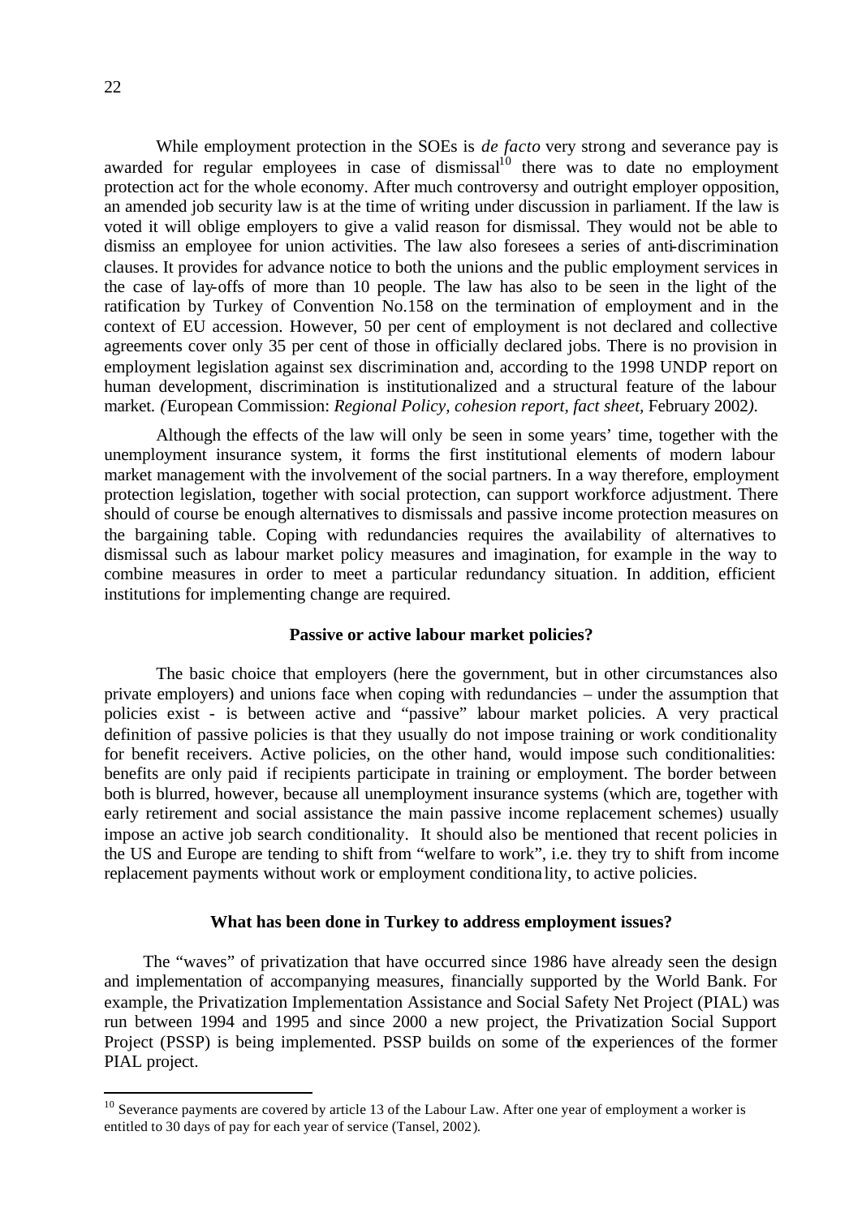While employment protection in the SOEs is *de facto* very strong and severance pay is awarded for regular employees in case of dismissal[10] there was to date no employment protection act for the whole economy. After much controversy and outright employer opposition, an amended job security law is at the time of writing under discussion in parliament. If the law is voted it will oblige employers to give a valid reason for dismissal. They would not be able to dismiss an employee for union activities. The law also foresees a series of anti-discrimination clauses. It provides for advance notice to both the unions and the public employment services in the case of lay-offs of more than 10 people. The law has also to be seen in the light of the ratification by Turkey of Convention No.158 on the termination of employment and in the context of EU accession. However, 50 per cent of employment is not declared and collective agreements cover only 35 per cent of those in officially declared jobs. There is no provision in employment legislation against sex discrimination and, according to the 1998 UNDP report on human development, discrimination is institutionalized and a structural feature of the labour market. *(*European Commission: *Regional Policy, cohesion report, fact sheet,* February 2002*).*

Although the effects of the law will only be seen in some years' time, together with the unemployment insurance system, it forms the first institutional elements of modern labour market management with the involvement of the social partners. In a way therefore, employment protection legislation, together with social protection, can support workforce adjustment. There should of course be enough alternatives to dismissals and passive income protection measures on the bargaining table. Coping with redundancies requires the availability of alternatives to dismissal such as labour market policy measures and imagination, for example in the way to combine measures in order to meet a particular redundancy situation. In addition, efficient institutions for implementing change are required.

**Passive or active labour market policies?**

The basic choice that employers (here the government, but in other circumstances also private employers) and unions face when coping with redundancies – under the assumption that policies exist - is between active and "passive" labour market policies. A very practical definition of passive policies is that they usually do not impose training or work conditionality for benefit receivers. Active policies, on the other hand, would impose such conditionalities: benefits are only paid if recipients participate in training or employment. The border between both is blurred, however, because all unemployment insurance systems (which are, together with early retirement and social assistance the main passive income replacement schemes) usually impose an active job search conditionality. It should also be mentioned that recent policies in the US and Europe are tending to shift from "welfare to work", i.e. they try to shift from income replacement payments without work or employment conditionality, to active policies.

**What has been done in Turkey to address employment issues?**

The "waves" of privatization that have occurred since 1986 have already seen the design and implementation of accompanying measures, financially supported by the World Bank. For example, the Privatization Implementation Assistance and Social Safety Net Project (PIAL) was run between 1994 and 1995 and since 2000 a new project, the Privatization Social Support Project (PSSP) is being implemented. PSSP builds on some of the experiences of the former PIAL project.

---

[10] Severance payments are covered by article 13 of the Labour Law. After one year of employment a worker is entitled to 30 days of pay for each year of service (Tansel, 2002).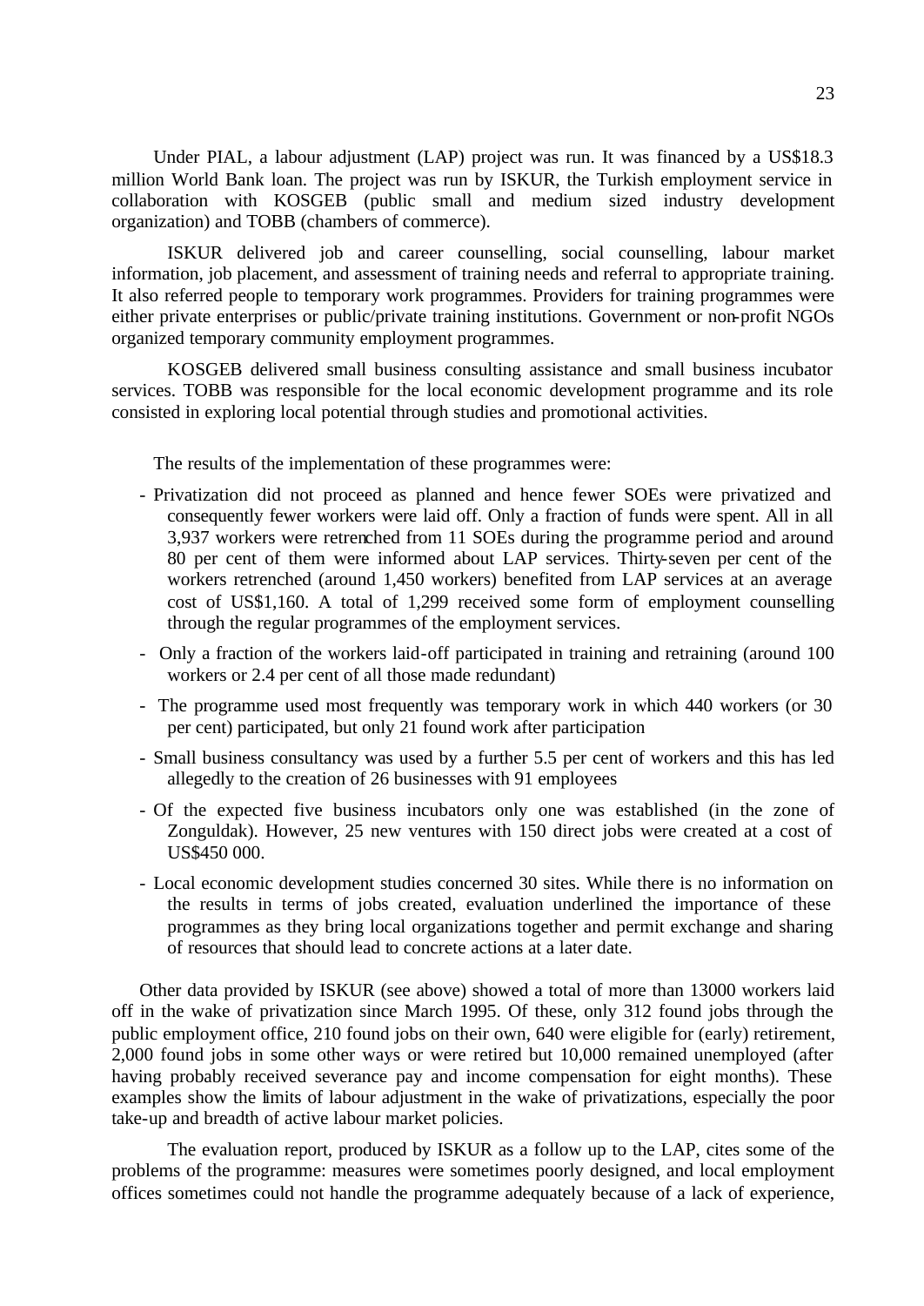Under PIAL, a labour adjustment (LAP) project was run. It was financed by a US$18.3 million World Bank loan. The project was run by ISKUR, the Turkish employment service in collaboration with KOSGEB (public small and medium sized industry development organization) and TOBB (chambers of commerce).

ISKUR delivered job and career counselling, social counselling, labour market information, job placement, and assessment of training needs and referral to appropriate training. It also referred people to temporary work programmes. Providers for training programmes were either private enterprises or public/private training institutions. Government or non-profit NGOs organized temporary community employment programmes.

KOSGEB delivered small business consulting assistance and small business incubator services. TOBB was responsible for the local economic development programme and its role consisted in exploring local potential through studies and promotional activities.

The results of the implementation of these programmes were:

- Privatization did not proceed as planned and hence fewer SOEs were privatized and consequently fewer workers were laid off. Only a fraction of funds were spent. All in all 3,937 workers were retrenched from 11 SOEs during the programme period and around 80 per cent of them were informed about LAP services. Thirty-seven per cent of the workers retrenched (around 1,450 workers) benefited from LAP services at an average cost of US$1,160. A total of 1,299 received some form of employment counselling through the regular programmes of the employment services.
- Only a fraction of the workers laid-off participated in training and retraining (around 100 workers or 2.4 per cent of all those made redundant)
- The programme used most frequently was temporary work in which 440 workers (or 30 per cent) participated, but only 21 found work after participation
- Small business consultancy was used by a further 5.5 per cent of workers and this has led allegedly to the creation of 26 businesses with 91 employees
- Of the expected five business incubators only one was established (in the zone of Zonguldak). However, 25 new ventures with 150 direct jobs were created at a cost of US$450 000.
- Local economic development studies concerned 30 sites. While there is no information on the results in terms of jobs created, evaluation underlined the importance of these programmes as they bring local organizations together and permit exchange and sharing of resources that should lead to concrete actions at a later date.

Other data provided by ISKUR (see above) showed a total of more than 13000 workers laid off in the wake of privatization since March 1995. Of these, only 312 found jobs through the public employment office, 210 found jobs on their own, 640 were eligible for (early) retirement, 2,000 found jobs in some other ways or were retired but 10,000 remained unemployed (after having probably received severance pay and income compensation for eight months). These examples show the limits of labour adjustment in the wake of privatizations, especially the poor take-up and breadth of active labour market policies.

The evaluation report, produced by ISKUR as a follow up to the LAP, cites some of the problems of the programme: measures were sometimes poorly designed, and local employment offices sometimes could not handle the programme adequately because of a lack of experience,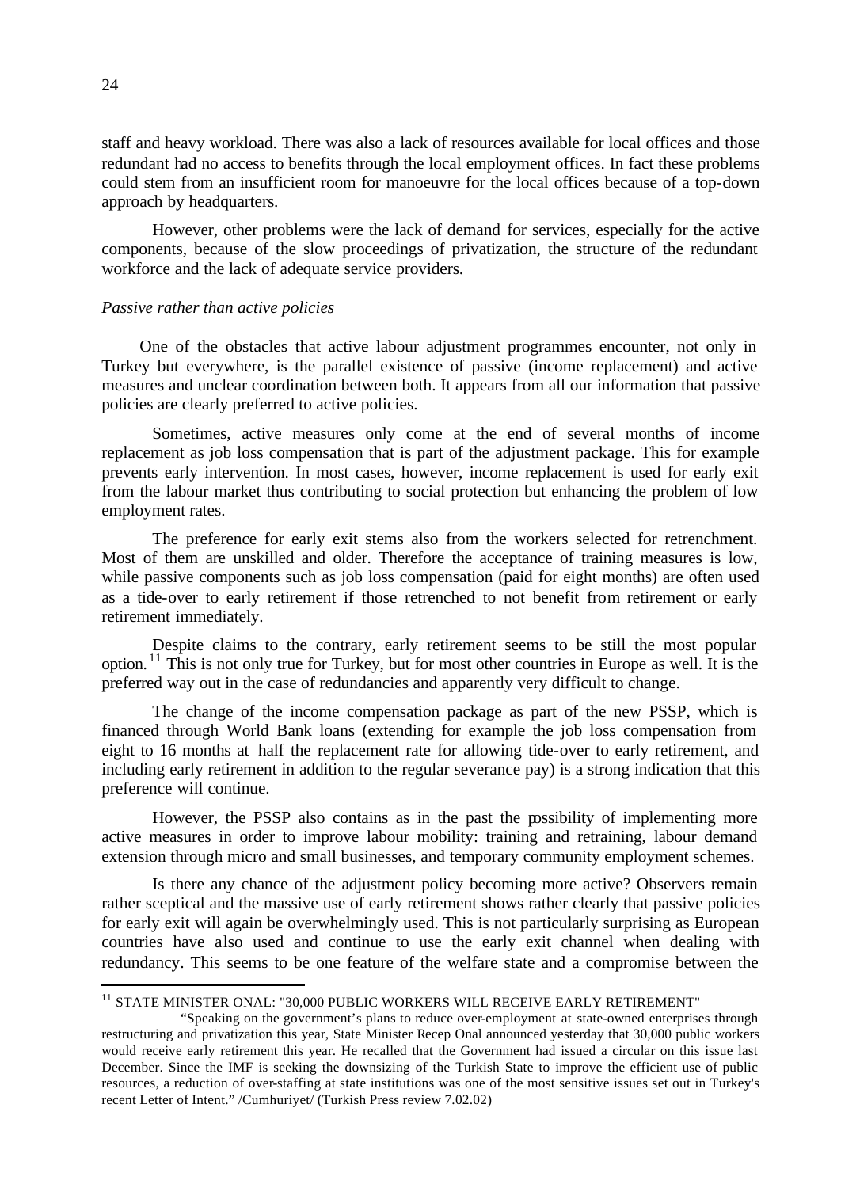staff and heavy workload. There was also a lack of resources available for local offices and those redundant had no access to benefits through the local employment offices. In fact these problems could stem from an insufficient room for manoeuvre for the local offices because of a top-down approach by headquarters.

However, other problems were the lack of demand for services, especially for the active components, because of the slow proceedings of privatization, the structure of the redundant workforce and the lack of adequate service providers.

*Passive rather than active policies*

One of the obstacles that active labour adjustment programmes encounter, not only in Turkey but everywhere, is the parallel existence of passive (income replacement) and active measures and unclear coordination between both. It appears from all our information that passive policies are clearly preferred to active policies.

Sometimes, active measures only come at the end of several months of income replacement as job loss compensation that is part of the adjustment package. This for example prevents early intervention. In most cases, however, income replacement is used for early exit from the labour market thus contributing to social protection but enhancing the problem of low employment rates.

The preference for early exit stems also from the workers selected for retrenchment. Most of them are unskilled and older. Therefore the acceptance of training measures is low, while passive components such as job loss compensation (paid for eight months) are often used as a tide-over to early retirement if those retrenched to not benefit from retirement or early retirement immediately.

Despite claims to the contrary, early retirement seems to be still the most popular option.[11] This is not only true for Turkey, but for most other countries in Europe as well. It is the preferred way out in the case of redundancies and apparently very difficult to change.

The change of the income compensation package as part of the new PSSP, which is financed through World Bank loans (extending for example the job loss compensation from eight to 16 months at half the replacement rate for allowing tide-over to early retirement, and including early retirement in addition to the regular severance pay) is a strong indication that this preference will continue.

However, the PSSP also contains as in the past the possibility of implementing more active measures in order to improve labour mobility: training and retraining, labour demand extension through micro and small businesses, and temporary community employment schemes.

Is there any chance of the adjustment policy becoming more active? Observers remain rather sceptical and the massive use of early retirement shows rather clearly that passive policies for early exit will again be overwhelmingly used. This is not particularly surprising as European countries have also used and continue to use the early exit channel when dealing with redundancy. This seems to be one feature of the welfare state and a compromise between the

---

[11] STATE MINISTER ONAL: "30,000 PUBLIC WORKERS WILL RECEIVE EARLY RETIREMENT"

"Speaking on the government's plans to reduce over-employment at state-owned enterprises through restructuring and privatization this year, State Minister Recep Onal announced yesterday that 30,000 public workers would receive early retirement this year. He recalled that the Government had issued a circular on this issue last December. Since the IMF is seeking the downsizing of the Turkish State to improve the efficient use of public resources, a reduction of over-staffing at state institutions was one of the most sensitive issues set out in Turkey's recent Letter of Intent." /Cumhuriyet/ (Turkish Press review 7.02.02)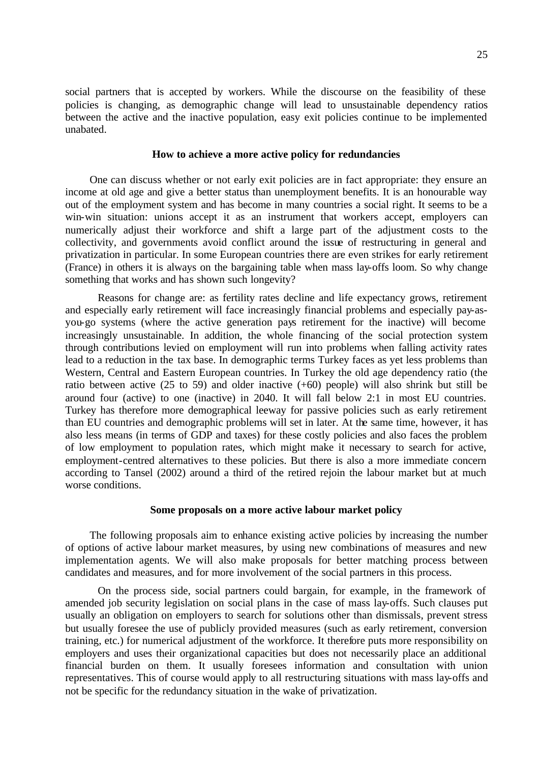social partners that is accepted by workers. While the discourse on the feasibility of these policies is changing, as demographic change will lead to unsustainable dependency ratios between the active and the inactive population, easy exit policies continue to be implemented unabated.

### How to achieve a more active policy for redundancies

One can discuss whether or not early exit policies are in fact appropriate: they ensure an income at old age and give a better status than unemployment benefits. It is an honourable way out of the employment system and has become in many countries a social right. It seems to be a win-win situation: unions accept it as an instrument that workers accept, employers can numerically adjust their workforce and shift a large part of the adjustment costs to the collectivity, and governments avoid conflict around the issue of restructuring in general and privatization in particular. In some European countries there are even strikes for early retirement (France) in others it is always on the bargaining table when mass lay-offs loom. So why change something that works and has shown such longevity?

Reasons for change are: as fertility rates decline and life expectancy grows, retirement and especially early retirement will face increasingly financial problems and especially pay-as-you-go systems (where the active generation pays retirement for the inactive) will become increasingly unsustainable. In addition, the whole financing of the social protection system through contributions levied on employment will run into problems when falling activity rates lead to a reduction in the tax base. In demographic terms Turkey faces as yet less problems than Western, Central and Eastern European countries. In Turkey the old age dependency ratio (the ratio between active (25 to 59) and older inactive (+60) people) will also shrink but still be around four (active) to one (inactive) in 2040. It will fall below 2:1 in most EU countries. Turkey has therefore more demographical leeway for passive policies such as early retirement than EU countries and demographic problems will set in later. At the same time, however, it has also less means (in terms of GDP and taxes) for these costly policies and also faces the problem of low employment to population rates, which might make it necessary to search for active, employment-centred alternatives to these policies. But there is also a more immediate concern according to Tansel (2002) around a third of the retired rejoin the labour market but at much worse conditions.

### Some proposals on a more active labour market policy

The following proposals aim to enhance existing active policies by increasing the number of options of active labour market measures, by using new combinations of measures and new implementation agents. We will also make proposals for better matching process between candidates and measures, and for more involvement of the social partners in this process.

On the process side, social partners could bargain, for example, in the framework of amended job security legislation on social plans in the case of mass lay-offs. Such clauses put usually an obligation on employers to search for solutions other than dismissals, prevent stress but usually foresee the use of publicly provided measures (such as early retirement, conversion training, etc.) for numerical adjustment of the workforce. It therefore puts more responsibility on employers and uses their organizational capacities but does not necessarily place an additional financial burden on them. It usually foresees information and consultation with union representatives. This of course would apply to all restructuring situations with mass lay-offs and not be specific for the redundancy situation in the wake of privatization.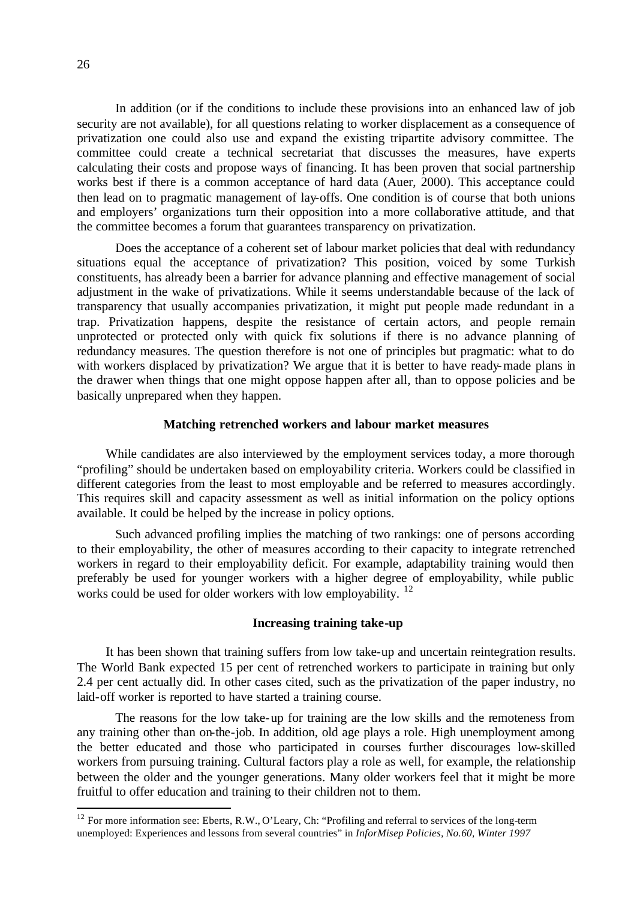In addition (or if the conditions to include these provisions into an enhanced law of job security are not available), for all questions relating to worker displacement as a consequence of privatization one could also use and expand the existing tripartite advisory committee. The committee could create a technical secretariat that discusses the measures, have experts calculating their costs and propose ways of financing. It has been proven that social partnership works best if there is a common acceptance of hard data (Auer, 2000). This acceptance could then lead on to pragmatic management of lay-offs. One condition is of course that both unions and employers' organizations turn their opposition into a more collaborative attitude, and that the committee becomes a forum that guarantees transparency on privatization.

Does the acceptance of a coherent set of labour market policies that deal with redundancy situations equal the acceptance of privatization? This position, voiced by some Turkish constituents, has already been a barrier for advance planning and effective management of social adjustment in the wake of privatizations. While it seems understandable because of the lack of transparency that usually accompanies privatization, it might put people made redundant in a trap. Privatization happens, despite the resistance of certain actors, and people remain unprotected or protected only with quick fix solutions if there is no advance planning of redundancy measures. The question therefore is not one of principles but pragmatic: what to do with workers displaced by privatization? We argue that it is better to have ready-made plans in the drawer when things that one might oppose happen after all, than to oppose policies and be basically unprepared when they happen.

### Matching retrenched workers and labour market measures

While candidates are also interviewed by the employment services today, a more thorough "profiling" should be undertaken based on employability criteria. Workers could be classified in different categories from the least to most employable and be referred to measures accordingly. This requires skill and capacity assessment as well as initial information on the policy options available. It could be helped by the increase in policy options.

Such advanced profiling implies the matching of two rankings: one of persons according to their employability, the other of measures according to their capacity to integrate retrenched workers in regard to their employability deficit. For example, adaptability training would then preferably be used for younger workers with a higher degree of employability, while public works could be used for older workers with low employability. [12]

### Increasing training take-up

It has been shown that training suffers from low take-up and uncertain reintegration results. The World Bank expected 15 per cent of retrenched workers to participate in training but only 2.4 per cent actually did. In other cases cited, such as the privatization of the paper industry, no laid-off worker is reported to have started a training course.

The reasons for the low take-up for training are the low skills and the remoteness from any training other than on-the-job. In addition, old age plays a role. High unemployment among the better educated and those who participated in courses further discourages low-skilled workers from pursuing training. Cultural factors play a role as well, for example, the relationship between the older and the younger generations. Many older workers feel that it might be more fruitful to offer education and training to their children not to them.

---

[12] For more information see: Eberts, R.W., O'Leary, Ch: "Profiling and referral to services of the long-term unemployed: Experiences and lessons from several countries" in *InforMisep Policies, No.60, Winter 1997*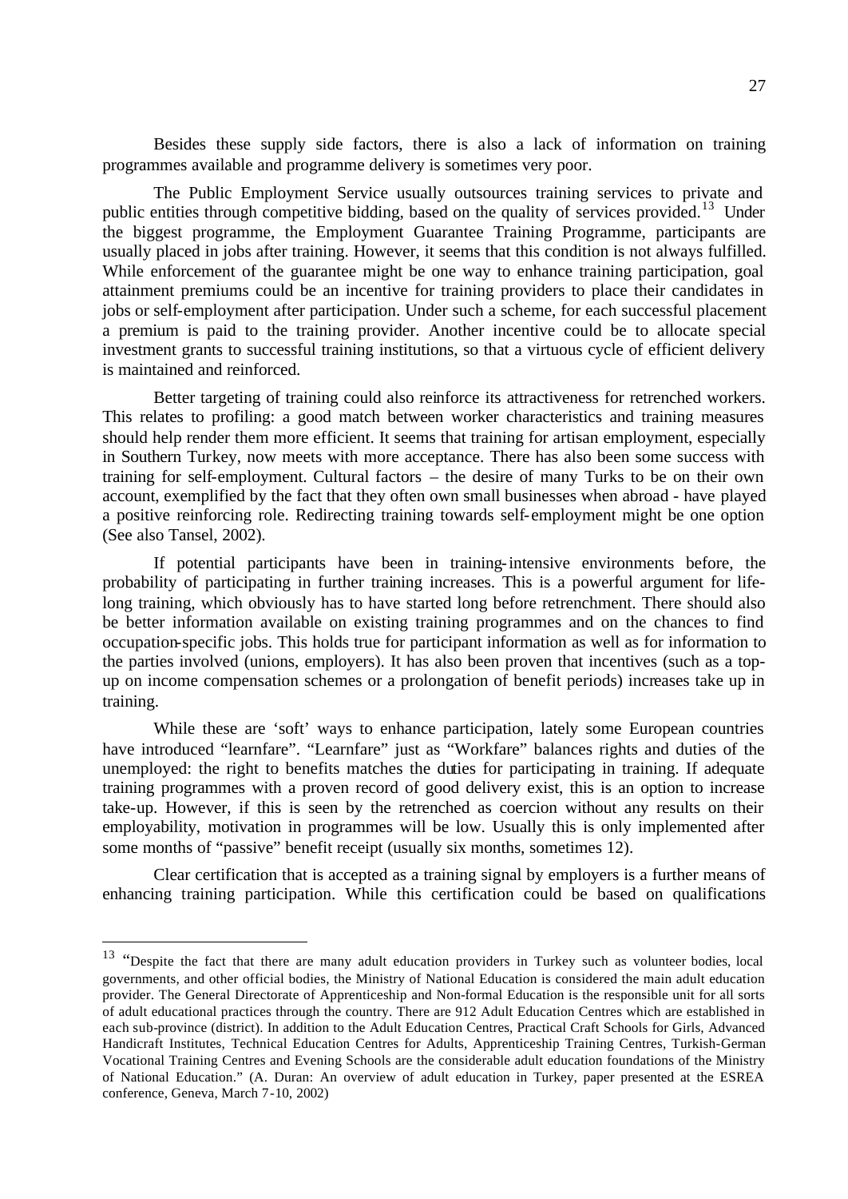Besides these supply side factors, there is also a lack of information on training programmes available and programme delivery is sometimes very poor.

The Public Employment Service usually outsources training services to private and public entities through competitive bidding, based on the quality of services provided.[13] Under the biggest programme, the Employment Guarantee Training Programme, participants are usually placed in jobs after training. However, it seems that this condition is not always fulfilled. While enforcement of the guarantee might be one way to enhance training participation, goal attainment premiums could be an incentive for training providers to place their candidates in jobs or self-employment after participation. Under such a scheme, for each successful placement a premium is paid to the training provider. Another incentive could be to allocate special investment grants to successful training institutions, so that a virtuous cycle of efficient delivery is maintained and reinforced.

Better targeting of training could also reinforce its attractiveness for retrenched workers. This relates to profiling: a good match between worker characteristics and training measures should help render them more efficient. It seems that training for artisan employment, especially in Southern Turkey, now meets with more acceptance. There has also been some success with training for self-employment. Cultural factors – the desire of many Turks to be on their own account, exemplified by the fact that they often own small businesses when abroad - have played a positive reinforcing role. Redirecting training towards self-employment might be one option (See also Tansel, 2002).

If potential participants have been in training-intensive environments before, the probability of participating in further training increases. This is a powerful argument for life-long training, which obviously has to have started long before retrenchment. There should also be better information available on existing training programmes and on the chances to find occupation-specific jobs. This holds true for participant information as well as for information to the parties involved (unions, employers). It has also been proven that incentives (such as a top-up on income compensation schemes or a prolongation of benefit periods) increases take up in training.

While these are 'soft' ways to enhance participation, lately some European countries have introduced "learnfare". "Learnfare" just as "Workfare" balances rights and duties of the unemployed: the right to benefits matches the duties for participating in training. If adequate training programmes with a proven record of good delivery exist, this is an option to increase take-up. However, if this is seen by the retrenched as coercion without any results on their employability, motivation in programmes will be low. Usually this is only implemented after some months of "passive" benefit receipt (usually six months, sometimes 12).

Clear certification that is accepted as a training signal by employers is a further means of enhancing training participation. While this certification could be based on qualifications

---

[13] "Despite the fact that there are many adult education providers in Turkey such as volunteer bodies, local governments, and other official bodies, the Ministry of National Education is considered the main adult education provider. The General Directorate of Apprenticeship and Non-formal Education is the responsible unit for all sorts of adult educational practices through the country. There are 912 Adult Education Centres which are established in each sub-province (district). In addition to the Adult Education Centres, Practical Craft Schools for Girls, Advanced Handicraft Institutes, Technical Education Centres for Adults, Apprenticeship Training Centres, Turkish-German Vocational Training Centres and Evening Schools are the considerable adult education foundations of the Ministry of National Education." (A. Duran: An overview of adult education in Turkey, paper presented at the ESREA conference, Geneva, March 7-10, 2002)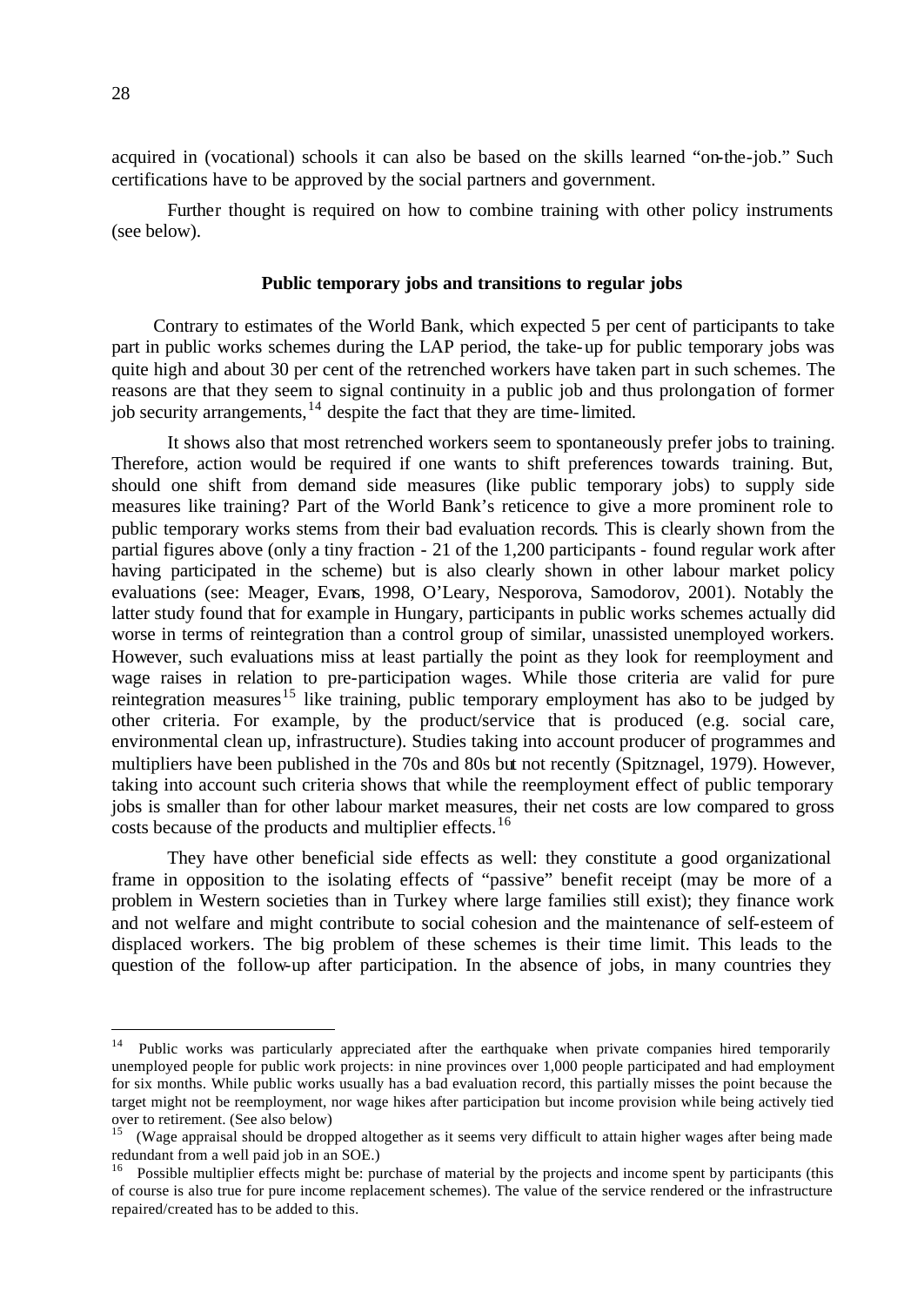acquired in (vocational) schools it can also be based on the skills learned "on-the-job." Such certifications have to be approved by the social partners and government.

Further thought is required on how to combine training with other policy instruments (see below).

### Public temporary jobs and transitions to regular jobs

Contrary to estimates of the World Bank, which expected 5 per cent of participants to take part in public works schemes during the LAP period, the take-up for public temporary jobs was quite high and about 30 per cent of the retrenched workers have taken part in such schemes. The reasons are that they seem to signal continuity in a public job and thus prolongation of former job security arrangements,[14] despite the fact that they are time-limited.

It shows also that most retrenched workers seem to spontaneously prefer jobs to training. Therefore, action would be required if one wants to shift preferences towards training. But, should one shift from demand side measures (like public temporary jobs) to supply side measures like training? Part of the World Bank's reticence to give a more prominent role to public temporary works stems from their bad evaluation records. This is clearly shown from the partial figures above (only a tiny fraction - 21 of the 1,200 participants - found regular work after having participated in the scheme) but is also clearly shown in other labour market policy evaluations (see: Meager, Evans, 1998, O'Leary, Nesporova, Samodorov, 2001). Notably the latter study found that for example in Hungary, participants in public works schemes actually did worse in terms of reintegration than a control group of similar, unassisted unemployed workers. However, such evaluations miss at least partially the point as they look for reemployment and wage raises in relation to pre-participation wages. While those criteria are valid for pure reintegration measures[15] like training, public temporary employment has also to be judged by other criteria. For example, by the product/service that is produced (e.g. social care, environmental clean up, infrastructure). Studies taking into account producer of programmes and multipliers have been published in the 70s and 80s but not recently (Spitznagel, 1979). However, taking into account such criteria shows that while the reemployment effect of public temporary jobs is smaller than for other labour market measures, their net costs are low compared to gross costs because of the products and multiplier effects.[16]

They have other beneficial side effects as well: they constitute a good organizational frame in opposition to the isolating effects of "passive" benefit receipt (may be more of a problem in Western societies than in Turkey where large families still exist); they finance work and not welfare and might contribute to social cohesion and the maintenance of self-esteem of displaced workers. The big problem of these schemes is their time limit. This leads to the question of the follow-up after participation. In the absence of jobs, in many countries they

---

[14] Public works was particularly appreciated after the earthquake when private companies hired temporarily unemployed people for public work projects: in nine provinces over 1,000 people participated and had employment for six months. While public works usually has a bad evaluation record, this partially misses the point because the target might not be reemployment, nor wage hikes after participation but income provision while being actively tied over to retirement. (See also below)

[15] (Wage appraisal should be dropped altogether as it seems very difficult to attain higher wages after being made redundant from a well paid job in an SOE.)

[16] Possible multiplier effects might be: purchase of material by the projects and income spent by participants (this of course is also true for pure income replacement schemes). The value of the service rendered or the infrastructure repaired/created has to be added to this.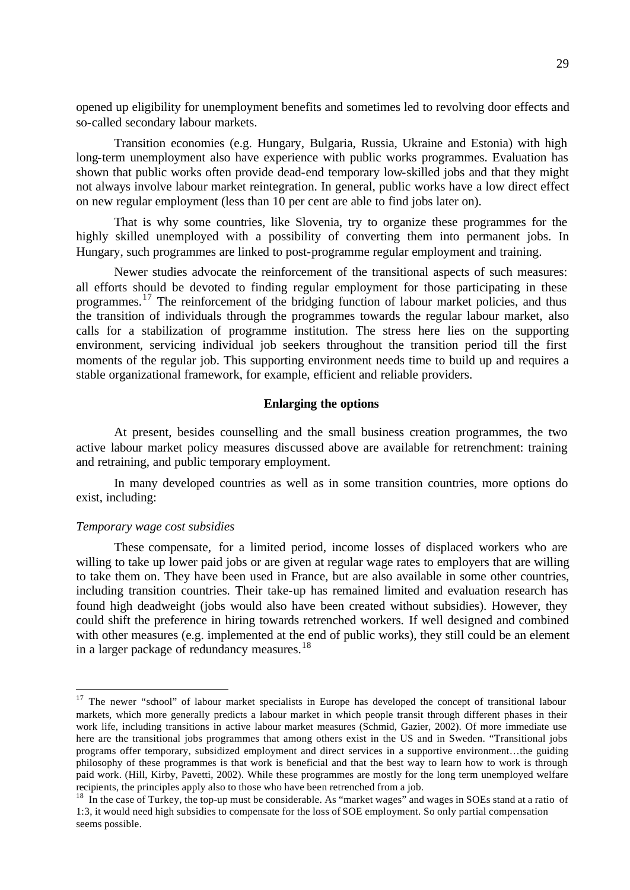opened up eligibility for unemployment benefits and sometimes led to revolving door effects and so-called secondary labour markets.

Transition economies (e.g. Hungary, Bulgaria, Russia, Ukraine and Estonia) with high long-term unemployment also have experience with public works programmes. Evaluation has shown that public works often provide dead-end temporary low-skilled jobs and that they might not always involve labour market reintegration. In general, public works have a low direct effect on new regular employment (less than 10 per cent are able to find jobs later on).

That is why some countries, like Slovenia, try to organize these programmes for the highly skilled unemployed with a possibility of converting them into permanent jobs. In Hungary, such programmes are linked to post-programme regular employment and training.

Newer studies advocate the reinforcement of the transitional aspects of such measures: all efforts should be devoted to finding regular employment for those participating in these programmes.[17] The reinforcement of the bridging function of labour market policies, and thus the transition of individuals through the programmes towards the regular labour market, also calls for a stabilization of programme institution. The stress here lies on the supporting environment, servicing individual job seekers throughout the transition period till the first moments of the regular job. This supporting environment needs time to build up and requires a stable organizational framework, for example, efficient and reliable providers.

**Enlarging the options**

At present, besides counselling and the small business creation programmes, the two active labour market policy measures discussed above are available for retrenchment: training and retraining, and public temporary employment.

In many developed countries as well as in some transition countries, more options do exist, including:

*Temporary wage cost subsidies*

These compensate, for a limited period, income losses of displaced workers who are willing to take up lower paid jobs or are given at regular wage rates to employers that are willing to take them on. They have been used in France, but are also available in some other countries, including transition countries. Their take-up has remained limited and evaluation research has found high deadweight (jobs would also have been created without subsidies). However, they could shift the preference in hiring towards retrenched workers. If well designed and combined with other measures (e.g. implemented at the end of public works), they still could be an element in a larger package of redundancy measures.[18]

---

[17] The newer "school" of labour market specialists in Europe has developed the concept of transitional labour markets, which more generally predicts a labour market in which people transit through different phases in their work life, including transitions in active labour market measures (Schmid, Gazier, 2002). Of more immediate use here are the transitional jobs programmes that among others exist in the US and in Sweden. "Transitional jobs programs offer temporary, subsidized employment and direct services in a supportive environment…the guiding philosophy of these programmes is that work is beneficial and that the best way to learn how to work is through paid work. (Hill, Kirby, Pavetti, 2002). While these programmes are mostly for the long term unemployed welfare recipients, the principles apply also to those who have been retrenched from a job.

[18] In the case of Turkey, the top-up must be considerable. As "market wages" and wages in SOEs stand at a ratio of 1:3, it would need high subsidies to compensate for the loss of SOE employment. So only partial compensation seems possible.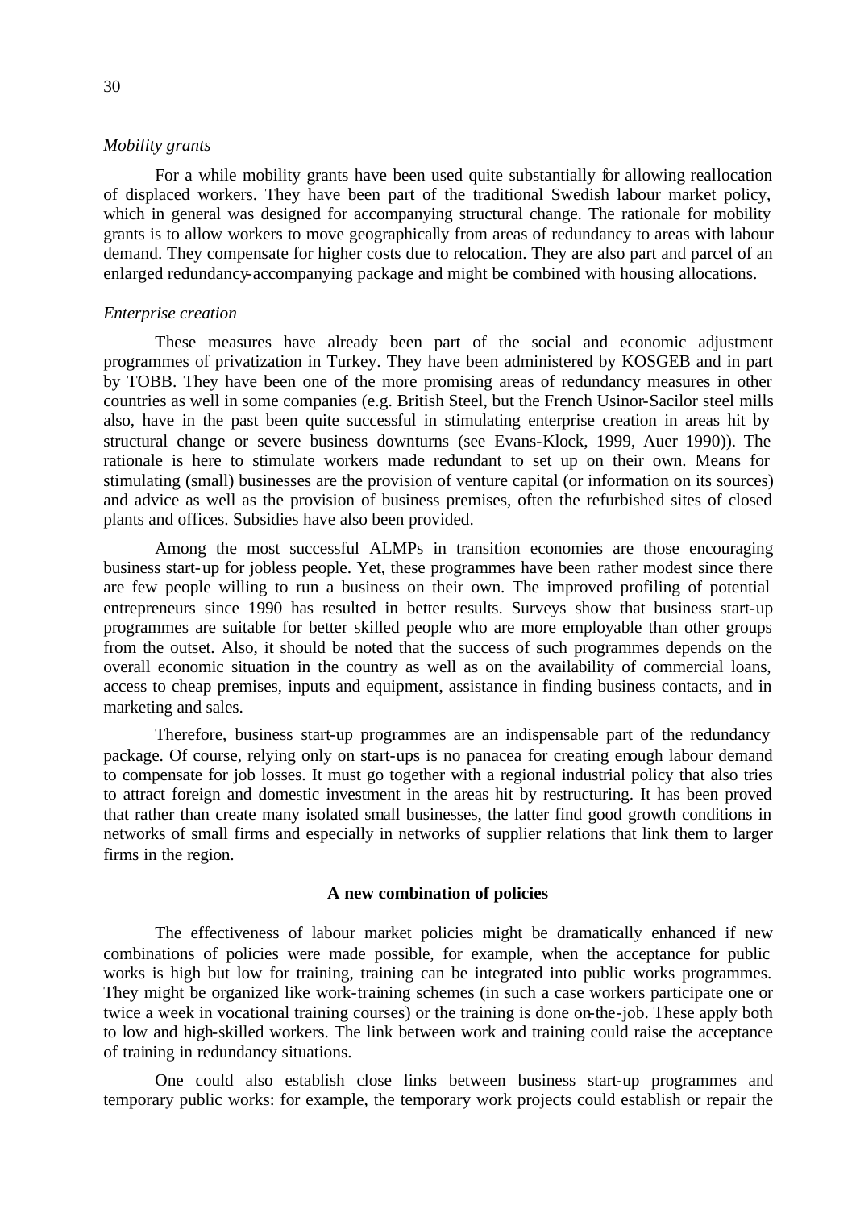*Mobility grants*

For a while mobility grants have been used quite substantially for allowing reallocation of displaced workers. They have been part of the traditional Swedish labour market policy, which in general was designed for accompanying structural change. The rationale for mobility grants is to allow workers to move geographically from areas of redundancy to areas with labour demand. They compensate for higher costs due to relocation. They are also part and parcel of an enlarged redundancy-accompanying package and might be combined with housing allocations.

*Enterprise creation*

These measures have already been part of the social and economic adjustment programmes of privatization in Turkey. They have been administered by KOSGEB and in part by TOBB. They have been one of the more promising areas of redundancy measures in other countries as well in some companies (e.g. British Steel, but the French Usinor-Sacilor steel mills also, have in the past been quite successful in stimulating enterprise creation in areas hit by structural change or severe business downturns (see Evans-Klock, 1999, Auer 1990)). The rationale is here to stimulate workers made redundant to set up on their own. Means for stimulating (small) businesses are the provision of venture capital (or information on its sources) and advice as well as the provision of business premises, often the refurbished sites of closed plants and offices. Subsidies have also been provided.

Among the most successful ALMPs in transition economies are those encouraging business start-up for jobless people. Yet, these programmes have been rather modest since there are few people willing to run a business on their own. The improved profiling of potential entrepreneurs since 1990 has resulted in better results. Surveys show that business start-up programmes are suitable for better skilled people who are more employable than other groups from the outset. Also, it should be noted that the success of such programmes depends on the overall economic situation in the country as well as on the availability of commercial loans, access to cheap premises, inputs and equipment, assistance in finding business contacts, and in marketing and sales.

Therefore, business start-up programmes are an indispensable part of the redundancy package. Of course, relying only on start-ups is no panacea for creating enough labour demand to compensate for job losses. It must go together with a regional industrial policy that also tries to attract foreign and domestic investment in the areas hit by restructuring. It has been proved that rather than create many isolated small businesses, the latter find good growth conditions in networks of small firms and especially in networks of supplier relations that link them to larger firms in the region.

**A new combination of policies**

The effectiveness of labour market policies might be dramatically enhanced if new combinations of policies were made possible, for example, when the acceptance for public works is high but low for training, training can be integrated into public works programmes. They might be organized like work-training schemes (in such a case workers participate one or twice a week in vocational training courses) or the training is done on-the-job. These apply both to low and high-skilled workers. The link between work and training could raise the acceptance of training in redundancy situations.

One could also establish close links between business start-up programmes and temporary public works: for example, the temporary work projects could establish or repair the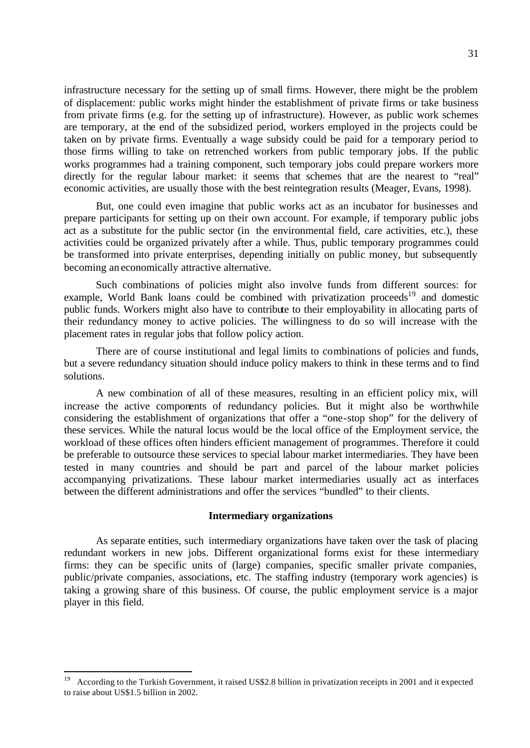infrastructure necessary for the setting up of small firms. However, there might be the problem of displacement: public works might hinder the establishment of private firms or take business from private firms (e.g. for the setting up of infrastructure). However, as public work schemes are temporary, at the end of the subsidized period, workers employed in the projects could be taken on by private firms. Eventually a wage subsidy could be paid for a temporary period to those firms willing to take on retrenched workers from public temporary jobs. If the public works programmes had a training component, such temporary jobs could prepare workers more directly for the regular labour market: it seems that schemes that are the nearest to "real" economic activities, are usually those with the best reintegration results (Meager, Evans, 1998).

But, one could even imagine that public works act as an incubator for businesses and prepare participants for setting up on their own account. For example, if temporary public jobs act as a substitute for the public sector (in the environmental field, care activities, etc.), these activities could be organized privately after a while. Thus, public temporary programmes could be transformed into private enterprises, depending initially on public money, but subsequently becoming an economically attractive alternative.

Such combinations of policies might also involve funds from different sources: for example, World Bank loans could be combined with privatization proceeds[19] and domestic public funds. Workers might also have to contribute to their employability in allocating parts of their redundancy money to active policies. The willingness to do so will increase with the placement rates in regular jobs that follow policy action.

There are of course institutional and legal limits to combinations of policies and funds, but a severe redundancy situation should induce policy makers to think in these terms and to find solutions.

A new combination of all of these measures, resulting in an efficient policy mix, will increase the active components of redundancy policies. But it might also be worthwhile considering the establishment of organizations that offer a "one-stop shop" for the delivery of these services. While the natural locus would be the local office of the Employment service, the workload of these offices often hinders efficient management of programmes. Therefore it could be preferable to outsource these services to special labour market intermediaries. They have been tested in many countries and should be part and parcel of the labour market policies accompanying privatizations. These labour market intermediaries usually act as interfaces between the different administrations and offer the services "bundled" to their clients.

### Intermediary organizations

As separate entities, such intermediary organizations have taken over the task of placing redundant workers in new jobs. Different organizational forms exist for these intermediary firms: they can be specific units of (large) companies, specific smaller private companies, public/private companies, associations, etc. The staffing industry (temporary work agencies) is taking a growing share of this business. Of course, the public employment service is a major player in this field.

---

[19] According to the Turkish Government, it raised US$2.8 billion in privatization receipts in 2001 and it expected to raise about US$1.5 billion in 2002.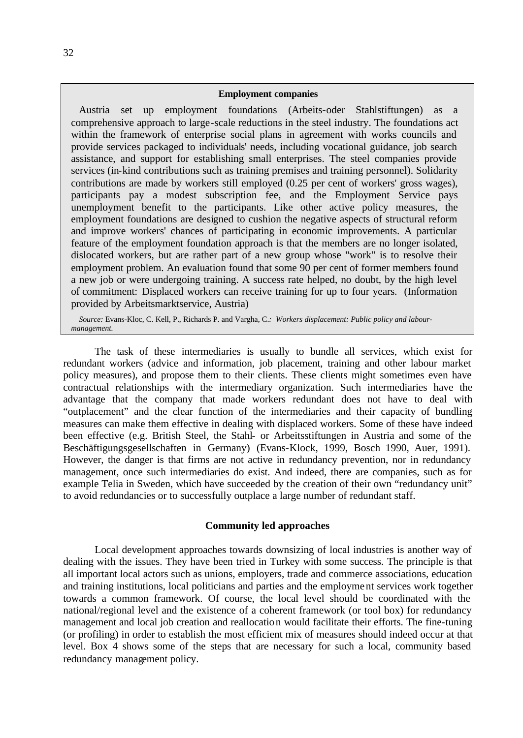**Employment companies**

Austria set up employment foundations (Arbeits-oder Stahlstiftungen) as a comprehensive approach to large-scale reductions in the steel industry. The foundations act within the framework of enterprise social plans in agreement with works councils and provide services packaged to individuals' needs, including vocational guidance, job search assistance, and support for establishing small enterprises. The steel companies provide services (in-kind contributions such as training premises and training personnel). Solidarity contributions are made by workers still employed (0.25 per cent of workers' gross wages), participants pay a modest subscription fee, and the Employment Service pays unemployment benefit to the participants. Like other active policy measures, the employment foundations are designed to cushion the negative aspects of structural reform and improve workers' chances of participating in economic improvements. A particular feature of the employment foundation approach is that the members are no longer isolated, dislocated workers, but are rather part of a new group whose "work" is to resolve their employment problem. An evaluation found that some 90 per cent of former members found a new job or were undergoing training. A success rate helped, no doubt, by the high level of commitment: Displaced workers can receive training for up to four years. (Information provided by Arbeitsmarktservice, Austria)

*Source:* Evans-Kloc, C. Kell, P., Richards P. and Vargha, C.*: Workers displacement: Public policy and labour-management.*

The task of these intermediaries is usually to bundle all services, which exist for redundant workers (advice and information, job placement, training and other labour market policy measures), and propose them to their clients. These clients might sometimes even have contractual relationships with the intermediary organization. Such intermediaries have the advantage that the company that made workers redundant does not have to deal with "outplacement" and the clear function of the intermediaries and their capacity of bundling measures can make them effective in dealing with displaced workers. Some of these have indeed been effective (e.g. British Steel, the Stahl- or Arbeitsstiftungen in Austria and some of the Beschäftigungsgesellschaften in Germany) (Evans-Klock, 1999, Bosch 1990, Auer, 1991). However, the danger is that firms are not active in redundancy prevention, nor in redundancy management, once such intermediaries do exist. And indeed, there are companies, such as for example Telia in Sweden, which have succeeded by the creation of their own "redundancy unit" to avoid redundancies or to successfully outplace a large number of redundant staff.

**Community led approaches**

Local development approaches towards downsizing of local industries is another way of dealing with the issues. They have been tried in Turkey with some success. The principle is that all important local actors such as unions, employers, trade and commerce associations, education and training institutions, local politicians and parties and the employment services work together towards a common framework. Of course, the local level should be coordinated with the national/regional level and the existence of a coherent framework (or tool box) for redundancy management and local job creation and reallocation would facilitate their efforts. The fine-tuning (or profiling) in order to establish the most efficient mix of measures should indeed occur at that level. Box 4 shows some of the steps that are necessary for such a local, community based redundancy management policy.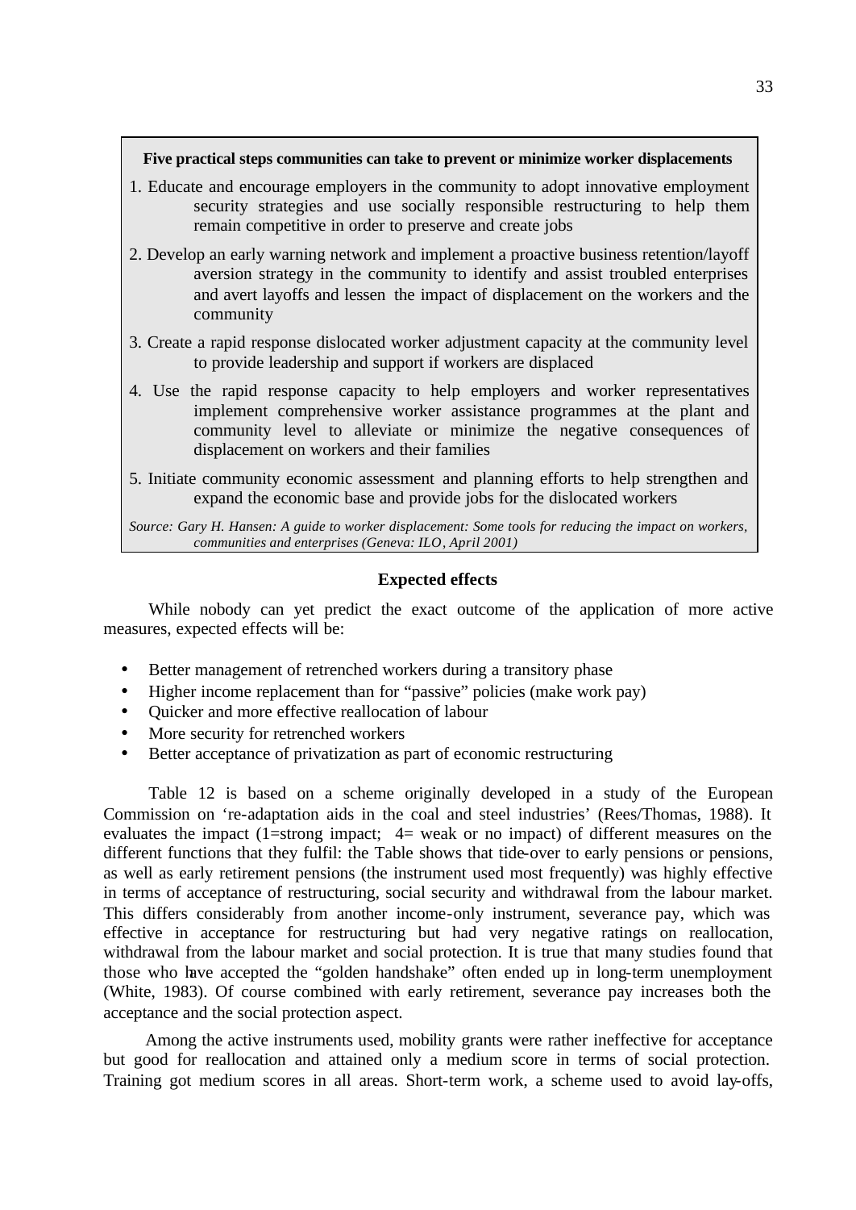**Five practical steps communities can take to prevent or minimize worker displacements**

1. Educate and encourage employers in the community to adopt innovative employment security strategies and use socially responsible restructuring to help them remain competitive in order to preserve and create jobs
2. Develop an early warning network and implement a proactive business retention/layoff aversion strategy in the community to identify and assist troubled enterprises and avert layoffs and lessen the impact of displacement on the workers and the community
3. Create a rapid response dislocated worker adjustment capacity at the community level to provide leadership and support if workers are displaced
4. Use the rapid response capacity to help employers and worker representatives implement comprehensive worker assistance programmes at the plant and community level to alleviate or minimize the negative consequences of displacement on workers and their families
5. Initiate community economic assessment and planning efforts to help strengthen and expand the economic base and provide jobs for the dislocated workers

*Source: Gary H. Hansen: A guide to worker displacement: Some tools for reducing the impact on workers, communities and enterprises (Geneva: ILO, April 2001)*

### Expected effects

While nobody can yet predict the exact outcome of the application of more active measures, expected effects will be:

- Better management of retrenched workers during a transitory phase
- Higher income replacement than for "passive" policies (make work pay)
- Quicker and more effective reallocation of labour
- More security for retrenched workers
- Better acceptance of privatization as part of economic restructuring

Table 12 is based on a scheme originally developed in a study of the European Commission on 're-adaptation aids in the coal and steel industries' (Rees/Thomas, 1988). It evaluates the impact (1=strong impact; 4= weak or no impact) of different measures on the different functions that they fulfil: the Table shows that tide-over to early pensions or pensions, as well as early retirement pensions (the instrument used most frequently) was highly effective in terms of acceptance of restructuring, social security and withdrawal from the labour market. This differs considerably from another income-only instrument, severance pay, which was effective in acceptance for restructuring but had very negative ratings on reallocation, withdrawal from the labour market and social protection. It is true that many studies found that those who have accepted the "golden handshake" often ended up in long-term unemployment (White, 1983). Of course combined with early retirement, severance pay increases both the acceptance and the social protection aspect.

Among the active instruments used, mobility grants were rather ineffective for acceptance but good for reallocation and attained only a medium score in terms of social protection. Training got medium scores in all areas. Short-term work, a scheme used to avoid lay-offs,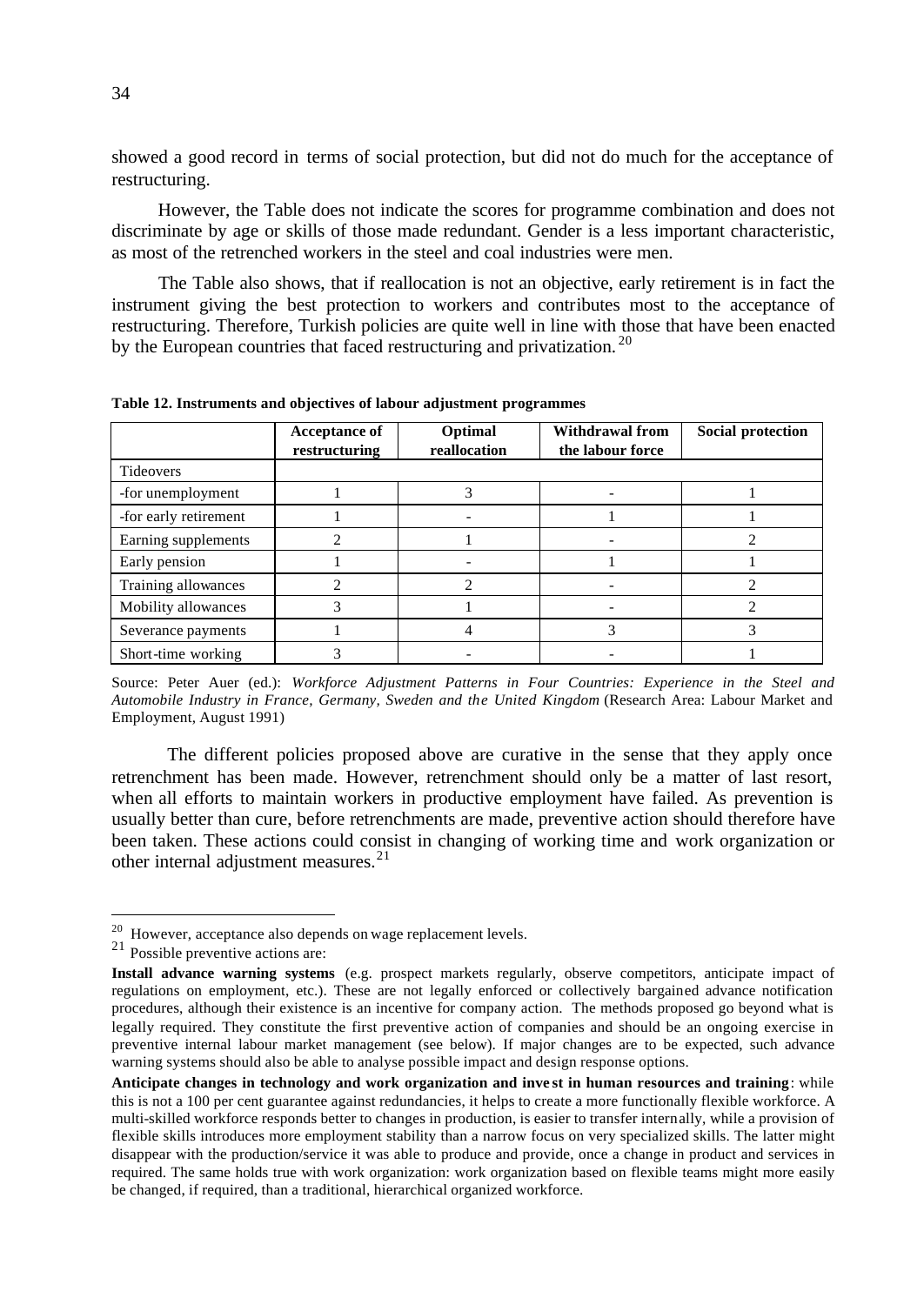showed a good record in terms of social protection, but did not do much for the acceptance of restructuring.

However, the Table does not indicate the scores for programme combination and does not discriminate by age or skills of those made redundant. Gender is a less important characteristic, as most of the retrenched workers in the steel and coal industries were men.

The Table also shows, that if reallocation is not an objective, early retirement is in fact the instrument giving the best protection to workers and contributes most to the acceptance of restructuring. Therefore, Turkish policies are quite well in line with those that have been enacted by the European countries that faced restructuring and privatization.[20]

**Table 12. Instruments and objectives of labour adjustment programmes**

| | Acceptance of restructuring | Optimal reallocation | Withdrawal from the labour force | Social protection |
|---|---|---|---|---|
| Tideovers | | | | |
| -for unemployment | 1 | 3 | - | 1 |
| -for early retirement | 1 | - | 1 | 1 |
| Earning supplements | 2 | 1 | - | 2 |
| Early pension | 1 | - | 1 | 1 |
| Training allowances | 2 | 2 | - | 2 |
| Mobility allowances | 3 | 1 | - | 2 |
| Severance payments | 1 | 4 | 3 | 3 |
| Short-time working | 3 | - | - | 1 |

Source: Peter Auer (ed.): *Workforce Adjustment Patterns in Four Countries: Experience in the Steel and Automobile Industry in France, Germany, Sweden and the United Kingdom* (Research Area: Labour Market and Employment, August 1991)

The different policies proposed above are curative in the sense that they apply once retrenchment has been made. However, retrenchment should only be a matter of last resort, when all efforts to maintain workers in productive employment have failed. As prevention is usually better than cure, before retrenchments are made, preventive action should therefore have been taken. These actions could consist in changing of working time and work organization or other internal adjustment measures.[21]

---

[20] However, acceptance also depends on wage replacement levels.

[21] Possible preventive actions are:

**Install advance warning systems** (e.g. prospect markets regularly, observe competitors, anticipate impact of regulations on employment, etc.). These are not legally enforced or collectively bargained advance notification procedures, although their existence is an incentive for company action. The methods proposed go beyond what is legally required. They constitute the first preventive action of companies and should be an ongoing exercise in preventive internal labour market management (see below). If major changes are to be expected, such advance warning systems should also be able to analyse possible impact and design response options.

**Anticipate changes in technology and work organization and invest in human resources and training**: while this is not a 100 per cent guarantee against redundancies, it helps to create a more functionally flexible workforce. A multi-skilled workforce responds better to changes in production, is easier to transfer internally, while a provision of flexible skills introduces more employment stability than a narrow focus on very specialized skills. The latter might disappear with the production/service it was able to produce and provide, once a change in product and services in required. The same holds true with work organization: work organization based on flexible teams might more easily be changed, if required, than a traditional, hierarchical organized workforce.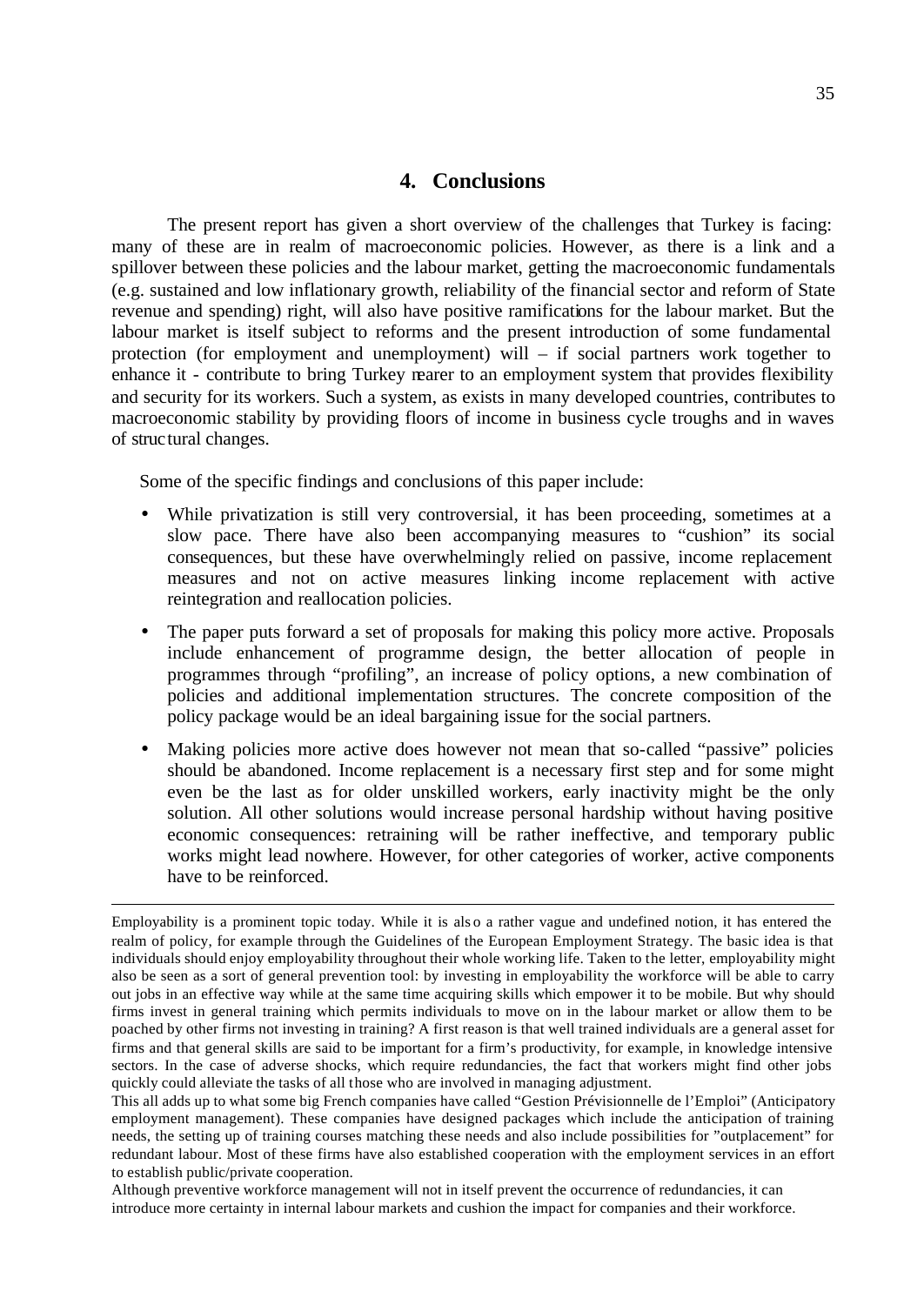## 4. Conclusions

The present report has given a short overview of the challenges that Turkey is facing: many of these are in realm of macroeconomic policies. However, as there is a link and a spillover between these policies and the labour market, getting the macroeconomic fundamentals (e.g. sustained and low inflationary growth, reliability of the financial sector and reform of State revenue and spending) right, will also have positive ramifications for the labour market. But the labour market is itself subject to reforms and the present introduction of some fundamental protection (for employment and unemployment) will – if social partners work together to enhance it - contribute to bring Turkey nearer to an employment system that provides flexibility and security for its workers. Such a system, as exists in many developed countries, contributes to macroeconomic stability by providing floors of income in business cycle troughs and in waves of structural changes.

Some of the specific findings and conclusions of this paper include:

- While privatization is still very controversial, it has been proceeding, sometimes at a slow pace. There have also been accompanying measures to "cushion" its social consequences, but these have overwhelmingly relied on passive, income replacement measures and not on active measures linking income replacement with active reintegration and reallocation policies.
- The paper puts forward a set of proposals for making this policy more active. Proposals include enhancement of programme design, the better allocation of people in programmes through "profiling", an increase of policy options, a new combination of policies and additional implementation structures. The concrete composition of the policy package would be an ideal bargaining issue for the social partners.
- Making policies more active does however not mean that so-called "passive" policies should be abandoned. Income replacement is a necessary first step and for some might even be the last as for older unskilled workers, early inactivity might be the only solution. All other solutions would increase personal hardship without having positive economic consequences: retraining will be rather ineffective, and temporary public works might lead nowhere. However, for other categories of worker, active components have to be reinforced.

---

Employability is a prominent topic today. While it is also a rather vague and undefined notion, it has entered the realm of policy, for example through the Guidelines of the European Employment Strategy. The basic idea is that individuals should enjoy employability throughout their whole working life. Taken to the letter, employability might also be seen as a sort of general prevention tool: by investing in employability the workforce will be able to carry out jobs in an effective way while at the same time acquiring skills which empower it to be mobile. But why should firms invest in general training which permits individuals to move on in the labour market or allow them to be poached by other firms not investing in training? A first reason is that well trained individuals are a general asset for firms and that general skills are said to be important for a firm's productivity, for example, in knowledge intensive sectors. In the case of adverse shocks, which require redundancies, the fact that workers might find other jobs quickly could alleviate the tasks of all those who are involved in managing adjustment.

This all adds up to what some big French companies have called "Gestion Prévisionnelle de l'Emploi" (Anticipatory employment management). These companies have designed packages which include the anticipation of training needs, the setting up of training courses matching these needs and also include possibilities for "outplacement" for redundant labour. Most of these firms have also established cooperation with the employment services in an effort to establish public/private cooperation.

Although preventive workforce management will not in itself prevent the occurrence of redundancies, it can introduce more certainty in internal labour markets and cushion the impact for companies and their workforce.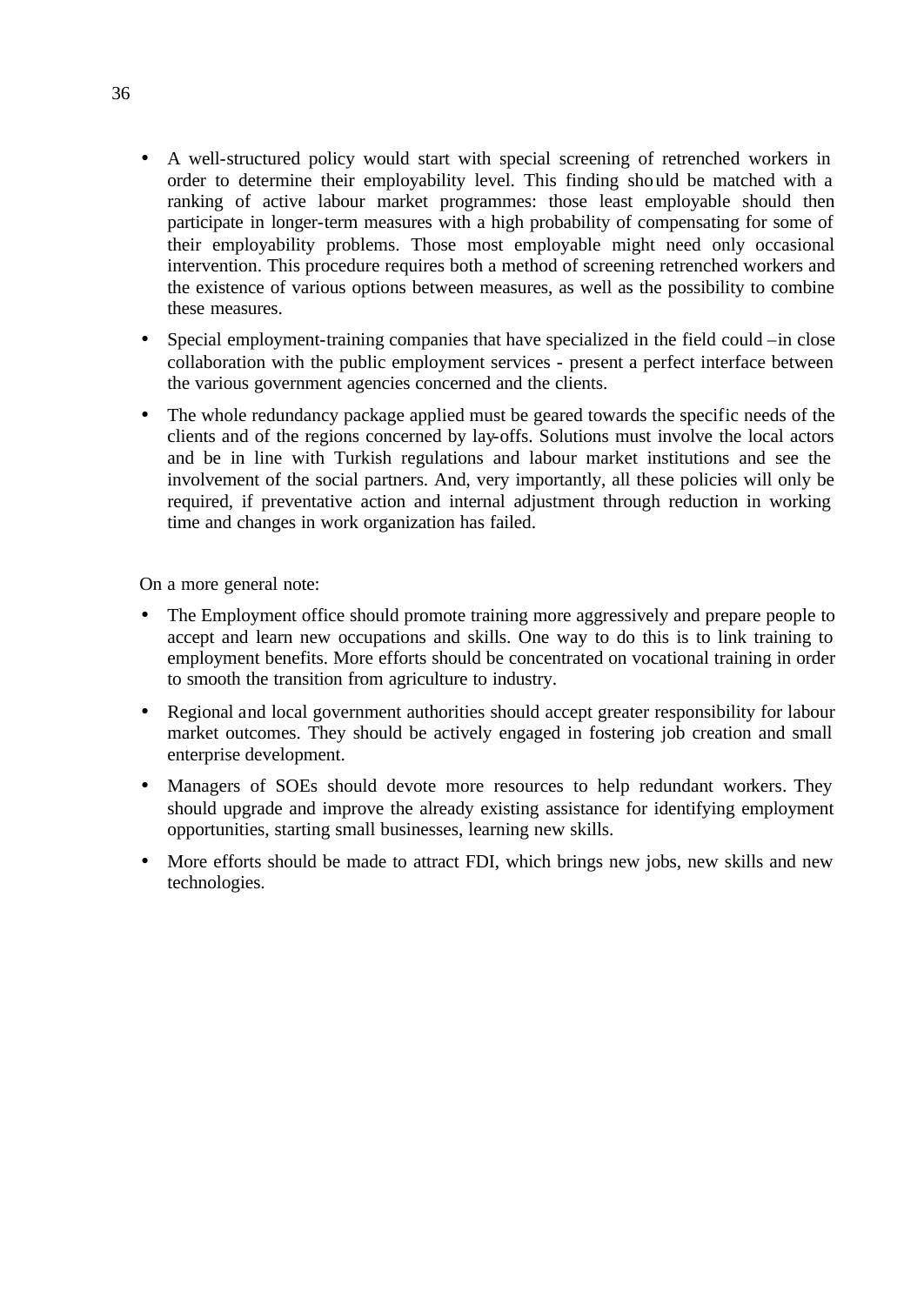- A well-structured policy would start with special screening of retrenched workers in order to determine their employability level. This finding should be matched with a ranking of active labour market programmes: those least employable should then participate in longer-term measures with a high probability of compensating for some of their employability problems. Those most employable might need only occasional intervention. This procedure requires both a method of screening retrenched workers and the existence of various options between measures, as well as the possibility to combine these measures.

- Special employment-training companies that have specialized in the field could –in close collaboration with the public employment services - present a perfect interface between the various government agencies concerned and the clients.

- The whole redundancy package applied must be geared towards the specific needs of the clients and of the regions concerned by lay-offs. Solutions must involve the local actors and be in line with Turkish regulations and labour market institutions and see the involvement of the social partners. And, very importantly, all these policies will only be required, if preventative action and internal adjustment through reduction in working time and changes in work organization has failed.

On a more general note:

- The Employment office should promote training more aggressively and prepare people to accept and learn new occupations and skills. One way to do this is to link training to employment benefits. More efforts should be concentrated on vocational training in order to smooth the transition from agriculture to industry.

- Regional and local government authorities should accept greater responsibility for labour market outcomes. They should be actively engaged in fostering job creation and small enterprise development.

- Managers of SOEs should devote more resources to help redundant workers. They should upgrade and improve the already existing assistance for identifying employment opportunities, starting small businesses, learning new skills.

- More efforts should be made to attract FDI, which brings new jobs, new skills and new technologies.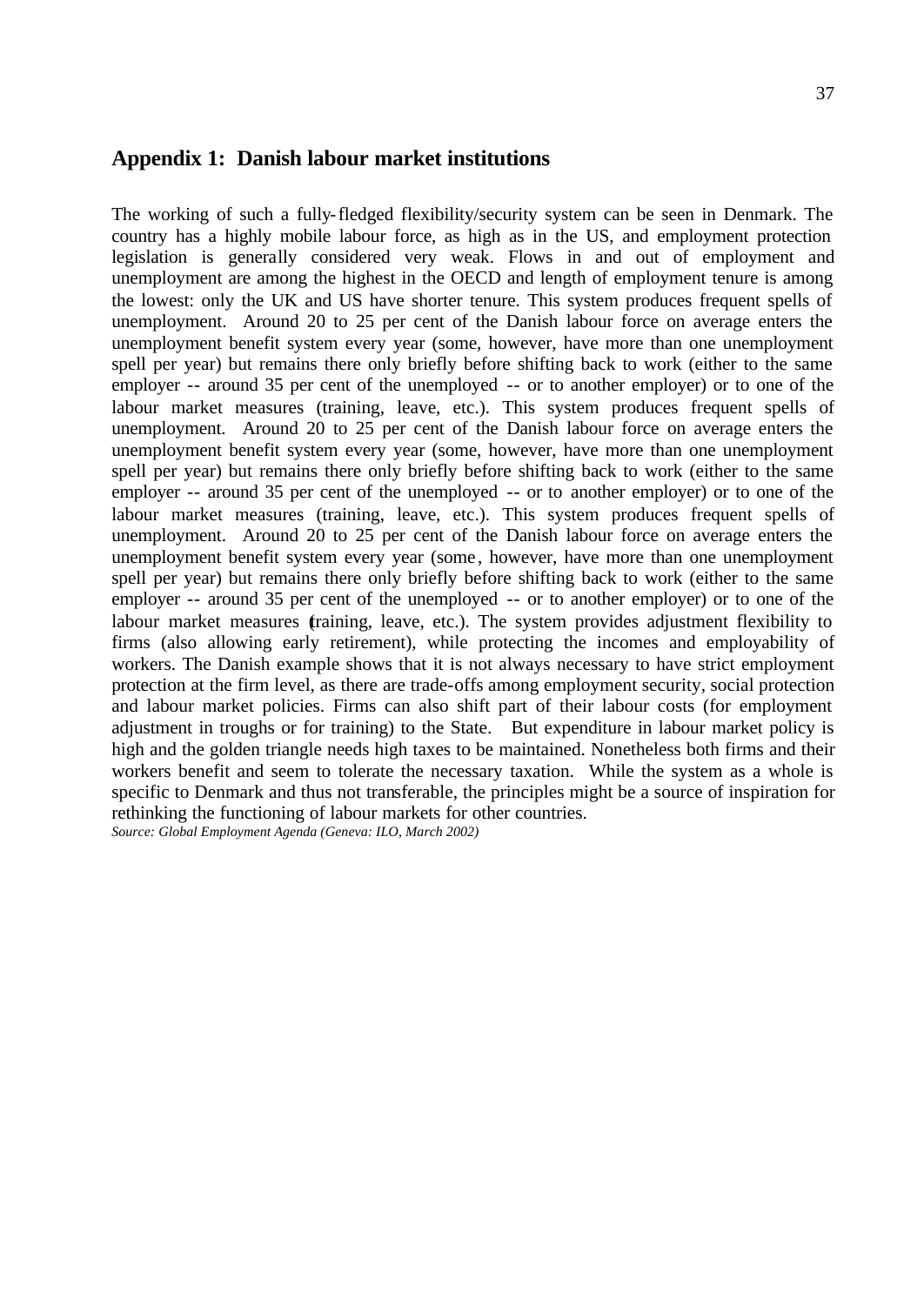## Appendix 1: Danish labour market institutions

The working of such a fully-fledged flexibility/security system can be seen in Denmark. The country has a highly mobile labour force, as high as in the US, and employment protection legislation is generally considered very weak. Flows in and out of employment and unemployment are among the highest in the OECD and length of employment tenure is among the lowest: only the UK and US have shorter tenure. This system produces frequent spells of unemployment. Around 20 to 25 per cent of the Danish labour force on average enters the unemployment benefit system every year (some, however, have more than one unemployment spell per year) but remains there only briefly before shifting back to work (either to the same employer -- around 35 per cent of the unemployed -- or to another employer) or to one of the labour market measures (training, leave, etc.). This system produces frequent spells of unemployment. Around 20 to 25 per cent of the Danish labour force on average enters the unemployment benefit system every year (some, however, have more than one unemployment spell per year) but remains there only briefly before shifting back to work (either to the same employer -- around 35 per cent of the unemployed -- or to another employer) or to one of the labour market measures (training, leave, etc.). This system produces frequent spells of unemployment. Around 20 to 25 per cent of the Danish labour force on average enters the unemployment benefit system every year (some, however, have more than one unemployment spell per year) but remains there only briefly before shifting back to work (either to the same employer -- around 35 per cent of the unemployed -- or to another employer) or to one of the labour market measures (training, leave, etc.). The system provides adjustment flexibility to firms (also allowing early retirement), while protecting the incomes and employability of workers. The Danish example shows that it is not always necessary to have strict employment protection at the firm level, as there are trade-offs among employment security, social protection and labour market policies. Firms can also shift part of their labour costs (for employment adjustment in troughs or for training) to the State. But expenditure in labour market policy is high and the golden triangle needs high taxes to be maintained. Nonetheless both firms and their workers benefit and seem to tolerate the necessary taxation. While the system as a whole is specific to Denmark and thus not transferable, the principles might be a source of inspiration for rethinking the functioning of labour markets for other countries.

*Source: Global Employment Agenda (Geneva: ILO, March 2002)*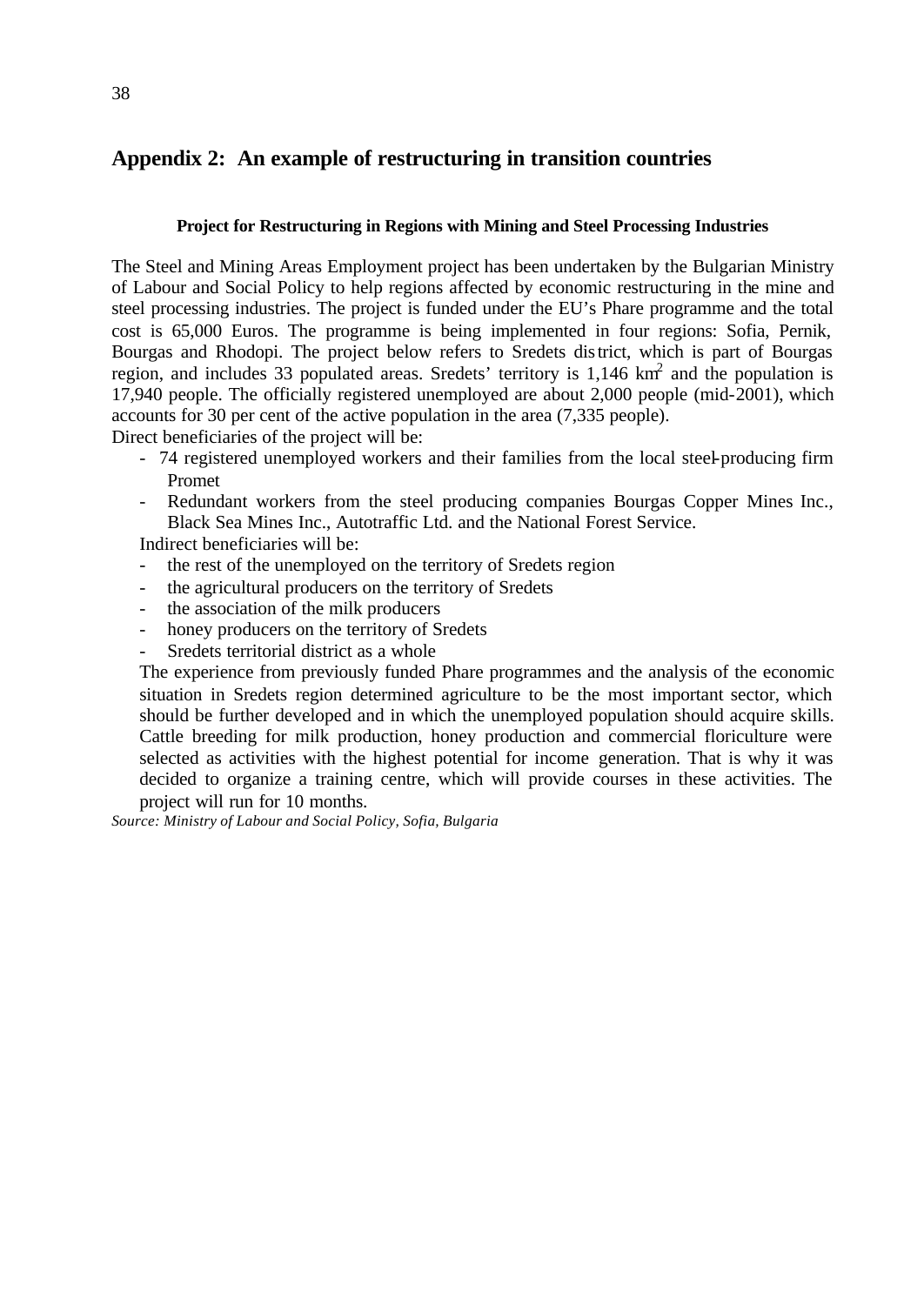## Appendix 2: An example of restructuring in transition countries

**Project for Restructuring in Regions with Mining and Steel Processing Industries**

The Steel and Mining Areas Employment project has been undertaken by the Bulgarian Ministry of Labour and Social Policy to help regions affected by economic restructuring in the mine and steel processing industries. The project is funded under the EU's Phare programme and the total cost is 65,000 Euros. The programme is being implemented in four regions: Sofia, Pernik, Bourgas and Rhodopi. The project below refers to Sredets district, which is part of Bourgas region, and includes 33 populated areas. Sredets' territory is 1,146 $km^2$ and the population is 17,940 people. The officially registered unemployed are about 2,000 people (mid-2001), which accounts for 30 per cent of the active population in the area (7,335 people).

Direct beneficiaries of the project will be:

- 74 registered unemployed workers and their families from the local steel-producing firm Promet
- Redundant workers from the steel producing companies Bourgas Copper Mines Inc., Black Sea Mines Inc., Autotraffic Ltd. and the National Forest Service.

Indirect beneficiaries will be:

- the rest of the unemployed on the territory of Sredets region
- the agricultural producers on the territory of Sredets
- the association of the milk producers
- honey producers on the territory of Sredets
- Sredets territorial district as a whole

The experience from previously funded Phare programmes and the analysis of the economic situation in Sredets region determined agriculture to be the most important sector, which should be further developed and in which the unemployed population should acquire skills. Cattle breeding for milk production, honey production and commercial floriculture were selected as activities with the highest potential for income generation. That is why it was decided to organize a training centre, which will provide courses in these activities. The project will run for 10 months.

*Source: Ministry of Labour and Social Policy, Sofia, Bulgaria*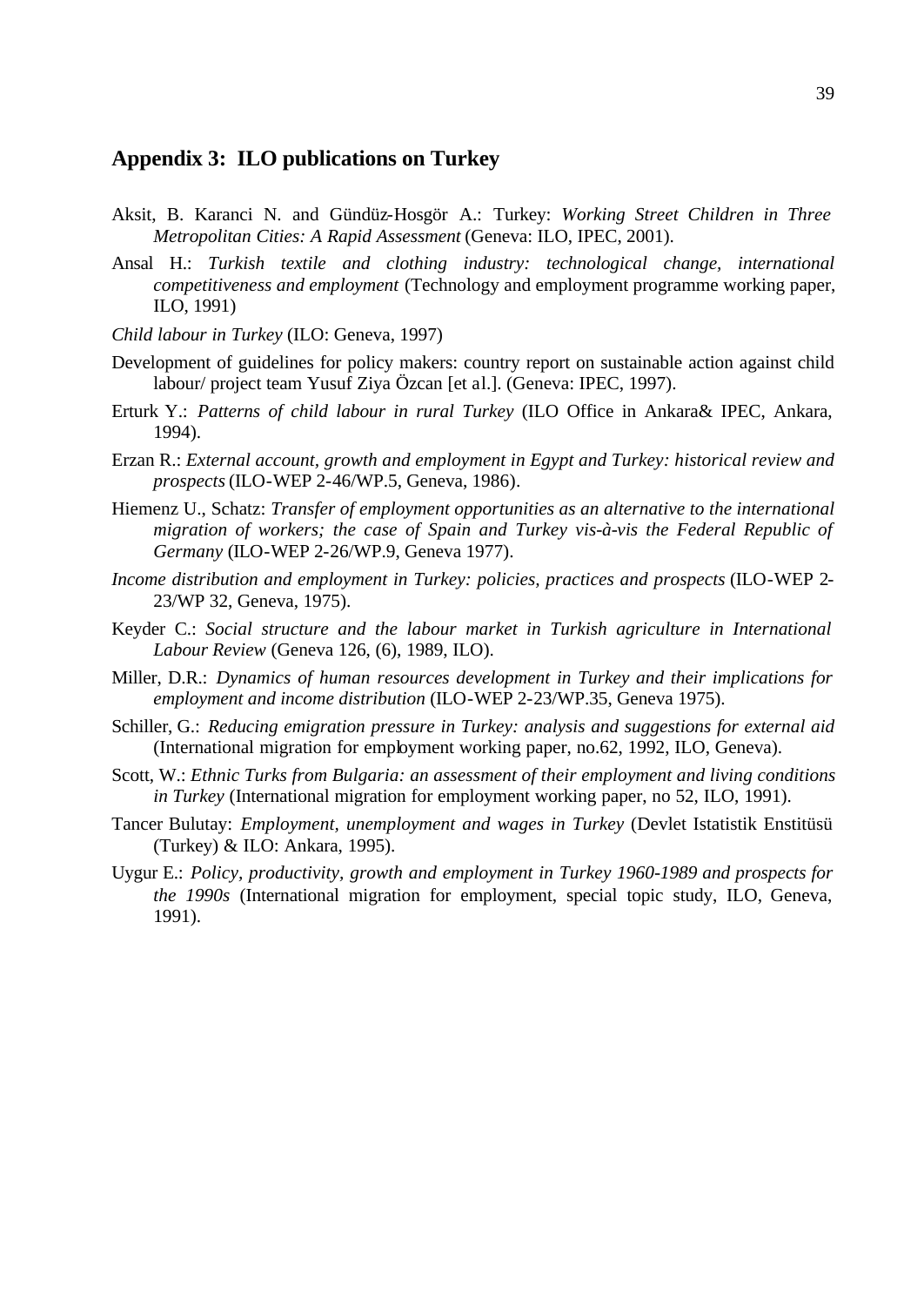## Appendix 3: ILO publications on Turkey

Aksit, B. Karanci N. and Gündüz-Hosgör A.: Turkey: *Working Street Children in Three Metropolitan Cities: A Rapid Assessment* (Geneva: ILO, IPEC, 2001).

Ansal H.: *Turkish textile and clothing industry: technological change, international competitiveness and employment* (Technology and employment programme working paper, ILO, 1991)

*Child labour in Turkey* (ILO: Geneva, 1997)

Development of guidelines for policy makers: country report on sustainable action against child labour/ project team Yusuf Ziya Özcan [et al.]. (Geneva: IPEC, 1997).

Erturk Y.: *Patterns of child labour in rural Turkey* (ILO Office in Ankara& IPEC, Ankara, 1994).

Erzan R.: *External account, growth and employment in Egypt and Turkey: historical review and prospects* (ILO-WEP 2-46/WP.5, Geneva, 1986).

Hiemenz U., Schatz: *Transfer of employment opportunities as an alternative to the international migration of workers; the case of Spain and Turkey vis-à-vis the Federal Republic of Germany* (ILO-WEP 2-26/WP.9, Geneva 1977).

*Income distribution and employment in Turkey: policies, practices and prospects* (ILO-WEP 2-23/WP 32, Geneva, 1975).

Keyder C.: *Social structure and the labour market in Turkish agriculture in International Labour Review* (Geneva 126, (6), 1989, ILO).

Miller, D.R.: *Dynamics of human resources development in Turkey and their implications for employment and income distribution* (ILO-WEP 2-23/WP.35, Geneva 1975).

Schiller, G.: *Reducing emigration pressure in Turkey: analysis and suggestions for external aid* (International migration for employment working paper, no.62, 1992, ILO, Geneva).

Scott, W.: *Ethnic Turks from Bulgaria: an assessment of their employment and living conditions in Turkey* (International migration for employment working paper, no 52, ILO, 1991).

Tancer Bulutay: *Employment, unemployment and wages in Turkey* (Devlet Istatistik Enstitüsü (Turkey) & ILO: Ankara, 1995).

Uygur E.: *Policy, productivity, growth and employment in Turkey 1960-1989 and prospects for the 1990s* (International migration for employment, special topic study, ILO, Geneva, 1991).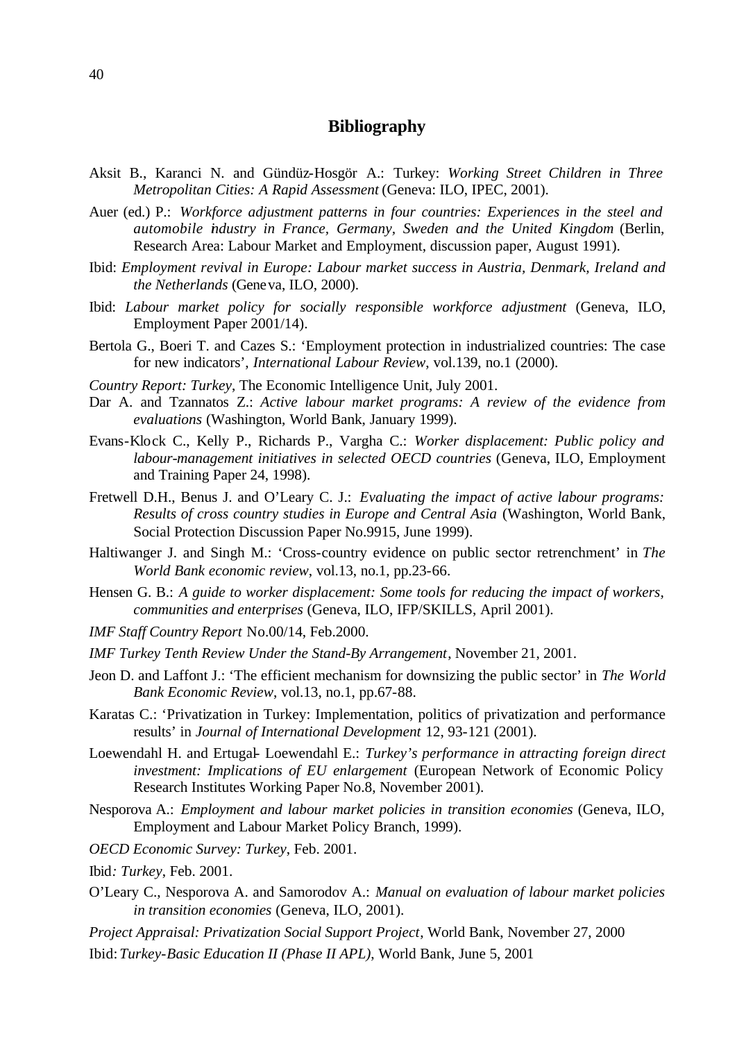## Bibliography

Aksit B., Karanci N. and Gündüz-Hosgör A.: Turkey: *Working Street Children in Three Metropolitan Cities: A Rapid Assessment* (Geneva: ILO, IPEC, 2001).

Auer (ed.) P.: *Workforce adjustment patterns in four countries: Experiences in the steel and automobile industry in France, Germany, Sweden and the United Kingdom* (Berlin, Research Area: Labour Market and Employment, discussion paper, August 1991).

Ibid: *Employment revival in Europe: Labour market success in Austria, Denmark, Ireland and the Netherlands* (Geneva, ILO, 2000).

Ibid: *Labour market policy for socially responsible workforce adjustment* (Geneva, ILO, Employment Paper 2001/14).

Bertola G., Boeri T. and Cazes S.: 'Employment protection in industrialized countries: The case for new indicators', *International Labour Review*, vol.139, no.1 (2000).

*Country Report: Turkey*, The Economic Intelligence Unit, July 2001.

Dar A. and Tzannatos Z.: *Active labour market programs: A review of the evidence from evaluations* (Washington, World Bank, January 1999).

Evans-Klock C., Kelly P., Richards P., Vargha C.: *Worker displacement: Public policy and labour-management initiatives in selected OECD countries* (Geneva, ILO, Employment and Training Paper 24, 1998).

Fretwell D.H., Benus J. and O'Leary C. J.: *Evaluating the impact of active labour programs: Results of cross country studies in Europe and Central Asia* (Washington, World Bank, Social Protection Discussion Paper No.9915, June 1999).

Haltiwanger J. and Singh M.: 'Cross-country evidence on public sector retrenchment' in *The World Bank economic review*, vol.13, no.1, pp.23-66.

Hensen G. B.: *A guide to worker displacement: Some tools for reducing the impact of workers, communities and enterprises* (Geneva, ILO, IFP/SKILLS, April 2001).

*IMF Staff Country Report* No.00/14, Feb.2000.

*IMF Turkey Tenth Review Under the Stand-By Arrangement*, November 21, 2001.

Jeon D. and Laffont J.: 'The efficient mechanism for downsizing the public sector' in *The World Bank Economic Review*, vol.13, no.1, pp.67-88.

Karatas C.: 'Privatization in Turkey: Implementation, politics of privatization and performance results' in *Journal of International Development* 12, 93-121 (2001).

Loewendahl H. and Ertugal- Loewendahl E.: *Turkey's performance in attracting foreign direct investment: Implications of EU enlargement* (European Network of Economic Policy Research Institutes Working Paper No.8, November 2001).

Nesporova A.: *Employment and labour market policies in transition economies* (Geneva, ILO, Employment and Labour Market Policy Branch, 1999).

*OECD Economic Survey: Turkey*, Feb. 2001.

Ibid*: Turkey*, Feb. 2001.

O'Leary C., Nesporova A. and Samorodov A.: *Manual on evaluation of labour market policies in transition economies* (Geneva, ILO, 2001).

*Project Appraisal: Privatization Social Support Project*, World Bank, November 27, 2000

Ibid: *Turkey-Basic Education II (Phase II APL)*, World Bank, June 5, 2001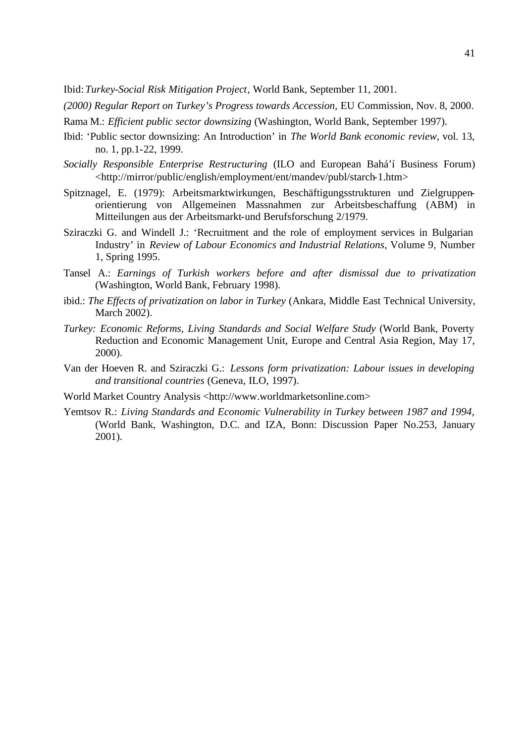Ibid: *Turkey-Social Risk Mitigation Project*, World Bank, September 11, 2001.

*(2000) Regular Report on Turkey's Progress towards Accession*, EU Commission, Nov. 8, 2000.

Rama M.: *Efficient public sector downsizing* (Washington, World Bank, September 1997).

Ibid: 'Public sector downsizing: An Introduction' in *The World Bank economic review*, vol. 13, no. 1, pp.1-22, 1999.

*Socially Responsible Enterprise Restructuring* (ILO and European Bahá'í Business Forum) <http://mirror/public/english/employment/ent/mandev/publ/starch-1.htm>

Spitznagel, E. (1979): Arbeitsmarktwirkungen, Beschäftigungsstrukturen und Zielgruppen-orientierung von Allgemeinen Massnahmen zur Arbeitsbeschaffung (ABM) in Mitteilungen aus der Arbeitsmarkt-und Berufsforschung 2/1979.

Sziraczki G. and Windell J.: 'Recruitment and the role of employment services in Bulgarian Industry' in *Review of Labour Economics and Industrial Relations*, Volume 9, Number 1, Spring 1995.

Tansel A.: *Earnings of Turkish workers before and after dismissal due to privatization* (Washington, World Bank, February 1998).

ibid.: *The Effects of privatization on labor in Turkey* (Ankara, Middle East Technical University, March 2002).

*Turkey: Economic Reforms, Living Standards and Social Welfare Study* (World Bank, Poverty Reduction and Economic Management Unit, Europe and Central Asia Region, May 17, 2000).

Van der Hoeven R. and Sziraczki G.: *Lessons form privatization: Labour issues in developing and transitional countries* (Geneva, ILO, 1997).

World Market Country Analysis <http://www.worldmarketsonline.com>

Yemtsov R.: *Living Standards and Economic Vulnerability in Turkey between 1987 and 1994*, (World Bank, Washington, D.C. and IZA, Bonn: Discussion Paper No.253, January 2001).